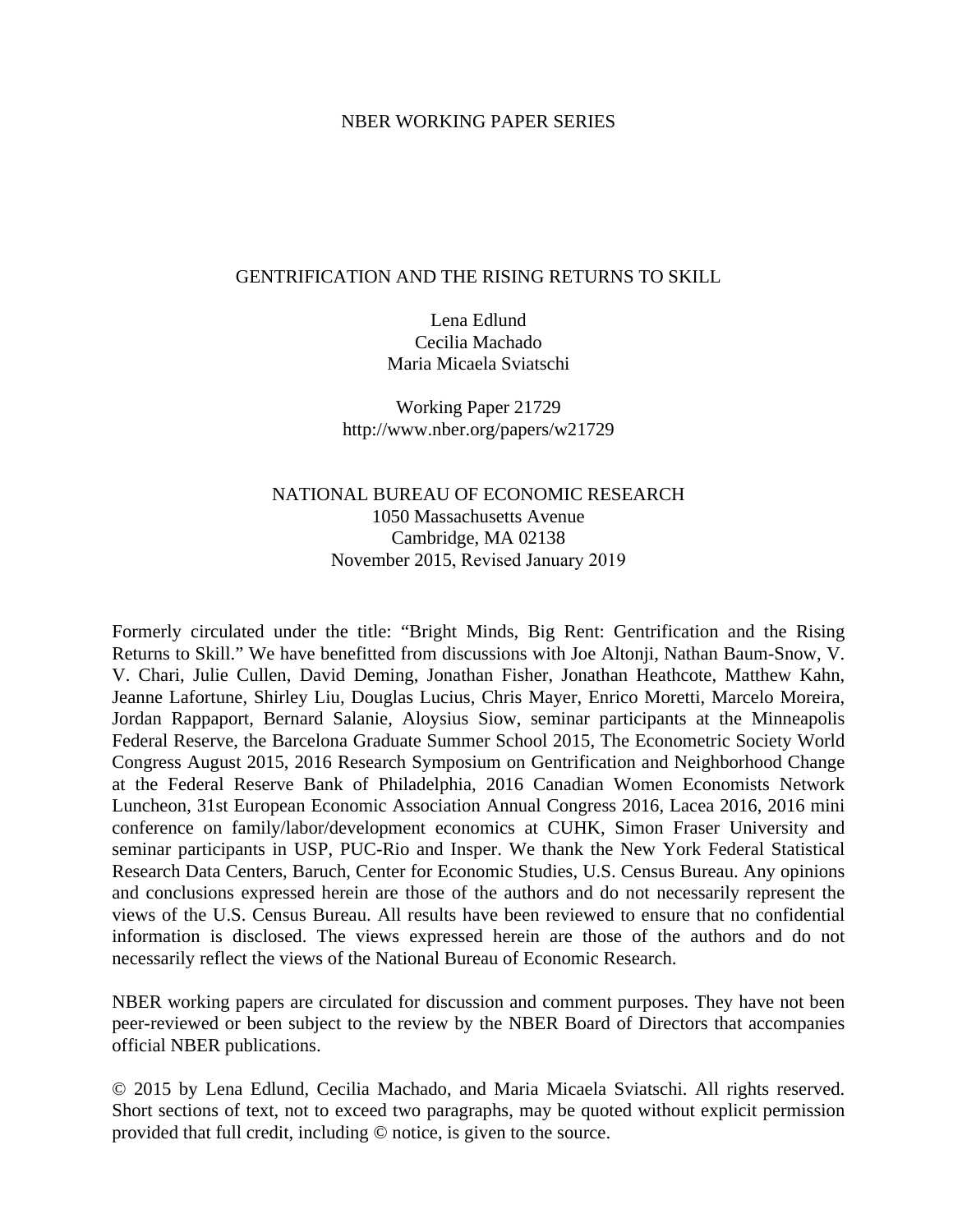NBER WORKING PAPER SERIES

# GENTRIFICATION AND THE RISING RETURNS TO SKILL

Lena Edlund
Cecilia Machado
Maria Micaela Sviatschi

Working Paper 21729
http://www.nber.org/papers/w21729

NATIONAL BUREAU OF ECONOMIC RESEARCH
1050 Massachusetts Avenue
Cambridge, MA 02138
November 2015, Revised January 2019

Formerly circulated under the title: "Bright Minds, Big Rent: Gentrification and the Rising Returns to Skill." We have benefitted from discussions with Joe Altonji, Nathan Baum-Snow, V. V. Chari, Julie Cullen, David Deming, Jonathan Fisher, Jonathan Heathcote, Matthew Kahn, Jeanne Lafortune, Shirley Liu, Douglas Lucius, Chris Mayer, Enrico Moretti, Marcelo Moreira, Jordan Rappaport, Bernard Salanie, Aloysius Siow, seminar participants at the Minneapolis Federal Reserve, the Barcelona Graduate Summer School 2015, The Econometric Society World Congress August 2015, 2016 Research Symposium on Gentrification and Neighborhood Change at the Federal Reserve Bank of Philadelphia, 2016 Canadian Women Economists Network Luncheon, 31st European Economic Association Annual Congress 2016, Lacea 2016, 2016 mini conference on family/labor/development economics at CUHK, Simon Fraser University and seminar participants in USP, PUC-Rio and Insper. We thank the New York Federal Statistical Research Data Centers, Baruch, Center for Economic Studies, U.S. Census Bureau. Any opinions and conclusions expressed herein are those of the authors and do not necessarily represent the views of the U.S. Census Bureau. All results have been reviewed to ensure that no confidential information is disclosed. The views expressed herein are those of the authors and do not necessarily reflect the views of the National Bureau of Economic Research.

NBER working papers are circulated for discussion and comment purposes. They have not been peer-reviewed or been subject to the review by the NBER Board of Directors that accompanies official NBER publications.

© 2015 by Lena Edlund, Cecilia Machado, and Maria Micaela Sviatschi. All rights reserved. Short sections of text, not to exceed two paragraphs, may be quoted without explicit permission provided that full credit, including © notice, is given to the source.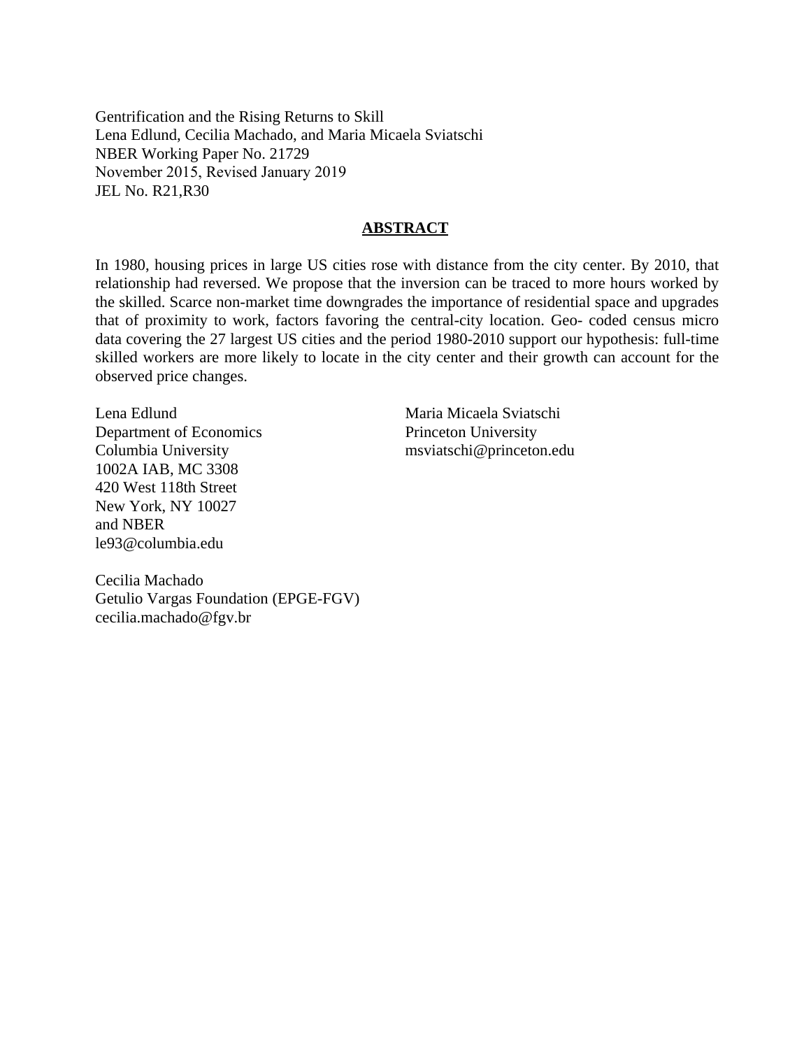Gentrification and the Rising Returns to Skill
Lena Edlund, Cecilia Machado, and Maria Micaela Sviatschi
NBER Working Paper No. 21729
November 2015, Revised January 2019
JEL No. R21,R30

## ABSTRACT

In 1980, housing prices in large US cities rose with distance from the city center. By 2010, that relationship had reversed. We propose that the inversion can be traced to more hours worked by the skilled. Scarce non-market time downgrades the importance of residential space and upgrades that of proximity to work, factors favoring the central-city location. Geo- coded census micro data covering the 27 largest US cities and the period 1980-2010 support our hypothesis: full-time skilled workers are more likely to locate in the city center and their growth can account for the observed price changes.

Lena Edlund
Department of Economics
Columbia University
1002A IAB, MC 3308
420 West 118th Street
New York, NY 10027
and NBER
le93@columbia.edu

Maria Micaela Sviatschi
Princeton University
msviatschi@princeton.edu

Cecilia Machado
Getulio Vargas Foundation (EPGE-FGV)
cecilia.machado@fgv.br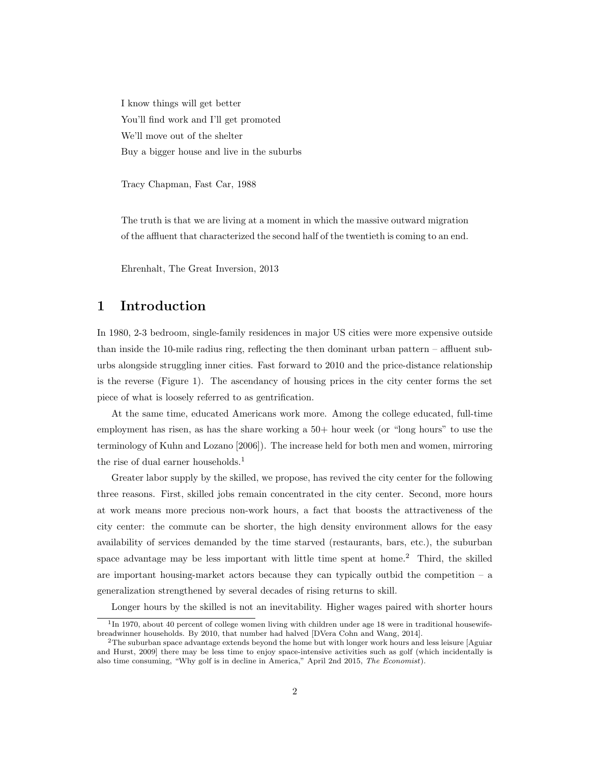I know things will get better  
You'll find work and I'll get promoted  
We'll move out of the shelter  
Buy a bigger house and live in the suburbs

Tracy Chapman, Fast Car, 1988

The truth is that we are living at a moment in which the massive outward migration of the affluent that characterized the second half of the twentieth is coming to an end.

Ehrenhalt, The Great Inversion, 2013

# 1 Introduction

In 1980, 2-3 bedroom, single-family residences in major US cities were more expensive outside than inside the 10-mile radius ring, reflecting the then dominant urban pattern – affluent suburbs alongside struggling inner cities. Fast forward to 2010 and the price-distance relationship is the reverse (Figure 1). The ascendancy of housing prices in the city center forms the set piece of what is loosely referred to as gentrification.

At the same time, educated Americans work more. Among the college educated, full-time employment has risen, as has the share working a 50+ hour week (or "long hours" to use the terminology of Kuhn and Lozano [2006]). The increase held for both men and women, mirroring the rise of dual earner households.[1]

Greater labor supply by the skilled, we propose, has revived the city center for the following three reasons. First, skilled jobs remain concentrated in the city center. Second, more hours at work means more precious non-work hours, a fact that boosts the attractiveness of the city center: the commute can be shorter, the high density environment allows for the easy availability of services demanded by the time starved (restaurants, bars, etc.), the suburban space advantage may be less important with little time spent at home.[2] Third, the skilled are important housing-market actors because they can typically outbid the competition – a generalization strengthened by several decades of rising returns to skill.

Longer hours by the skilled is not an inevitability. Higher wages paired with shorter hours

---

[1] In 1970, about 40 percent of college women living with children under age 18 were in traditional housewife-breadwinner households. By 2010, that number had halved [DVera Cohn and Wang, 2014].

[2] The suburban space advantage extends beyond the home but with longer work hours and less leisure [Aguiar and Hurst, 2009] there may be less time to enjoy space-intensive activities such as golf (which incidentally is also time consuming, "Why golf is in decline in America," April 2nd 2015, *The Economist*).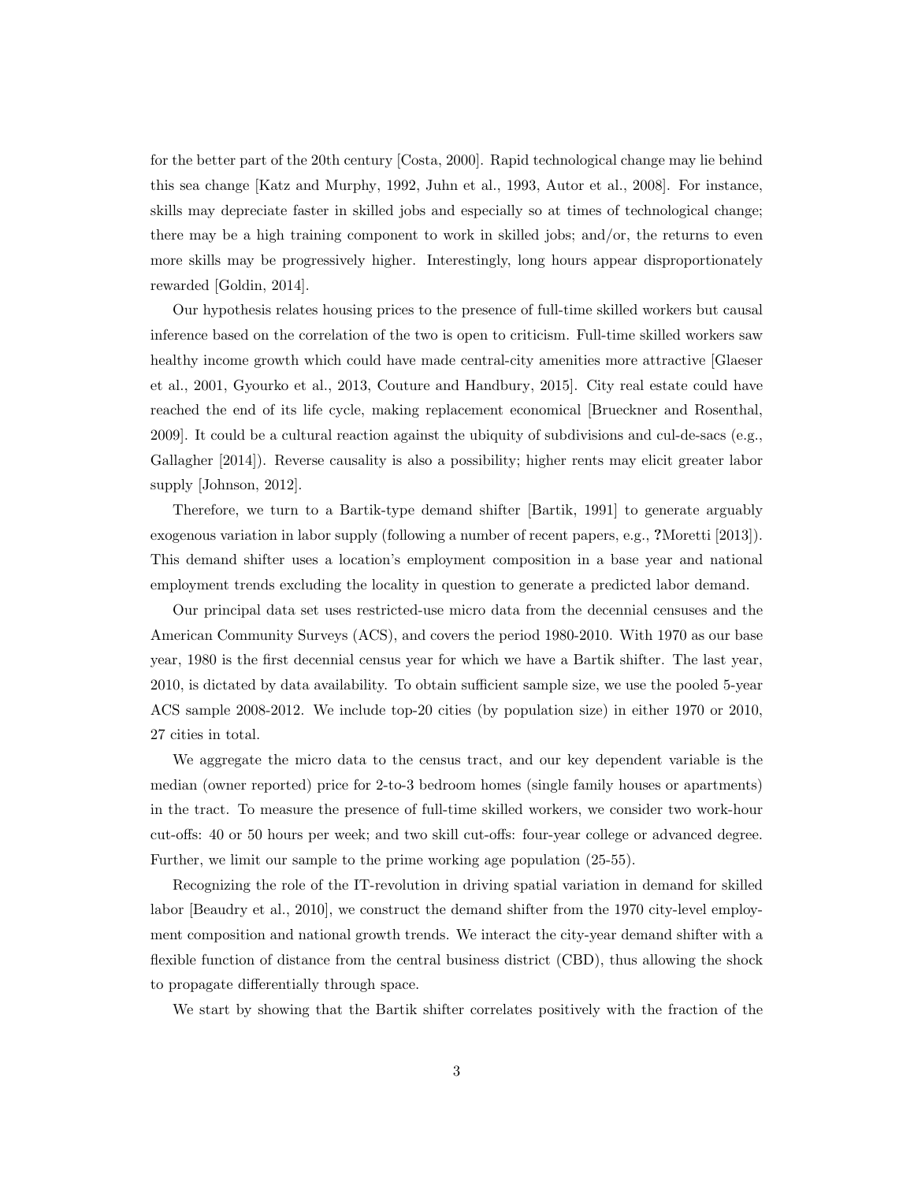for the better part of the 20th century [Costa, 2000]. Rapid technological change may lie behind this sea change [Katz and Murphy, 1992, Juhn et al., 1993, Autor et al., 2008]. For instance, skills may depreciate faster in skilled jobs and especially so at times of technological change; there may be a high training component to work in skilled jobs; and/or, the returns to even more skills may be progressively higher. Interestingly, long hours appear disproportionately rewarded [Goldin, 2014].

Our hypothesis relates housing prices to the presence of full-time skilled workers but causal inference based on the correlation of the two is open to criticism. Full-time skilled workers saw healthy income growth which could have made central-city amenities more attractive [Glaeser et al., 2001, Gyourko et al., 2013, Couture and Handbury, 2015]. City real estate could have reached the end of its life cycle, making replacement economical [Brueckner and Rosenthal, 2009]. It could be a cultural reaction against the ubiquity of subdivisions and cul-de-sacs (e.g., Gallagher [2014]). Reverse causality is also a possibility; higher rents may elicit greater labor supply [Johnson, 2012].

Therefore, we turn to a Bartik-type demand shifter [Bartik, 1991] to generate arguably exogenous variation in labor supply (following a number of recent papers, e.g., **?**Moretti [2013]). This demand shifter uses a location's employment composition in a base year and national employment trends excluding the locality in question to generate a predicted labor demand.

Our principal data set uses restricted-use micro data from the decennial censuses and the American Community Surveys (ACS), and covers the period 1980-2010. With 1970 as our base year, 1980 is the first decennial census year for which we have a Bartik shifter. The last year, 2010, is dictated by data availability. To obtain sufficient sample size, we use the pooled 5-year ACS sample 2008-2012. We include top-20 cities (by population size) in either 1970 or 2010, 27 cities in total.

We aggregate the micro data to the census tract, and our key dependent variable is the median (owner reported) price for 2-to-3 bedroom homes (single family houses or apartments) in the tract. To measure the presence of full-time skilled workers, we consider two work-hour cut-offs: 40 or 50 hours per week; and two skill cut-offs: four-year college or advanced degree. Further, we limit our sample to the prime working age population (25-55).

Recognizing the role of the IT-revolution in driving spatial variation in demand for skilled labor [Beaudry et al., 2010], we construct the demand shifter from the 1970 city-level employment composition and national growth trends. We interact the city-year demand shifter with a flexible function of distance from the central business district (CBD), thus allowing the shock to propagate differentially through space.

We start by showing that the Bartik shifter correlates positively with the fraction of the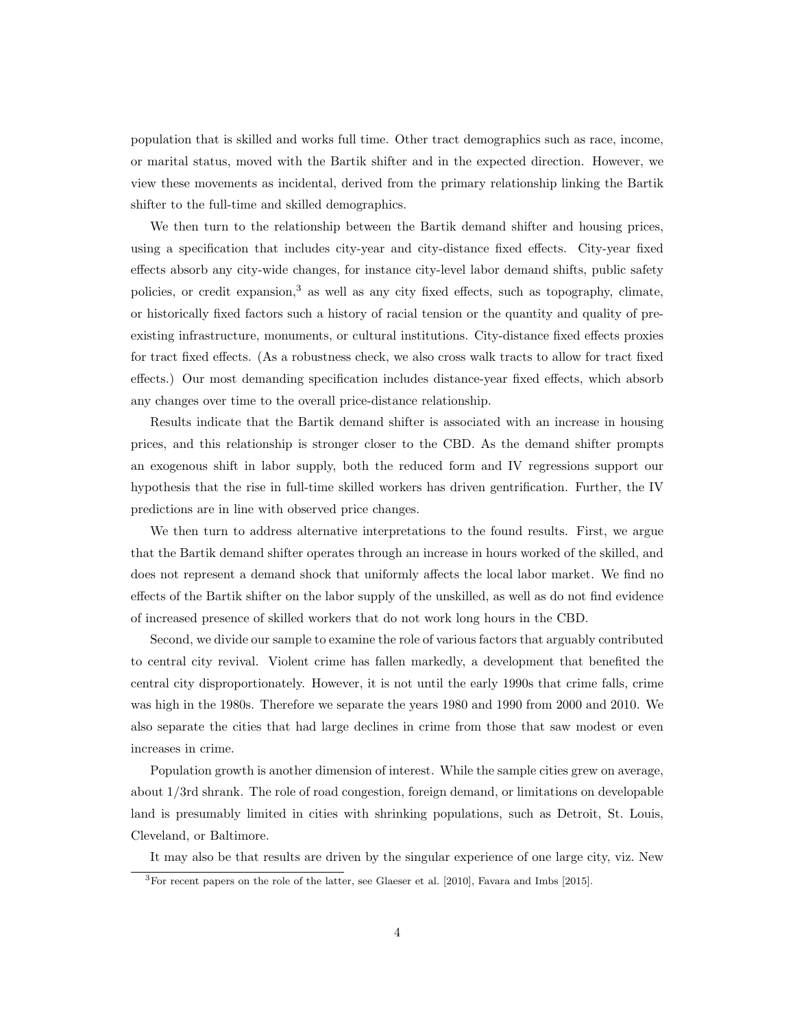population that is skilled and works full time. Other tract demographics such as race, income, or marital status, moved with the Bartik shifter and in the expected direction. However, we view these movements as incidental, derived from the primary relationship linking the Bartik shifter to the full-time and skilled demographics.

We then turn to the relationship between the Bartik demand shifter and housing prices, using a specification that includes city-year and city-distance fixed effects. City-year fixed effects absorb any city-wide changes, for instance city-level labor demand shifts, public safety policies, or credit expansion,[3] as well as any city fixed effects, such as topography, climate, or historically fixed factors such a history of racial tension or the quantity and quality of pre-existing infrastructure, monuments, or cultural institutions. City-distance fixed effects proxies for tract fixed effects. (As a robustness check, we also cross walk tracts to allow for tract fixed effects.) Our most demanding specification includes distance-year fixed effects, which absorb any changes over time to the overall price-distance relationship.

Results indicate that the Bartik demand shifter is associated with an increase in housing prices, and this relationship is stronger closer to the CBD. As the demand shifter prompts an exogenous shift in labor supply, both the reduced form and IV regressions support our hypothesis that the rise in full-time skilled workers has driven gentrification. Further, the IV predictions are in line with observed price changes.

We then turn to address alternative interpretations to the found results. First, we argue that the Bartik demand shifter operates through an increase in hours worked of the skilled, and does not represent a demand shock that uniformly affects the local labor market. We find no effects of the Bartik shifter on the labor supply of the unskilled, as well as do not find evidence of increased presence of skilled workers that do not work long hours in the CBD.

Second, we divide our sample to examine the role of various factors that arguably contributed to central city revival. Violent crime has fallen markedly, a development that benefited the central city disproportionately. However, it is not until the early 1990s that crime falls, crime was high in the 1980s. Therefore we separate the years 1980 and 1990 from 2000 and 2010. We also separate the cities that had large declines in crime from those that saw modest or even increases in crime.

Population growth is another dimension of interest. While the sample cities grew on average, about 1/3rd shrank. The role of road congestion, foreign demand, or limitations on developable land is presumably limited in cities with shrinking populations, such as Detroit, St. Louis, Cleveland, or Baltimore.

It may also be that results are driven by the singular experience of one large city, viz. New

[3]For recent papers on the role of the latter, see Glaeser et al. [2010], Favara and Imbs [2015].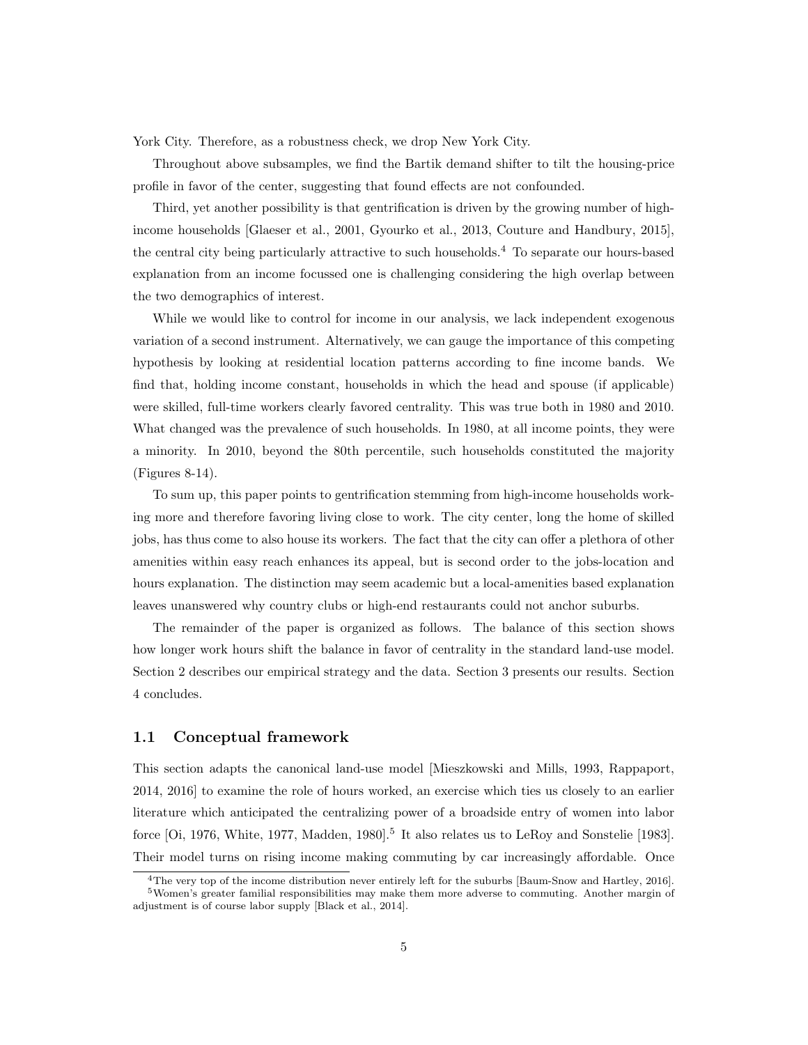York City. Therefore, as a robustness check, we drop New York City.

Throughout above subsamples, we find the Bartik demand shifter to tilt the housing-price profile in favor of the center, suggesting that found effects are not confounded.

Third, yet another possibility is that gentrification is driven by the growing number of high-income households [Glaeser et al., 2001, Gyourko et al., 2013, Couture and Handbury, 2015], the central city being particularly attractive to such households.[4] To separate our hours-based explanation from an income focussed one is challenging considering the high overlap between the two demographics of interest.

While we would like to control for income in our analysis, we lack independent exogenous variation of a second instrument. Alternatively, we can gauge the importance of this competing hypothesis by looking at residential location patterns according to fine income bands. We find that, holding income constant, households in which the head and spouse (if applicable) were skilled, full-time workers clearly favored centrality. This was true both in 1980 and 2010. What changed was the prevalence of such households. In 1980, at all income points, they were a minority. In 2010, beyond the 80th percentile, such households constituted the majority (Figures 8-14).

To sum up, this paper points to gentrification stemming from high-income households working more and therefore favoring living close to work. The city center, long the home of skilled jobs, has thus come to also house its workers. The fact that the city can offer a plethora of other amenities within easy reach enhances its appeal, but is second order to the jobs-location and hours explanation. The distinction may seem academic but a local-amenities based explanation leaves unanswered why country clubs or high-end restaurants could not anchor suburbs.

The remainder of the paper is organized as follows. The balance of this section shows how longer work hours shift the balance in favor of centrality in the standard land-use model. Section 2 describes our empirical strategy and the data. Section 3 presents our results. Section 4 concludes.

### 1.1 Conceptual framework

This section adapts the canonical land-use model [Mieszkowski and Mills, 1993, Rappaport, 2014, 2016] to examine the role of hours worked, an exercise which ties us closely to an earlier literature which anticipated the centralizing power of a broadside entry of women into labor force [Oi, 1976, White, 1977, Madden, 1980].[5] It also relates us to LeRoy and Sonstelie [1983]. Their model turns on rising income making commuting by car increasingly affordable. Once

[4] The very top of the income distribution never entirely left for the suburbs [Baum-Snow and Hartley, 2016].

[5] Women's greater familial responsibilities may make them more adverse to commuting. Another margin of adjustment is of course labor supply [Black et al., 2014].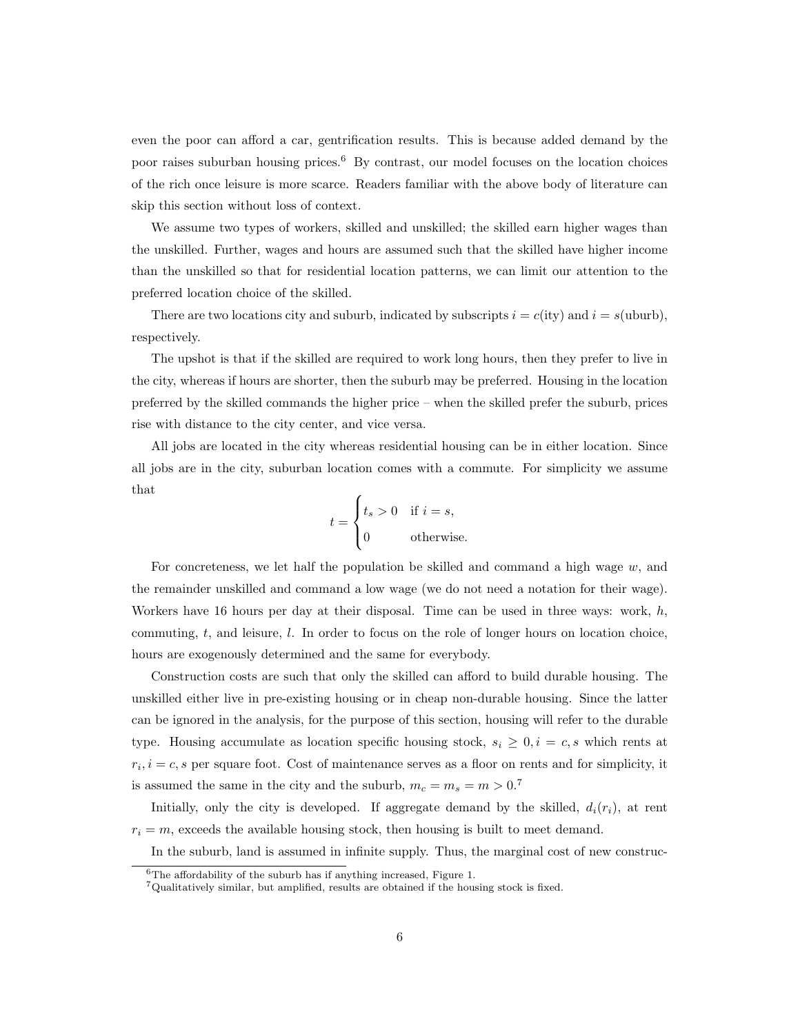even the poor can afford a car, gentrification results. This is because added demand by the poor raises suburban housing prices.[6] By contrast, our model focuses on the location choices of the rich once leisure is more scarce. Readers familiar with the above body of literature can skip this section without loss of context.

We assume two types of workers, skilled and unskilled; the skilled earn higher wages than the unskilled. Further, wages and hours are assumed such that the skilled have higher income than the unskilled so that for residential location patterns, we can limit our attention to the preferred location choice of the skilled.

There are two locations city and suburb, indicated by subscripts $i = c$(ity) and $i = s$(uburb), respectively.

The upshot is that if the skilled are required to work long hours, then they prefer to live in the city, whereas if hours are shorter, then the suburb may be preferred. Housing in the location preferred by the skilled commands the higher price – when the skilled prefer the suburb, prices rise with distance to the city center, and vice versa.

All jobs are located in the city whereas residential housing can be in either location. Since all jobs are in the city, suburban location comes with a commute. For simplicity we assume that

$$t = \begin{cases} t_s > 0 & \text{if } i = s, \\ 0 & \text{otherwise.} \end{cases}$$

For concreteness, we let half the population be skilled and command a high wage $w$, and the remainder unskilled and command a low wage (we do not need a notation for their wage). Workers have 16 hours per day at their disposal. Time can be used in three ways: work, $h$, commuting, $t$, and leisure, $l$. In order to focus on the role of longer hours on location choice, hours are exogenously determined and the same for everybody.

Construction costs are such that only the skilled can afford to build durable housing. The unskilled either live in pre-existing housing or in cheap non-durable housing. Since the latter can be ignored in the analysis, for the purpose of this section, housing will refer to the durable type. Housing accumulate as location specific housing stock, $s_i \geq 0, i = c, s$ which rents at $r_i, i = c, s$ per square foot. Cost of maintenance serves as a floor on rents and for simplicity, it is assumed the same in the city and the suburb, $m_c = m_s = m > 0$.[7]

Initially, only the city is developed. If aggregate demand by the skilled, $d_i(r_i)$, at rent $r_i = m$, exceeds the available housing stock, then housing is built to meet demand.

In the suburb, land is assumed in infinite supply. Thus, the marginal cost of new construc-

[6] The affordability of the suburb has if anything increased, Figure 1.

[7] Qualitatively similar, but amplified, results are obtained if the housing stock is fixed.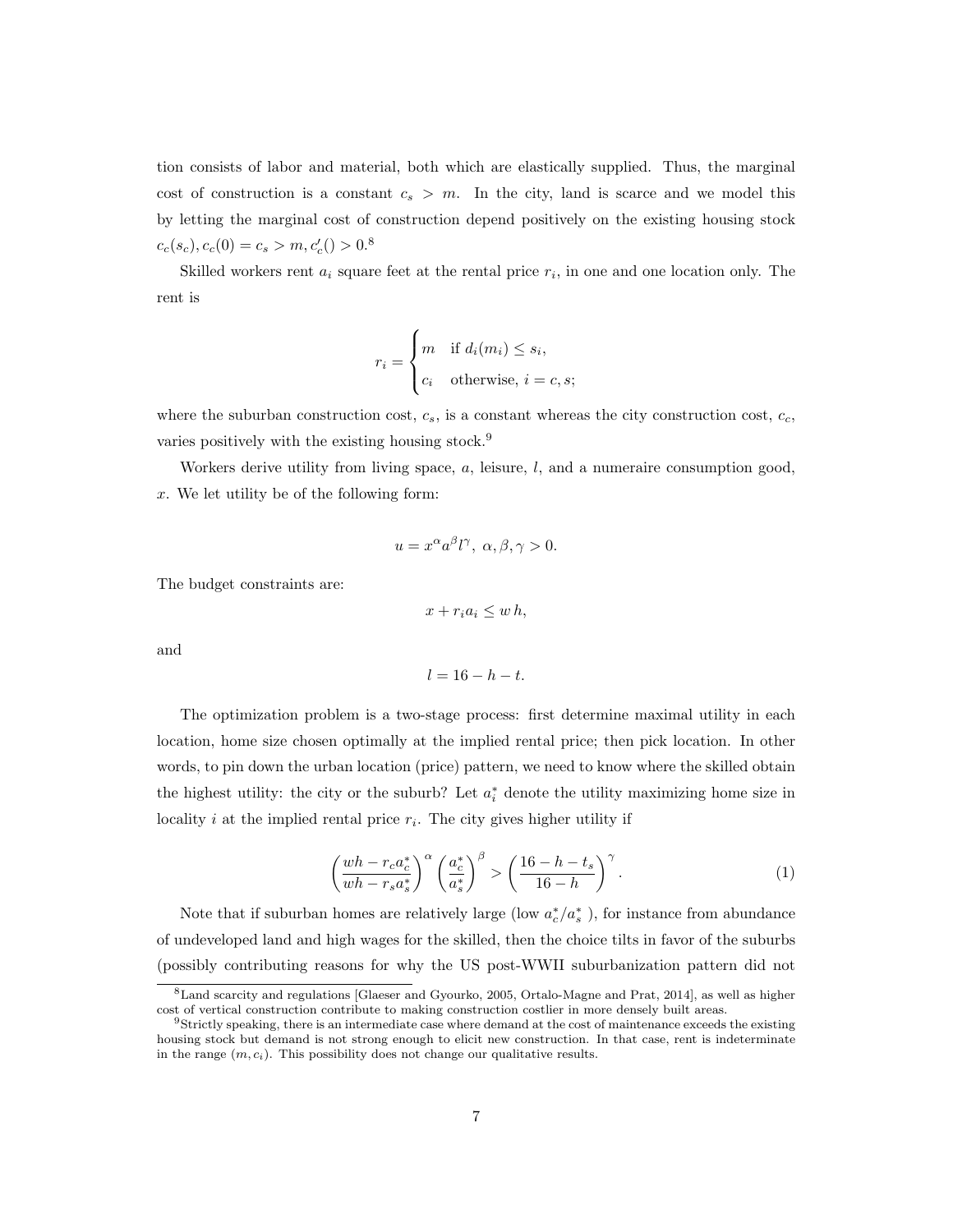tion consists of labor and material, both which are elastically supplied. Thus, the marginal cost of construction is a constant $c_s > m$. In the city, land is scarce and we model this by letting the marginal cost of construction depend positively on the existing housing stock $c_c(s_c), c_c(0) = c_s > m, c_c'() > 0$.[8]

Skilled workers rent $a_i$ square feet at the rental price $r_i$, in one and one location only. The rent is

$$r_i = \begin{cases} m & \text{if } d_i(m_i) \leq s_i, \\ c_i & \text{otherwise, } i = c, s; \end{cases}$$

where the suburban construction cost, $c_s$, is a constant whereas the city construction cost, $c_c$, varies positively with the existing housing stock.[9]

Workers derive utility from living space, $a$, leisure, $l$, and a numeraire consumption good, $x$. We let utility be of the following form:

$$u = x^\alpha a^\beta l^\gamma, \ \alpha, \beta, \gamma > 0.$$

The budget constraints are:

$$x + r_i a_i \leq w\, h,$$

and

$$l = 16 - h - t.$$

The optimization problem is a two-stage process: first determine maximal utility in each location, home size chosen optimally at the implied rental price; then pick location. In other words, to pin down the urban location (price) pattern, we need to know where the skilled obtain the highest utility: the city or the suburb? Let $a_i^*$ denote the utility maximizing home size in locality $i$ at the implied rental price $r_i$. The city gives higher utility if

$$\left(\frac{wh - r_c a_c^*}{wh - r_s a_s^*}\right)^\alpha \left(\frac{a_c^*}{a_s^*}\right)^\beta > \left(\frac{16 - h - t_s}{16 - h}\right)^\gamma. \tag{1}$$

Note that if suburban homes are relatively large (low $a_c^*/a_s^*$ ), for instance from abundance of undeveloped land and high wages for the skilled, then the choice tilts in favor of the suburbs (possibly contributing reasons for why the US post-WWII suburbanization pattern did not

[8] Land scarcity and regulations [Glaeser and Gyourko, 2005, Ortalo-Magne and Prat, 2014], as well as higher cost of vertical construction contribute to making construction costlier in more densely built areas.

[9] Strictly speaking, there is an intermediate case where demand at the cost of maintenance exceeds the existing housing stock but demand is not strong enough to elicit new construction. In that case, rent is indeterminate in the range $(m, c_i)$. This possibility does not change our qualitative results.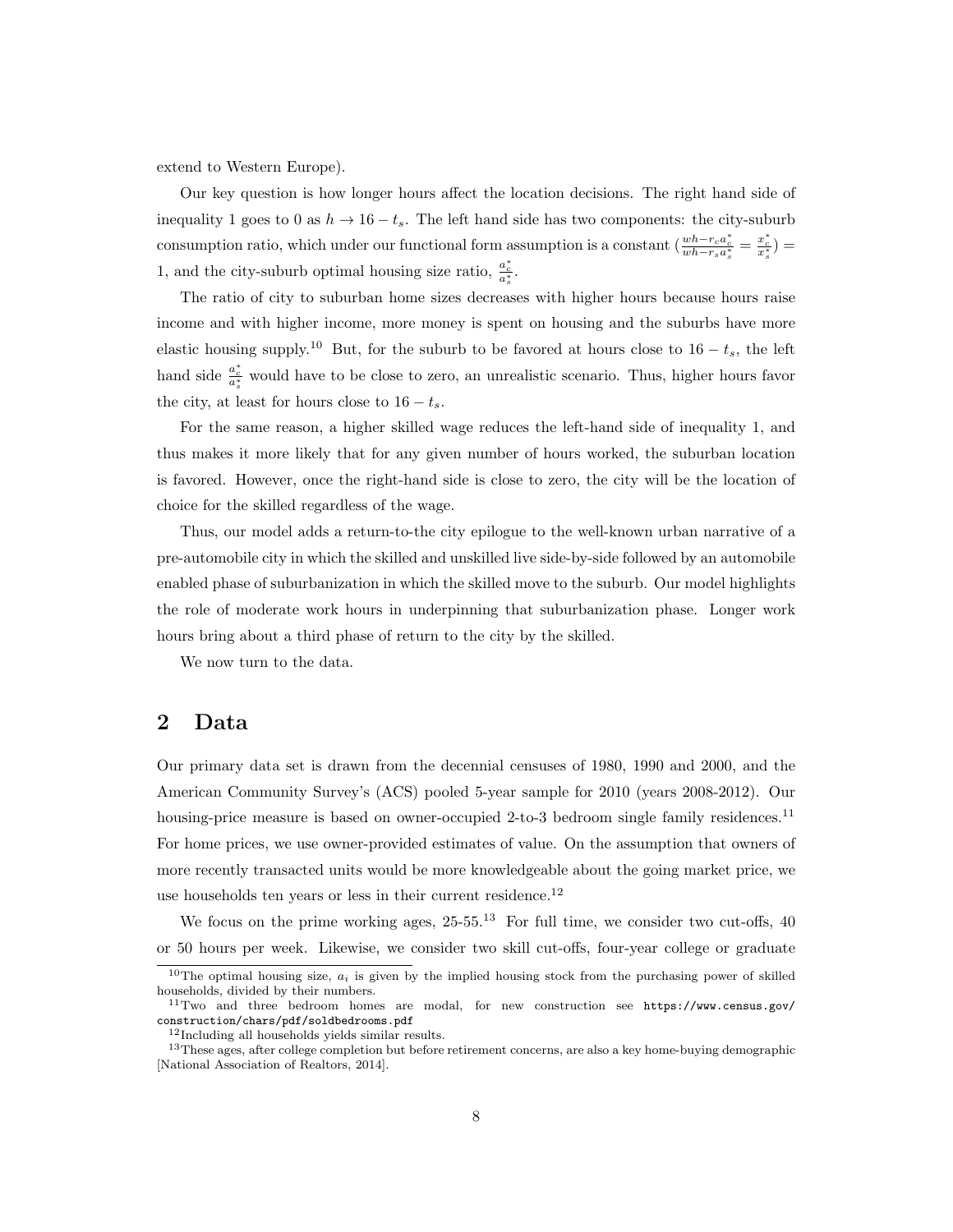extend to Western Europe).

Our key question is how longer hours affect the location decisions. The right hand side of inequality 1 goes to 0 as $h \to 16 - t_s$. The left hand side has two components: the city-suburb consumption ratio, which under our functional form assumption is a constant $(\frac{wh - r_c a_c^*}{wh - r_s a_s^*} = \frac{x_c^*}{x_s^*}) = 1$, and the city-suburb optimal housing size ratio, $\frac{a_c^*}{a_s^*}$.

The ratio of city to suburban home sizes decreases with higher hours because hours raise income and with higher income, more money is spent on housing and the suburbs have more elastic housing supply.[10] But, for the suburb to be favored at hours close to $16 - t_s$, the left hand side $\frac{a_c^*}{a_s^*}$ would have to be close to zero, an unrealistic scenario. Thus, higher hours favor the city, at least for hours close to $16 - t_s$.

For the same reason, a higher skilled wage reduces the left-hand side of inequality 1, and thus makes it more likely that for any given number of hours worked, the suburban location is favored. However, once the right-hand side is close to zero, the city will be the location of choice for the skilled regardless of the wage.

Thus, our model adds a return-to-the city epilogue to the well-known urban narrative of a pre-automobile city in which the skilled and unskilled live side-by-side followed by an automobile enabled phase of suburbanization in which the skilled move to the suburb. Our model highlights the role of moderate work hours in underpinning that suburbanization phase. Longer work hours bring about a third phase of return to the city by the skilled.

We now turn to the data.

## 2 Data

Our primary data set is drawn from the decennial censuses of 1980, 1990 and 2000, and the American Community Survey's (ACS) pooled 5-year sample for 2010 (years 2008-2012). Our housing-price measure is based on owner-occupied 2-to-3 bedroom single family residences.[11] For home prices, we use owner-provided estimates of value. On the assumption that owners of more recently transacted units would be more knowledgeable about the going market price, we use households ten years or less in their current residence.[12]

We focus on the prime working ages, 25-55.[13] For full time, we consider two cut-offs, 40 or 50 hours per week. Likewise, we consider two skill cut-offs, four-year college or graduate

[10] The optimal housing size, $a_i$ is given by the implied housing stock from the purchasing power of skilled households, divided by their numbers.

[11] Two and three bedroom homes are modal, for new construction see https://www.census.gov/construction/chars/pdf/soldbedrooms.pdf

[12] Including all households yields similar results.

[13] These ages, after college completion but before retirement concerns, are also a key home-buying demographic [National Association of Realtors, 2014].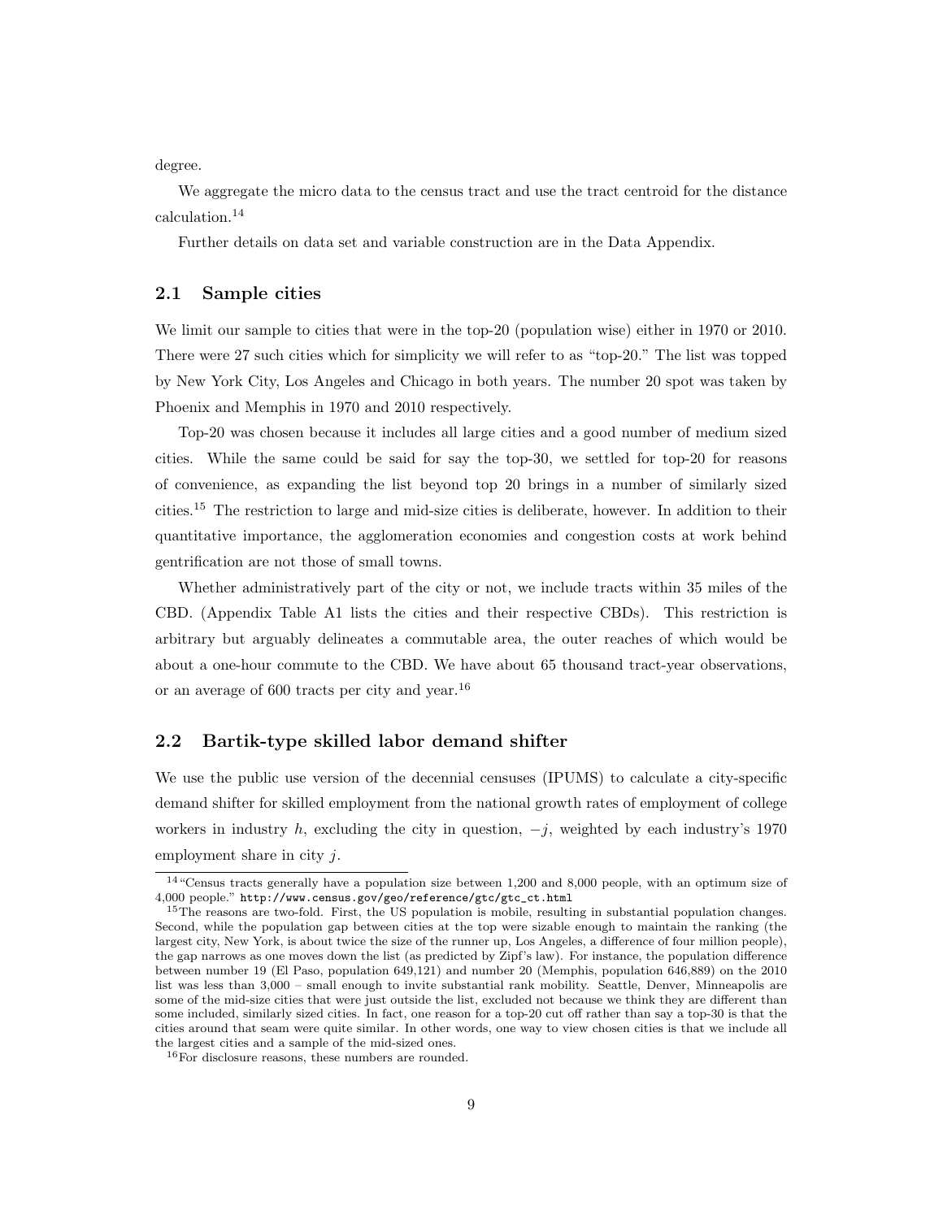degree.

We aggregate the micro data to the census tract and use the tract centroid for the distance calculation.[14]

Further details on data set and variable construction are in the Data Appendix.

## 2.1 Sample cities

We limit our sample to cities that were in the top-20 (population wise) either in 1970 or 2010. There were 27 such cities which for simplicity we will refer to as "top-20." The list was topped by New York City, Los Angeles and Chicago in both years. The number 20 spot was taken by Phoenix and Memphis in 1970 and 2010 respectively.

Top-20 was chosen because it includes all large cities and a good number of medium sized cities. While the same could be said for say the top-30, we settled for top-20 for reasons of convenience, as expanding the list beyond top 20 brings in a number of similarly sized cities.[15] The restriction to large and mid-size cities is deliberate, however. In addition to their quantitative importance, the agglomeration economies and congestion costs at work behind gentrification are not those of small towns.

Whether administratively part of the city or not, we include tracts within 35 miles of the CBD. (Appendix Table A1 lists the cities and their respective CBDs). This restriction is arbitrary but arguably delineates a commutable area, the outer reaches of which would be about a one-hour commute to the CBD. We have about 65 thousand tract-year observations, or an average of 600 tracts per city and year.[16]

## 2.2 Bartik-type skilled labor demand shifter

We use the public use version of the decennial censuses (IPUMS) to calculate a city-specific demand shifter for skilled employment from the national growth rates of employment of college workers in industry $h$, excluding the city in question, $-j$, weighted by each industry's 1970 employment share in city $j$.

[14] "Census tracts generally have a population size between 1,200 and 8,000 people, with an optimum size of 4,000 people." http://www.census.gov/geo/reference/gtc/gtc_ct.html

[15] The reasons are two-fold. First, the US population is mobile, resulting in substantial population changes. Second, while the population gap between cities at the top were sizable enough to maintain the ranking (the largest city, New York, is about twice the size of the runner up, Los Angeles, a difference of four million people), the gap narrows as one moves down the list (as predicted by Zipf's law). For instance, the population difference between number 19 (El Paso, population 649,121) and number 20 (Memphis, population 646,889) on the 2010 list was less than 3,000 – small enough to invite substantial rank mobility. Seattle, Denver, Minneapolis are some of the mid-size cities that were just outside the list, excluded not because we think they are different than some included, similarly sized cities. In fact, one reason for a top-20 cut off rather than say a top-30 is that the cities around that seam were quite similar. In other words, one way to view chosen cities is that we include all the largest cities and a sample of the mid-sized ones.

[16] For disclosure reasons, these numbers are rounded.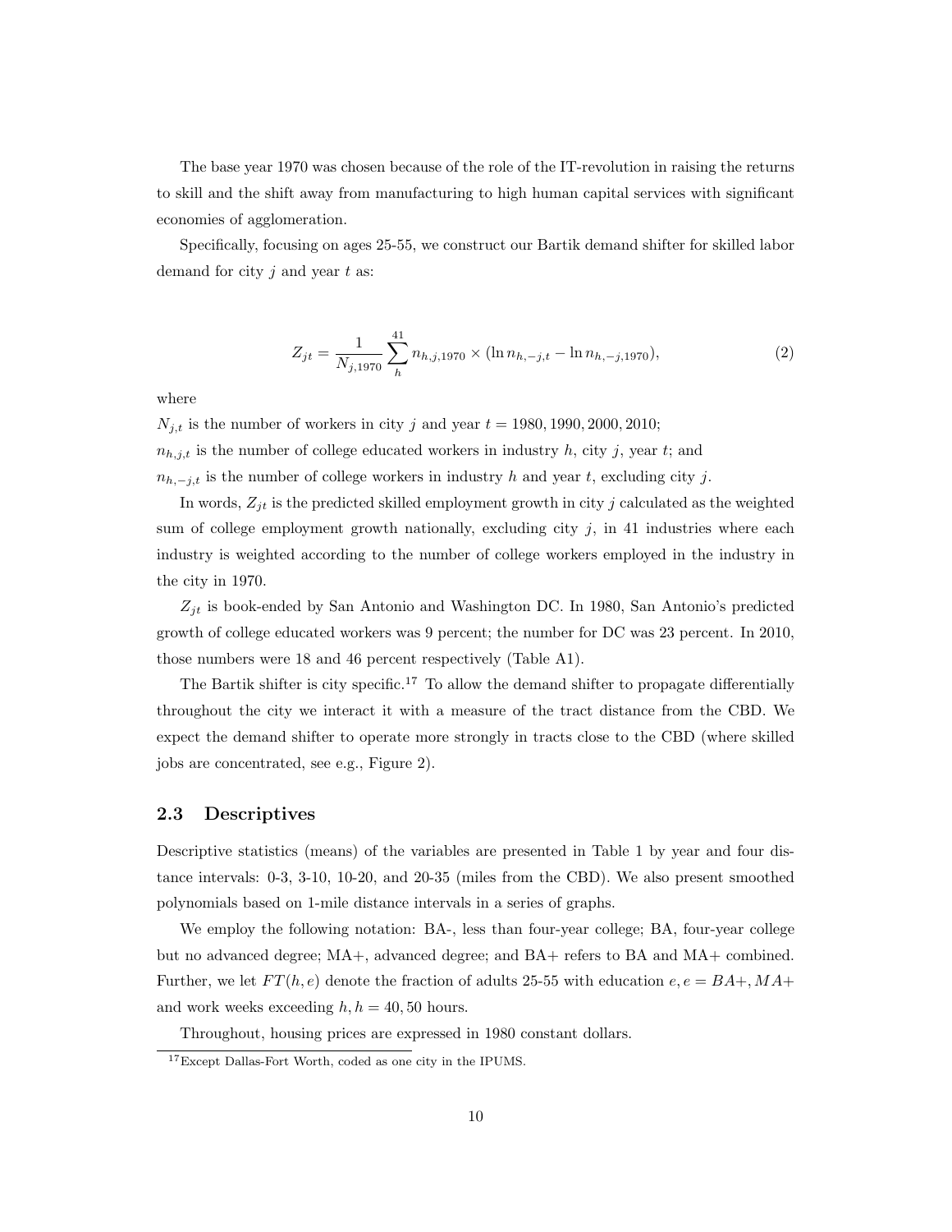The base year 1970 was chosen because of the role of the IT-revolution in raising the returns to skill and the shift away from manufacturing to high human capital services with significant economies of agglomeration.

Specifically, focusing on ages 25-55, we construct our Bartik demand shifter for skilled labor demand for city $j$ and year $t$ as:

$$Z_{jt} = \frac{1}{N_{j,1970}} \sum_{h}^{41} n_{h,j,1970} \times (\ln n_{h,-j,t} - \ln n_{h,-j,1970}), \tag{2}$$

where

$N_{j,t}$ is the number of workers in city $j$ and year $t = 1980, 1990, 2000, 2010$;
$n_{h,j,t}$ is the number of college educated workers in industry $h$, city $j$, year $t$; and
$n_{h,-j,t}$ is the number of college workers in industry $h$ and year $t$, excluding city $j$.

In words, $Z_{jt}$ is the predicted skilled employment growth in city $j$ calculated as the weighted sum of college employment growth nationally, excluding city $j$, in 41 industries where each industry is weighted according to the number of college workers employed in the industry in the city in 1970.

$Z_{jt}$ is book-ended by San Antonio and Washington DC. In 1980, San Antonio's predicted growth of college educated workers was 9 percent; the number for DC was 23 percent. In 2010, those numbers were 18 and 46 percent respectively (Table A1).

The Bartik shifter is city specific.[17] To allow the demand shifter to propagate differentially throughout the city we interact it with a measure of the tract distance from the CBD. We expect the demand shifter to operate more strongly in tracts close to the CBD (where skilled jobs are concentrated, see e.g., Figure 2).

## 2.3 Descriptives

Descriptive statistics (means) of the variables are presented in Table 1 by year and four distance intervals: 0-3, 3-10, 10-20, and 20-35 (miles from the CBD). We also present smoothed polynomials based on 1-mile distance intervals in a series of graphs.

We employ the following notation: BA-, less than four-year college; BA, four-year college but no advanced degree; MA+, advanced degree; and BA+ refers to BA and MA+ combined. Further, we let $FT(h, e)$ denote the fraction of adults 25-55 with education $e, e = BA+, MA+$ and work weeks exceeding $h, h = 40, 50$ hours.

Throughout, housing prices are expressed in 1980 constant dollars.

[17] Except Dallas-Fort Worth, coded as one city in the IPUMS.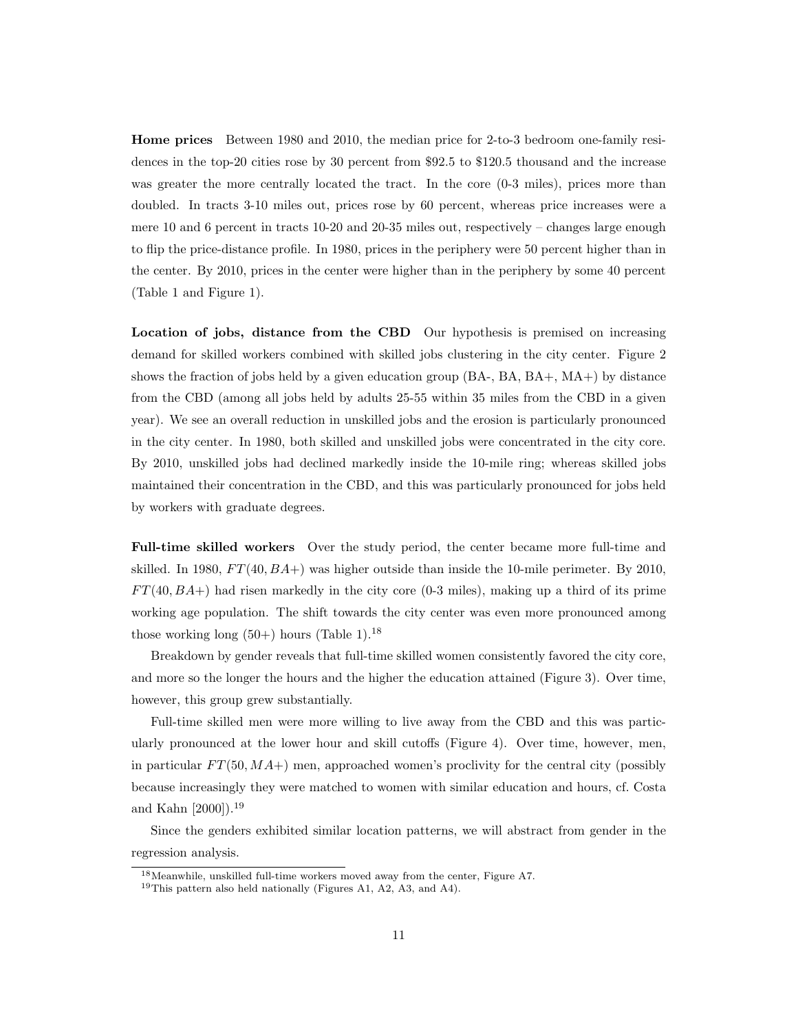**Home prices** Between 1980 and 2010, the median price for 2-to-3 bedroom one-family residences in the top-20 cities rose by 30 percent from $92.5 to $120.5 thousand and the increase was greater the more centrally located the tract. In the core (0-3 miles), prices more than doubled. In tracts 3-10 miles out, prices rose by 60 percent, whereas price increases were a mere 10 and 6 percent in tracts 10-20 and 20-35 miles out, respectively – changes large enough to flip the price-distance profile. In 1980, prices in the periphery were 50 percent higher than in the center. By 2010, prices in the center were higher than in the periphery by some 40 percent (Table 1 and Figure 1).

**Location of jobs, distance from the CBD** Our hypothesis is premised on increasing demand for skilled workers combined with skilled jobs clustering in the city center. Figure 2 shows the fraction of jobs held by a given education group (BA-, BA, BA+, MA+) by distance from the CBD (among all jobs held by adults 25-55 within 35 miles from the CBD in a given year). We see an overall reduction in unskilled jobs and the erosion is particularly pronounced in the city center. In 1980, both skilled and unskilled jobs were concentrated in the city core. By 2010, unskilled jobs had declined markedly inside the 10-mile ring; whereas skilled jobs maintained their concentration in the CBD, and this was particularly pronounced for jobs held by workers with graduate degrees.

**Full-time skilled workers** Over the study period, the center became more full-time and skilled. In 1980, $FT(40, BA+)$ was higher outside than inside the 10-mile perimeter. By 2010, $FT(40, BA+)$ had risen markedly in the city core (0-3 miles), making up a third of its prime working age population. The shift towards the city center was even more pronounced among those working long (50+) hours (Table 1).[18]

Breakdown by gender reveals that full-time skilled women consistently favored the city core, and more so the longer the hours and the higher the education attained (Figure 3). Over time, however, this group grew substantially.

Full-time skilled men were more willing to live away from the CBD and this was particularly pronounced at the lower hour and skill cutoffs (Figure 4). Over time, however, men, in particular $FT(50, MA+)$ men, approached women's proclivity for the central city (possibly because increasingly they were matched to women with similar education and hours, cf. Costa and Kahn [2000]).[19]

Since the genders exhibited similar location patterns, we will abstract from gender in the regression analysis.

[18] Meanwhile, unskilled full-time workers moved away from the center, Figure A7.

[19] This pattern also held nationally (Figures A1, A2, A3, and A4).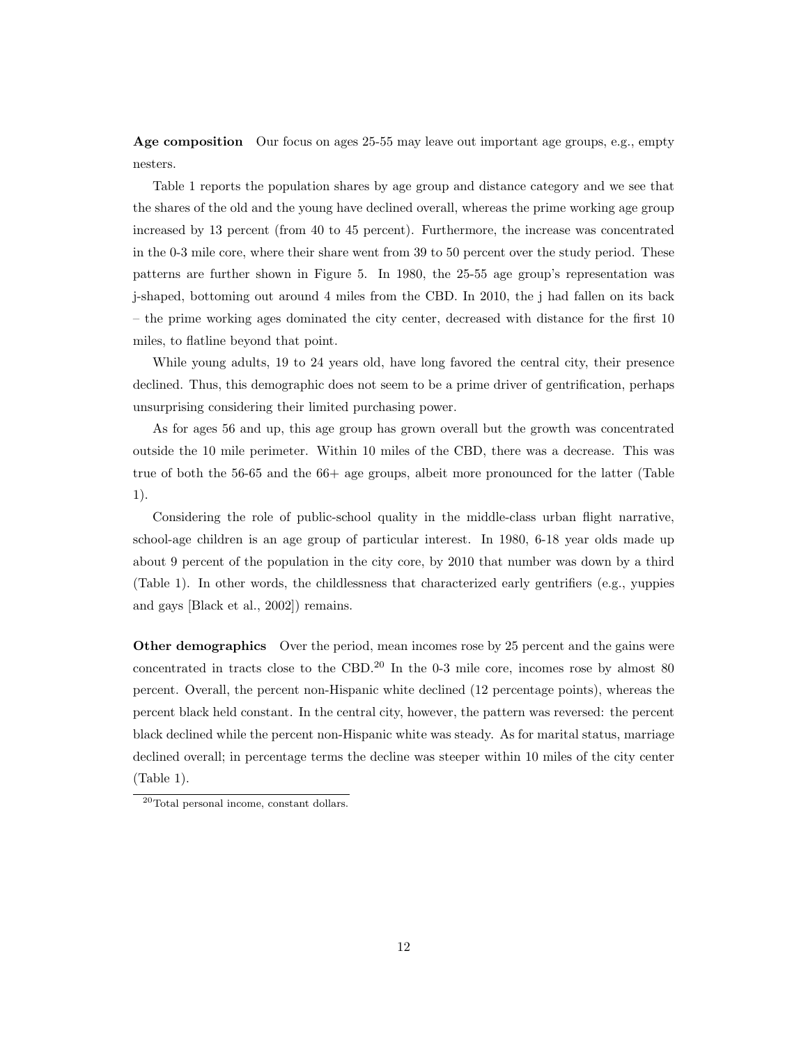**Age composition** Our focus on ages 25-55 may leave out important age groups, e.g., empty nesters.

Table 1 reports the population shares by age group and distance category and we see that the shares of the old and the young have declined overall, whereas the prime working age group increased by 13 percent (from 40 to 45 percent). Furthermore, the increase was concentrated in the 0-3 mile core, where their share went from 39 to 50 percent over the study period. These patterns are further shown in Figure 5. In 1980, the 25-55 age group's representation was j-shaped, bottoming out around 4 miles from the CBD. In 2010, the j had fallen on its back – the prime working ages dominated the city center, decreased with distance for the first 10 miles, to flatline beyond that point.

While young adults, 19 to 24 years old, have long favored the central city, their presence declined. Thus, this demographic does not seem to be a prime driver of gentrification, perhaps unsurprising considering their limited purchasing power.

As for ages 56 and up, this age group has grown overall but the growth was concentrated outside the 10 mile perimeter. Within 10 miles of the CBD, there was a decrease. This was true of both the 56-65 and the 66+ age groups, albeit more pronounced for the latter (Table 1).

Considering the role of public-school quality in the middle-class urban flight narrative, school-age children is an age group of particular interest. In 1980, 6-18 year olds made up about 9 percent of the population in the city core, by 2010 that number was down by a third (Table 1). In other words, the childlessness that characterized early gentrifiers (e.g., yuppies and gays [Black et al., 2002]) remains.

**Other demographics** Over the period, mean incomes rose by 25 percent and the gains were concentrated in tracts close to the CBD.[20] In the 0-3 mile core, incomes rose by almost 80 percent. Overall, the percent non-Hispanic white declined (12 percentage points), whereas the percent black held constant. In the central city, however, the pattern was reversed: the percent black declined while the percent non-Hispanic white was steady. As for marital status, marriage declined overall; in percentage terms the decline was steeper within 10 miles of the city center (Table 1).

[20] Total personal income, constant dollars.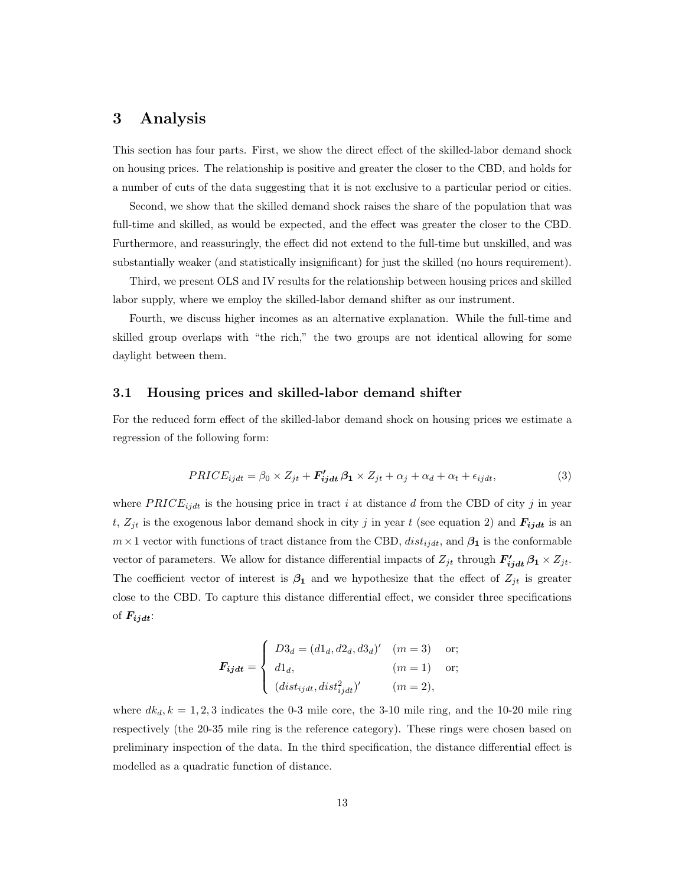# 3 Analysis

This section has four parts. First, we show the direct effect of the skilled-labor demand shock on housing prices. The relationship is positive and greater the closer to the CBD, and holds for a number of cuts of the data suggesting that it is not exclusive to a particular period or cities.

Second, we show that the skilled demand shock raises the share of the population that was full-time and skilled, as would be expected, and the effect was greater the closer to the CBD. Furthermore, and reassuringly, the effect did not extend to the full-time but unskilled, and was substantially weaker (and statistically insignificant) for just the skilled (no hours requirement).

Third, we present OLS and IV results for the relationship between housing prices and skilled labor supply, where we employ the skilled-labor demand shifter as our instrument.

Fourth, we discuss higher incomes as an alternative explanation. While the full-time and skilled group overlaps with "the rich," the two groups are not identical allowing for some daylight between them.

## 3.1 Housing prices and skilled-labor demand shifter

For the reduced form effect of the skilled-labor demand shock on housing prices we estimate a regression of the following form:

$$PRICE_{ijdt} = \beta_0 \times Z_{jt} + \boldsymbol{F'_{ijdt}}\boldsymbol{\beta_1} \times Z_{jt} + \alpha_j + \alpha_d + \alpha_t + \epsilon_{ijdt}, \tag{3}$$

where $PRICE_{ijdt}$ is the housing price in tract $i$ at distance $d$ from the CBD of city $j$ in year $t$, $Z_{jt}$ is the exogenous labor demand shock in city $j$ in year $t$ (see equation 2) and $\boldsymbol{F_{ijdt}}$ is an $m \times 1$ vector with functions of tract distance from the CBD, $dist_{ijdt}$, and $\boldsymbol{\beta_1}$ is the conformable vector of parameters. We allow for distance differential impacts of $Z_{jt}$ through $\boldsymbol{F'_{ijdt}}\boldsymbol{\beta_1} \times Z_{jt}$. The coefficient vector of interest is $\boldsymbol{\beta_1}$ and we hypothesize that the effect of $Z_{jt}$ is greater close to the CBD. To capture this distance differential effect, we consider three specifications of $\boldsymbol{F_{ijdt}}$:

$$\boldsymbol{F_{ijdt}} = \begin{cases} D3_d = (d1_d, d2_d, d3_d)' & (m=3) \quad \text{or;} \\ d1_d, & (m=1) \quad \text{or;} \\ (dist_{ijdt}, dist^2_{ijdt})' & (m=2), \end{cases}$$

where $dk_d, k = 1,2,3$ indicates the 0-3 mile core, the 3-10 mile ring, and the 10-20 mile ring respectively (the 20-35 mile ring is the reference category). These rings were chosen based on preliminary inspection of the data. In the third specification, the distance differential effect is modelled as a quadratic function of distance.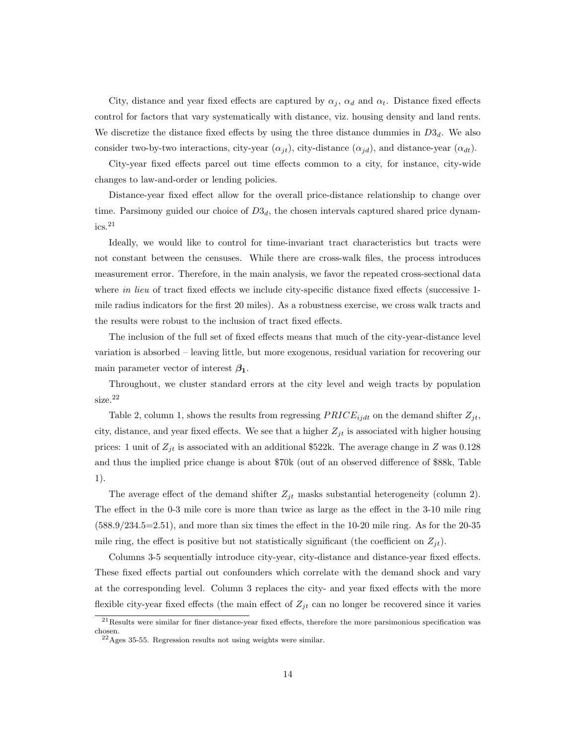City, distance and year fixed effects are captured by $\alpha_j$, $\alpha_d$ and $\alpha_t$. Distance fixed effects control for factors that vary systematically with distance, viz. housing density and land rents. We discretize the distance fixed effects by using the three distance dummies in $D3_d$. We also consider two-by-two interactions, city-year ($\alpha_{jt}$), city-distance ($\alpha_{jd}$), and distance-year ($\alpha_{dt}$).

City-year fixed effects parcel out time effects common to a city, for instance, city-wide changes to law-and-order or lending policies.

Distance-year fixed effect allow for the overall price-distance relationship to change over time. Parsimony guided our choice of $D3_d$, the chosen intervals captured shared price dynamics.[21]

Ideally, we would like to control for time-invariant tract characteristics but tracts were not constant between the censuses. While there are cross-walk files, the process introduces measurement error. Therefore, in the main analysis, we favor the repeated cross-sectional data where *in lieu* of tract fixed effects we include city-specific distance fixed effects (successive 1-mile radius indicators for the first 20 miles). As a robustness exercise, we cross walk tracts and the results were robust to the inclusion of tract fixed effects.

The inclusion of the full set of fixed effects means that much of the city-year-distance level variation is absorbed – leaving little, but more exogenous, residual variation for recovering our main parameter vector of interest $\boldsymbol{\beta_1}$.

Throughout, we cluster standard errors at the city level and weigh tracts by population size.[22]

Table 2, column 1, shows the results from regressing $PRICE_{ijdt}$ on the demand shifter $Z_{jt}$, city, distance, and year fixed effects. We see that a higher $Z_{jt}$ is associated with higher housing prices: 1 unit of $Z_{jt}$ is associated with an additional \$522k. The average change in $Z$ was 0.128 and thus the implied price change is about \$70k (out of an observed difference of \$88k, Table 1).

The average effect of the demand shifter $Z_{jt}$ masks substantial heterogeneity (column 2). The effect in the 0-3 mile core is more than twice as large as the effect in the 3-10 mile ring (588.9/234.5=2.51), and more than six times the effect in the 10-20 mile ring. As for the 20-35 mile ring, the effect is positive but not statistically significant (the coefficient on $Z_{jt}$).

Columns 3-5 sequentially introduce city-year, city-distance and distance-year fixed effects. These fixed effects partial out confounders which correlate with the demand shock and vary at the corresponding level. Column 3 replaces the city- and year fixed effects with the more flexible city-year fixed effects (the main effect of $Z_{jt}$ can no longer be recovered since it varies

[21] Results were similar for finer distance-year fixed effects, therefore the more parsimonious specification was chosen.

[22] Ages 35-55. Regression results not using weights were similar.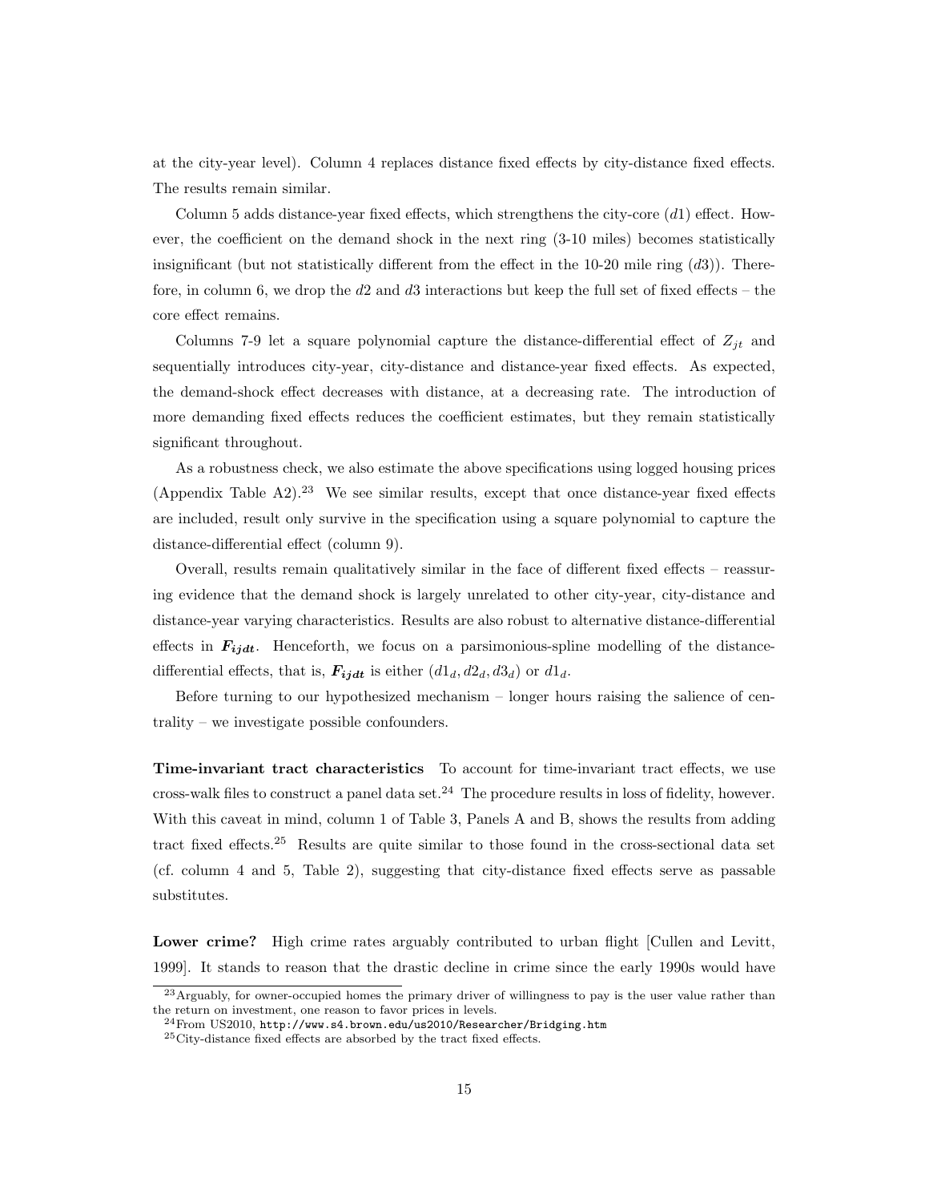at the city-year level). Column 4 replaces distance fixed effects by city-distance fixed effects. The results remain similar.

Column 5 adds distance-year fixed effects, which strengthens the city-core ($d1$) effect. However, the coefficient on the demand shock in the next ring (3-10 miles) becomes statistically insignificant (but not statistically different from the effect in the 10-20 mile ring ($d3$)). Therefore, in column 6, we drop the $d2$ and $d3$ interactions but keep the full set of fixed effects – the core effect remains.

Columns 7-9 let a square polynomial capture the distance-differential effect of $Z_{jt}$ and sequentially introduces city-year, city-distance and distance-year fixed effects. As expected, the demand-shock effect decreases with distance, at a decreasing rate. The introduction of more demanding fixed effects reduces the coefficient estimates, but they remain statistically significant throughout.

As a robustness check, we also estimate the above specifications using logged housing prices (Appendix Table A2).[23] We see similar results, except that once distance-year fixed effects are included, result only survive in the specification using a square polynomial to capture the distance-differential effect (column 9).

Overall, results remain qualitatively similar in the face of different fixed effects – reassuring evidence that the demand shock is largely unrelated to other city-year, city-distance and distance-year varying characteristics. Results are also robust to alternative distance-differential effects in $\boldsymbol{F_{ijdt}}$. Henceforth, we focus on a parsimonious-spline modelling of the distance-differential effects, that is, $\boldsymbol{F_{ijdt}}$ is either $(d1_d, d2_d, d3_d)$ or $d1_d$.

Before turning to our hypothesized mechanism – longer hours raising the salience of centrality – we investigate possible confounders.

**Time-invariant tract characteristics** To account for time-invariant tract effects, we use cross-walk files to construct a panel data set.[24] The procedure results in loss of fidelity, however. With this caveat in mind, column 1 of Table 3, Panels A and B, shows the results from adding tract fixed effects.[25] Results are quite similar to those found in the cross-sectional data set (cf. column 4 and 5, Table 2), suggesting that city-distance fixed effects serve as passable substitutes.

**Lower crime?** High crime rates arguably contributed to urban flight [Cullen and Levitt, 1999]. It stands to reason that the drastic decline in crime since the early 1990s would have

[23] Arguably, for owner-occupied homes the primary driver of willingness to pay is the user value rather than the return on investment, one reason to favor prices in levels.

[24] From US2010, `http://www.s4.brown.edu/us2010/Researcher/Bridging.htm`

[25] City-distance fixed effects are absorbed by the tract fixed effects.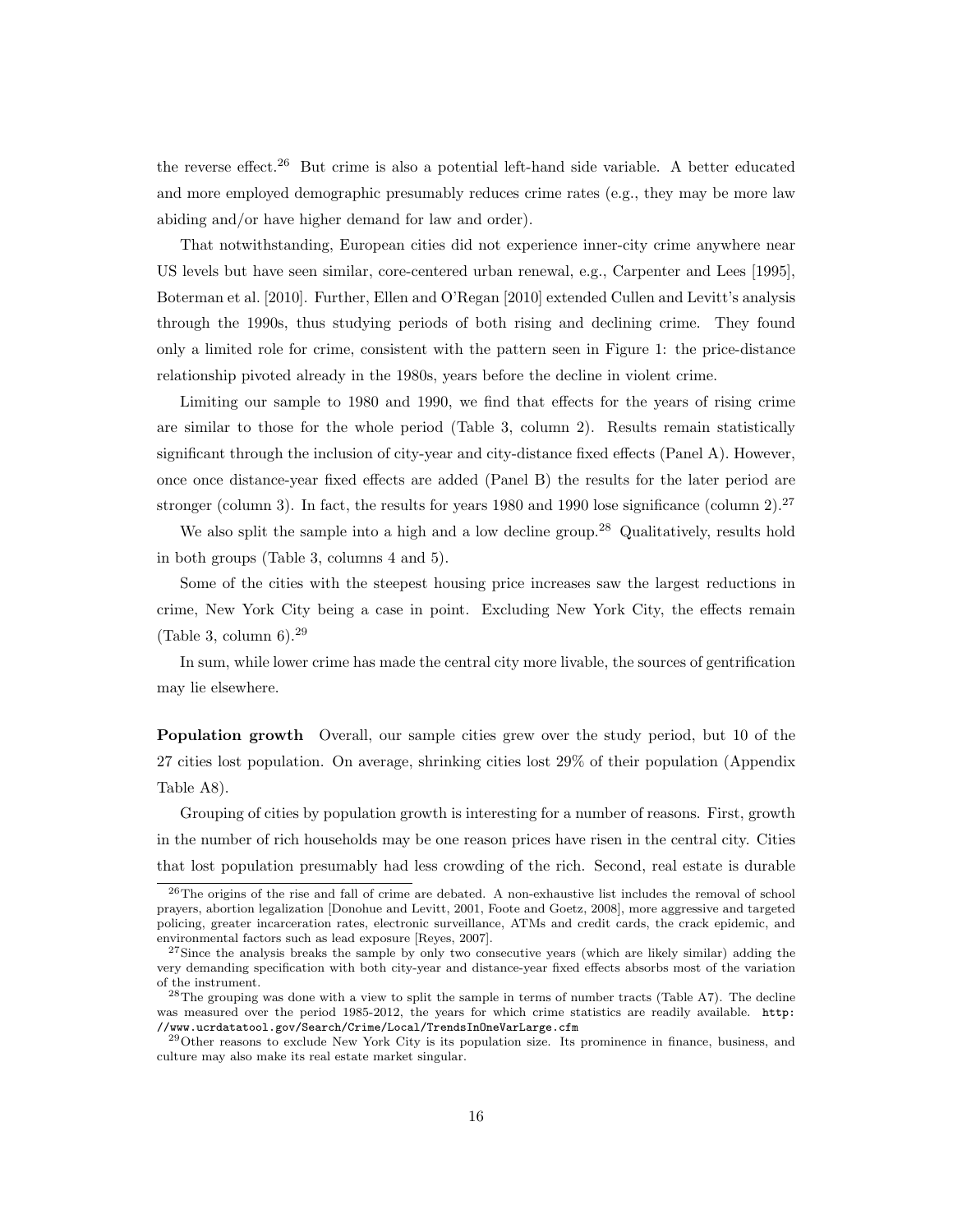the reverse effect.[26] But crime is also a potential left-hand side variable. A better educated and more employed demographic presumably reduces crime rates (e.g., they may be more law abiding and/or have higher demand for law and order).

That notwithstanding, European cities did not experience inner-city crime anywhere near US levels but have seen similar, core-centered urban renewal, e.g., Carpenter and Lees [1995], Boterman et al. [2010]. Further, Ellen and O'Regan [2010] extended Cullen and Levitt's analysis through the 1990s, thus studying periods of both rising and declining crime. They found only a limited role for crime, consistent with the pattern seen in Figure 1: the price-distance relationship pivoted already in the 1980s, years before the decline in violent crime.

Limiting our sample to 1980 and 1990, we find that effects for the years of rising crime are similar to those for the whole period (Table 3, column 2). Results remain statistically significant through the inclusion of city-year and city-distance fixed effects (Panel A). However, once once distance-year fixed effects are added (Panel B) the results for the later period are stronger (column 3). In fact, the results for years 1980 and 1990 lose significance (column 2).[27]

We also split the sample into a high and a low decline group.[28] Qualitatively, results hold in both groups (Table 3, columns 4 and 5).

Some of the cities with the steepest housing price increases saw the largest reductions in crime, New York City being a case in point. Excluding New York City, the effects remain (Table 3, column 6).[29]

In sum, while lower crime has made the central city more livable, the sources of gentrification may lie elsewhere.

**Population growth** Overall, our sample cities grew over the study period, but 10 of the 27 cities lost population. On average, shrinking cities lost 29% of their population (Appendix Table A8).

Grouping of cities by population growth is interesting for a number of reasons. First, growth in the number of rich households may be one reason prices have risen in the central city. Cities that lost population presumably had less crowding of the rich. Second, real estate is durable

---

[26] The origins of the rise and fall of crime are debated. A non-exhaustive list includes the removal of school prayers, abortion legalization [Donohue and Levitt, 2001, Foote and Goetz, 2008], more aggressive and targeted policing, greater incarceration rates, electronic surveillance, ATMs and credit cards, the crack epidemic, and environmental factors such as lead exposure [Reyes, 2007].

[27] Since the analysis breaks the sample by only two consecutive years (which are likely similar) adding the very demanding specification with both city-year and distance-year fixed effects absorbs most of the variation of the instrument.

[28] The grouping was done with a view to split the sample in terms of number tracts (Table A7). The decline was measured over the period 1985-2012, the years for which crime statistics are readily available. `http://www.ucrdatatool.gov/Search/Crime/Local/TrendsInOneVarLarge.cfm`

[29] Other reasons to exclude New York City is its population size. Its prominence in finance, business, and culture may also make its real estate market singular.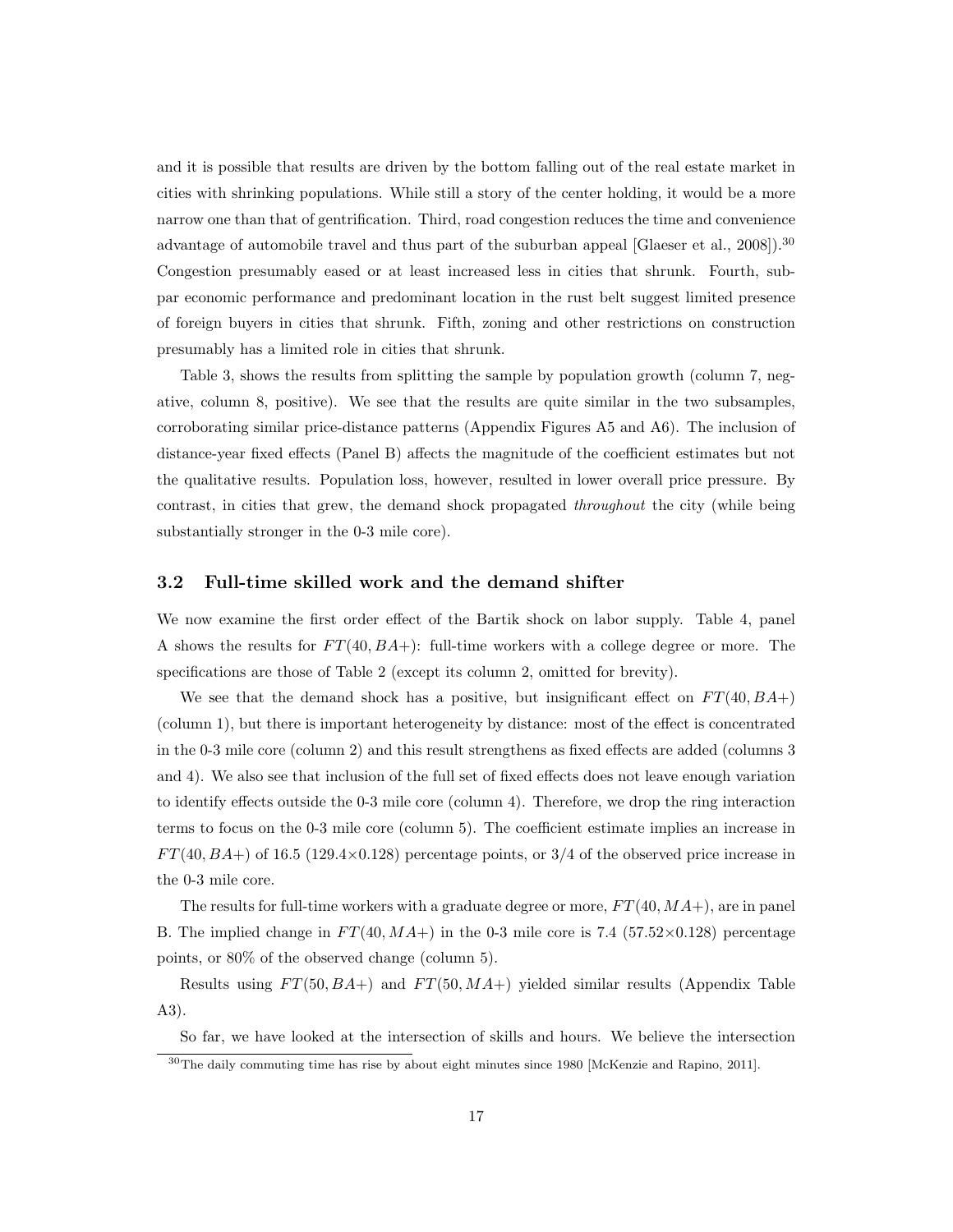and it is possible that results are driven by the bottom falling out of the real estate market in cities with shrinking populations. While still a story of the center holding, it would be a more narrow one than that of gentrification. Third, road congestion reduces the time and convenience advantage of automobile travel and thus part of the suburban appeal [Glaeser et al., 2008]).[30] Congestion presumably eased or at least increased less in cities that shrunk. Fourth, subpar economic performance and predominant location in the rust belt suggest limited presence of foreign buyers in cities that shrunk. Fifth, zoning and other restrictions on construction presumably has a limited role in cities that shrunk.

Table 3, shows the results from splitting the sample by population growth (column 7, negative, column 8, positive). We see that the results are quite similar in the two subsamples, corroborating similar price-distance patterns (Appendix Figures A5 and A6). The inclusion of distance-year fixed effects (Panel B) affects the magnitude of the coefficient estimates but not the qualitative results. Population loss, however, resulted in lower overall price pressure. By contrast, in cities that grew, the demand shock propagated *throughout* the city (while being substantially stronger in the 0-3 mile core).

### 3.2 Full-time skilled work and the demand shifter

We now examine the first order effect of the Bartik shock on labor supply. Table 4, panel A shows the results for $FT(40, BA+)$: full-time workers with a college degree or more. The specifications are those of Table 2 (except its column 2, omitted for brevity).

We see that the demand shock has a positive, but insignificant effect on $FT(40, BA+)$ (column 1), but there is important heterogeneity by distance: most of the effect is concentrated in the 0-3 mile core (column 2) and this result strengthens as fixed effects are added (columns 3 and 4). We also see that inclusion of the full set of fixed effects does not leave enough variation to identify effects outside the 0-3 mile core (column 4). Therefore, we drop the ring interaction terms to focus on the 0-3 mile core (column 5). The coefficient estimate implies an increase in $FT(40, BA+)$ of 16.5 ($129.4 \times 0.128$) percentage points, or 3/4 of the observed price increase in the 0-3 mile core.

The results for full-time workers with a graduate degree or more, $FT(40, MA+)$, are in panel B. The implied change in $FT(40, MA+)$ in the 0-3 mile core is 7.4 ($57.52 \times 0.128$) percentage points, or 80% of the observed change (column 5).

Results using $FT(50, BA+)$ and $FT(50, MA+)$ yielded similar results (Appendix Table A3).

So far, we have looked at the intersection of skills and hours. We believe the intersection

[30] The daily commuting time has rise by about eight minutes since 1980 [McKenzie and Rapino, 2011].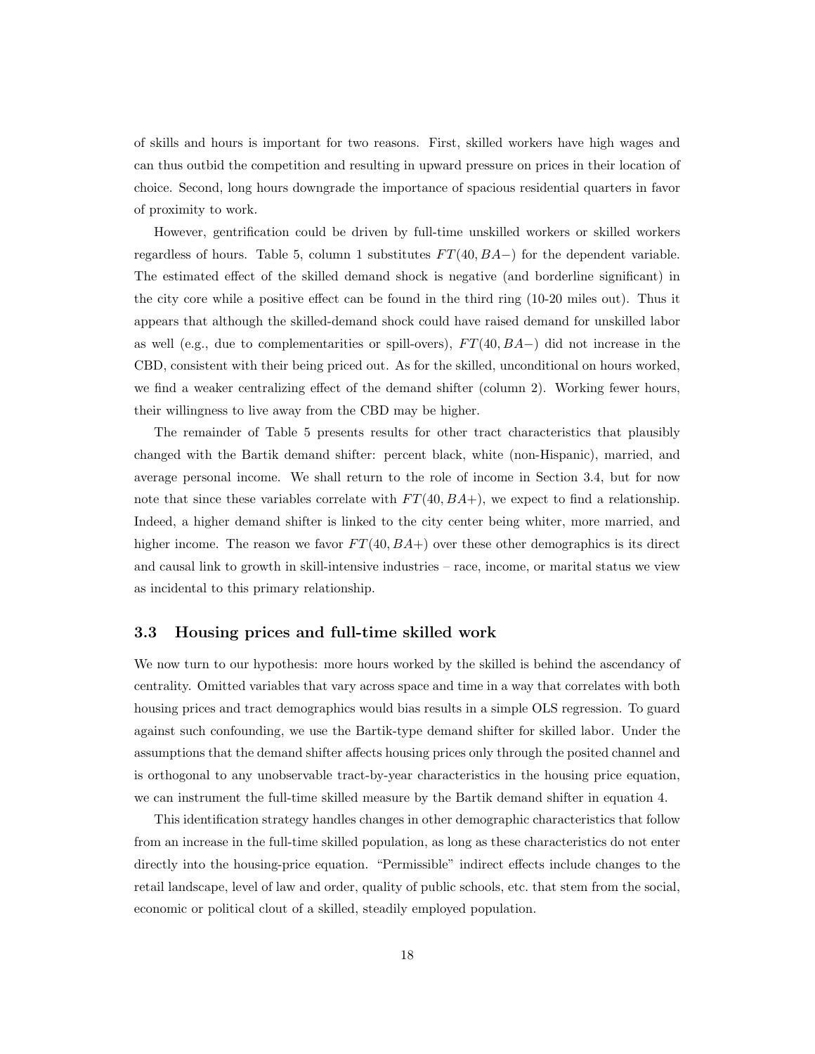of skills and hours is important for two reasons. First, skilled workers have high wages and can thus outbid the competition and resulting in upward pressure on prices in their location of choice. Second, long hours downgrade the importance of spacious residential quarters in favor of proximity to work.

However, gentrification could be driven by full-time unskilled workers or skilled workers regardless of hours. Table 5, column 1 substitutes $FT(40, BA-)$ for the dependent variable. The estimated effect of the skilled demand shock is negative (and borderline significant) in the city core while a positive effect can be found in the third ring (10-20 miles out). Thus it appears that although the skilled-demand shock could have raised demand for unskilled labor as well (e.g., due to complementarities or spill-overs), $FT(40, BA-)$ did not increase in the CBD, consistent with their being priced out. As for the skilled, unconditional on hours worked, we find a weaker centralizing effect of the demand shifter (column 2). Working fewer hours, their willingness to live away from the CBD may be higher.

The remainder of Table 5 presents results for other tract characteristics that plausibly changed with the Bartik demand shifter: percent black, white (non-Hispanic), married, and average personal income. We shall return to the role of income in Section 3.4, but for now note that since these variables correlate with $FT(40, BA+)$, we expect to find a relationship. Indeed, a higher demand shifter is linked to the city center being whiter, more married, and higher income. The reason we favor $FT(40, BA+)$ over these other demographics is its direct and causal link to growth in skill-intensive industries – race, income, or marital status we view as incidental to this primary relationship.

### 3.3 Housing prices and full-time skilled work

We now turn to our hypothesis: more hours worked by the skilled is behind the ascendancy of centrality. Omitted variables that vary across space and time in a way that correlates with both housing prices and tract demographics would bias results in a simple OLS regression. To guard against such confounding, we use the Bartik-type demand shifter for skilled labor. Under the assumptions that the demand shifter affects housing prices only through the posited channel and is orthogonal to any unobservable tract-by-year characteristics in the housing price equation, we can instrument the full-time skilled measure by the Bartik demand shifter in equation 4.

This identification strategy handles changes in other demographic characteristics that follow from an increase in the full-time skilled population, as long as these characteristics do not enter directly into the housing-price equation. "Permissible" indirect effects include changes to the retail landscape, level of law and order, quality of public schools, etc. that stem from the social, economic or political clout of a skilled, steadily employed population.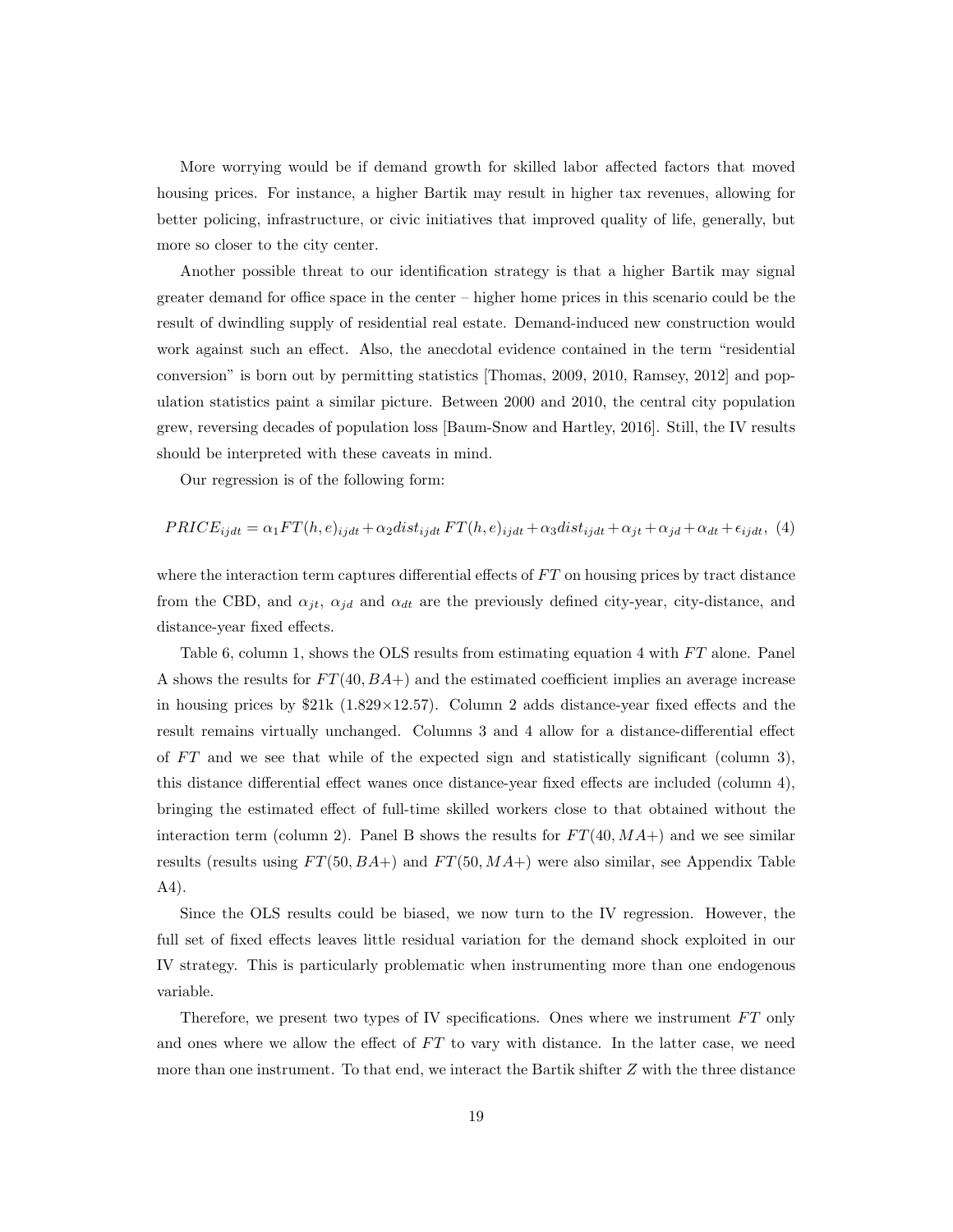More worrying would be if demand growth for skilled labor affected factors that moved housing prices. For instance, a higher Bartik may result in higher tax revenues, allowing for better policing, infrastructure, or civic initiatives that improved quality of life, generally, but more so closer to the city center.

Another possible threat to our identification strategy is that a higher Bartik may signal greater demand for office space in the center – higher home prices in this scenario could be the result of dwindling supply of residential real estate. Demand-induced new construction would work against such an effect. Also, the anecdotal evidence contained in the term "residential conversion" is born out by permitting statistics [Thomas, 2009, 2010, Ramsey, 2012] and population statistics paint a similar picture. Between 2000 and 2010, the central city population grew, reversing decades of population loss [Baum-Snow and Hartley, 2016]. Still, the IV results should be interpreted with these caveats in mind.

Our regression is of the following form:

$$PRICE_{ijdt} = \alpha_1 FT(h,e)_{ijdt} + \alpha_2 dist_{ijdt}\, FT(h,e)_{ijdt} + \alpha_3 dist_{ijdt} + \alpha_{jt} + \alpha_{jd} + \alpha_{dt} + \epsilon_{ijdt}, \quad (4)$$

where the interaction term captures differential effects of $FT$ on housing prices by tract distance from the CBD, and $\alpha_{jt}$, $\alpha_{jd}$ and $\alpha_{dt}$ are the previously defined city-year, city-distance, and distance-year fixed effects.

Table 6, column 1, shows the OLS results from estimating equation 4 with $FT$ alone. Panel A shows the results for $FT(40, BA+)$ and the estimated coefficient implies an average increase in housing prices by \$21k ($1.829 \times 12.57$). Column 2 adds distance-year fixed effects and the result remains virtually unchanged. Columns 3 and 4 allow for a distance-differential effect of $FT$ and we see that while of the expected sign and statistically significant (column 3), this distance differential effect wanes once distance-year fixed effects are included (column 4), bringing the estimated effect of full-time skilled workers close to that obtained without the interaction term (column 2). Panel B shows the results for $FT(40, MA+)$ and we see similar results (results using $FT(50, BA+)$ and $FT(50, MA+)$ were also similar, see Appendix Table A4).

Since the OLS results could be biased, we now turn to the IV regression. However, the full set of fixed effects leaves little residual variation for the demand shock exploited in our IV strategy. This is particularly problematic when instrumenting more than one endogenous variable.

Therefore, we present two types of IV specifications. Ones where we instrument $FT$ only and ones where we allow the effect of $FT$ to vary with distance. In the latter case, we need more than one instrument. To that end, we interact the Bartik shifter $Z$ with the three distance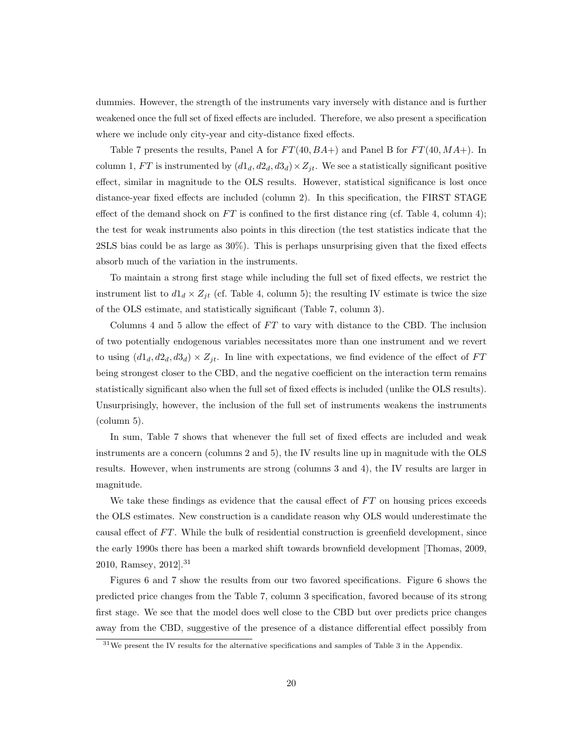dummies. However, the strength of the instruments vary inversely with distance and is further weakened once the full set of fixed effects are included. Therefore, we also present a specification where we include only city-year and city-distance fixed effects.

Table 7 presents the results, Panel A for $FT(40, BA+)$ and Panel B for $FT(40, MA+)$. In column 1, $FT$ is instrumented by $(d1_d, d2_d, d3_d) \times Z_{jt}$. We see a statistically significant positive effect, similar in magnitude to the OLS results. However, statistical significance is lost once distance-year fixed effects are included (column 2). In this specification, the FIRST STAGE effect of the demand shock on $FT$ is confined to the first distance ring (cf. Table 4, column 4); the test for weak instruments also points in this direction (the test statistics indicate that the 2SLS bias could be as large as 30%). This is perhaps unsurprising given that the fixed effects absorb much of the variation in the instruments.

To maintain a strong first stage while including the full set of fixed effects, we restrict the instrument list to $d1_d \times Z_{jt}$ (cf. Table 4, column 5); the resulting IV estimate is twice the size of the OLS estimate, and statistically significant (Table 7, column 3).

Columns 4 and 5 allow the effect of $FT$ to vary with distance to the CBD. The inclusion of two potentially endogenous variables necessitates more than one instrument and we revert to using $(d1_d, d2_d, d3_d) \times Z_{jt}$. In line with expectations, we find evidence of the effect of $FT$ being strongest closer to the CBD, and the negative coefficient on the interaction term remains statistically significant also when the full set of fixed effects is included (unlike the OLS results). Unsurprisingly, however, the inclusion of the full set of instruments weakens the instruments (column 5).

In sum, Table 7 shows that whenever the full set of fixed effects are included and weak instruments are a concern (columns 2 and 5), the IV results line up in magnitude with the OLS results. However, when instruments are strong (columns 3 and 4), the IV results are larger in magnitude.

We take these findings as evidence that the causal effect of $FT$ on housing prices exceeds the OLS estimates. New construction is a candidate reason why OLS would underestimate the causal effect of $FT$. While the bulk of residential construction is greenfield development, since the early 1990s there has been a marked shift towards brownfield development [Thomas, 2009, 2010, Ramsey, 2012].[31]

Figures 6 and 7 show the results from our two favored specifications. Figure 6 shows the predicted price changes from the Table 7, column 3 specification, favored because of its strong first stage. We see that the model does well close to the CBD but over predicts price changes away from the CBD, suggestive of the presence of a distance differential effect possibly from

[31] We present the IV results for the alternative specifications and samples of Table 3 in the Appendix.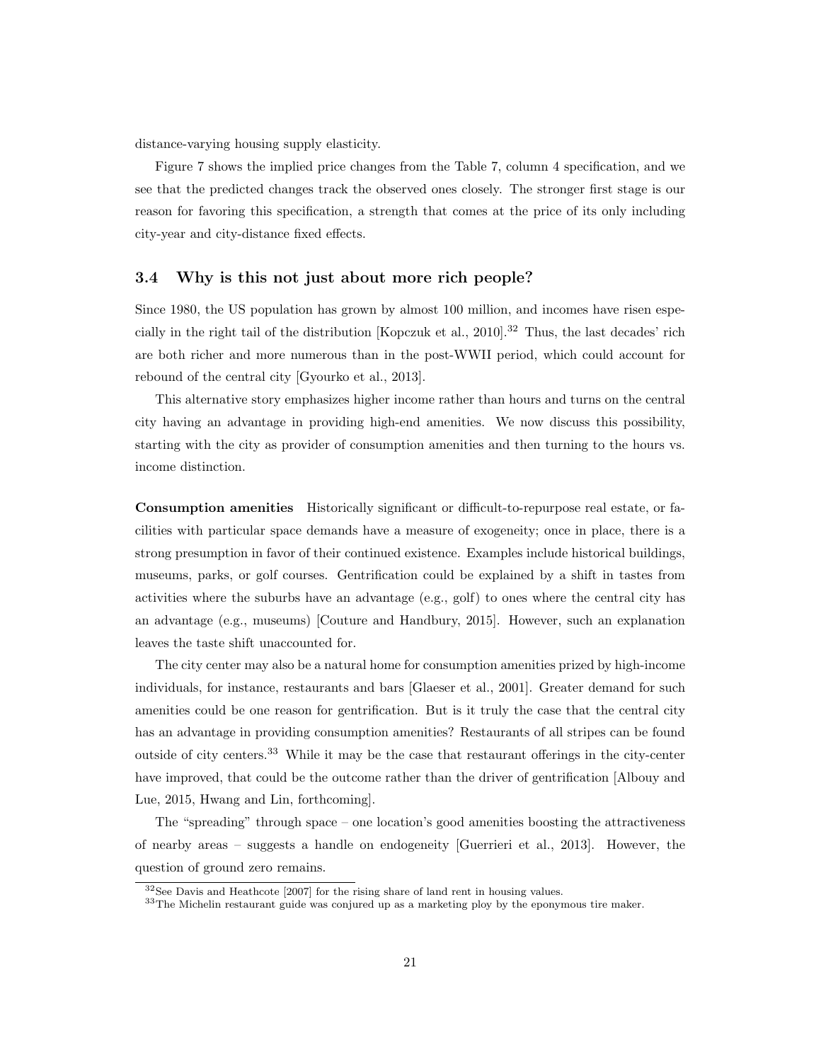distance-varying housing supply elasticity.

Figure 7 shows the implied price changes from the Table 7, column 4 specification, and we see that the predicted changes track the observed ones closely. The stronger first stage is our reason for favoring this specification, a strength that comes at the price of its only including city-year and city-distance fixed effects.

### 3.4 Why is this not just about more rich people?

Since 1980, the US population has grown by almost 100 million, and incomes have risen especially in the right tail of the distribution [Kopczuk et al., 2010].[32] Thus, the last decades' rich are both richer and more numerous than in the post-WWII period, which could account for rebound of the central city [Gyourko et al., 2013].

This alternative story emphasizes higher income rather than hours and turns on the central city having an advantage in providing high-end amenities. We now discuss this possibility, starting with the city as provider of consumption amenities and then turning to the hours vs. income distinction.

**Consumption amenities** Historically significant or difficult-to-repurpose real estate, or facilities with particular space demands have a measure of exogeneity; once in place, there is a strong presumption in favor of their continued existence. Examples include historical buildings, museums, parks, or golf courses. Gentrification could be explained by a shift in tastes from activities where the suburbs have an advantage (e.g., golf) to ones where the central city has an advantage (e.g., museums) [Couture and Handbury, 2015]. However, such an explanation leaves the taste shift unaccounted for.

The city center may also be a natural home for consumption amenities prized by high-income individuals, for instance, restaurants and bars [Glaeser et al., 2001]. Greater demand for such amenities could be one reason for gentrification. But is it truly the case that the central city has an advantage in providing consumption amenities? Restaurants of all stripes can be found outside of city centers.[33] While it may be the case that restaurant offerings in the city-center have improved, that could be the outcome rather than the driver of gentrification [Albouy and Lue, 2015, Hwang and Lin, forthcoming].

The "spreading" through space – one location's good amenities boosting the attractiveness of nearby areas – suggests a handle on endogeneity [Guerrieri et al., 2013]. However, the question of ground zero remains.

[32] See Davis and Heathcote [2007] for the rising share of land rent in housing values.

[33] The Michelin restaurant guide was conjured up as a marketing ploy by the eponymous tire maker.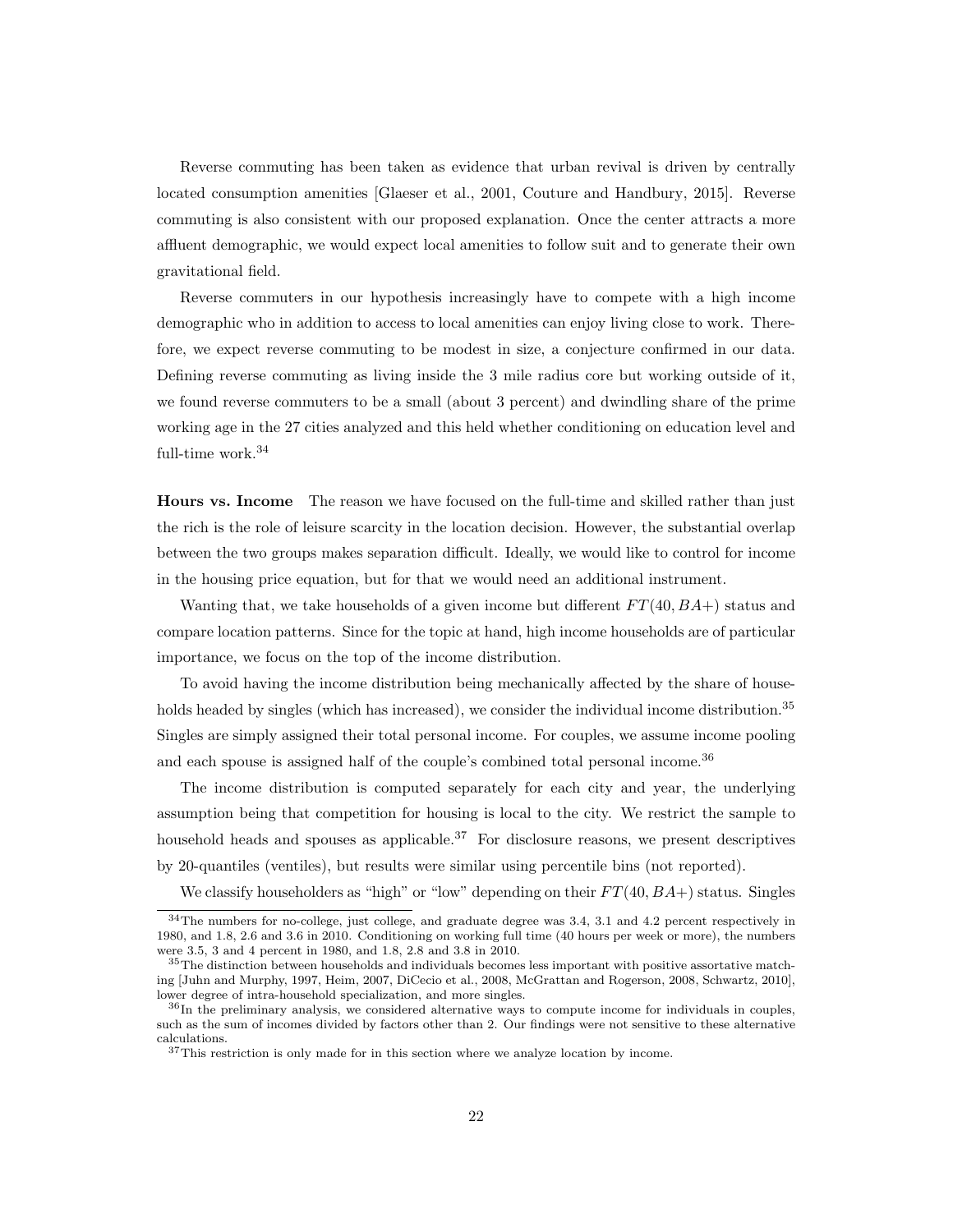Reverse commuting has been taken as evidence that urban revival is driven by centrally located consumption amenities [Glaeser et al., 2001, Couture and Handbury, 2015]. Reverse commuting is also consistent with our proposed explanation. Once the center attracts a more affluent demographic, we would expect local amenities to follow suit and to generate their own gravitational field.

Reverse commuters in our hypothesis increasingly have to compete with a high income demographic who in addition to access to local amenities can enjoy living close to work. Therefore, we expect reverse commuting to be modest in size, a conjecture confirmed in our data. Defining reverse commuting as living inside the 3 mile radius core but working outside of it, we found reverse commuters to be a small (about 3 percent) and dwindling share of the prime working age in the 27 cities analyzed and this held whether conditioning on education level and full-time work.[34]

**Hours vs. Income** The reason we have focused on the full-time and skilled rather than just the rich is the role of leisure scarcity in the location decision. However, the substantial overlap between the two groups makes separation difficult. Ideally, we would like to control for income in the housing price equation, but for that we would need an additional instrument.

Wanting that, we take households of a given income but different $FT(40, BA+)$ status and compare location patterns. Since for the topic at hand, high income households are of particular importance, we focus on the top of the income distribution.

To avoid having the income distribution being mechanically affected by the share of households headed by singles (which has increased), we consider the individual income distribution.[35] Singles are simply assigned their total personal income. For couples, we assume income pooling and each spouse is assigned half of the couple's combined total personal income.[36]

The income distribution is computed separately for each city and year, the underlying assumption being that competition for housing is local to the city. We restrict the sample to household heads and spouses as applicable.[37] For disclosure reasons, we present descriptives by 20-quantiles (ventiles), but results were similar using percentile bins (not reported).

We classify householders as "high" or "low" depending on their $FT(40, BA+)$ status. Singles

---

[34] The numbers for no-college, just college, and graduate degree was 3.4, 3.1 and 4.2 percent respectively in 1980, and 1.8, 2.6 and 3.6 in 2010. Conditioning on working full time (40 hours per week or more), the numbers were 3.5, 3 and 4 percent in 1980, and 1.8, 2.8 and 3.8 in 2010.

[35] The distinction between households and individuals becomes less important with positive assortative matching [Juhn and Murphy, 1997, Heim, 2007, DiCecio et al., 2008, McGrattan and Rogerson, 2008, Schwartz, 2010], lower degree of intra-household specialization, and more singles.

[36] In the preliminary analysis, we considered alternative ways to compute income for individuals in couples, such as the sum of incomes divided by factors other than 2. Our findings were not sensitive to these alternative calculations.

[37] This restriction is only made for in this section where we analyze location by income.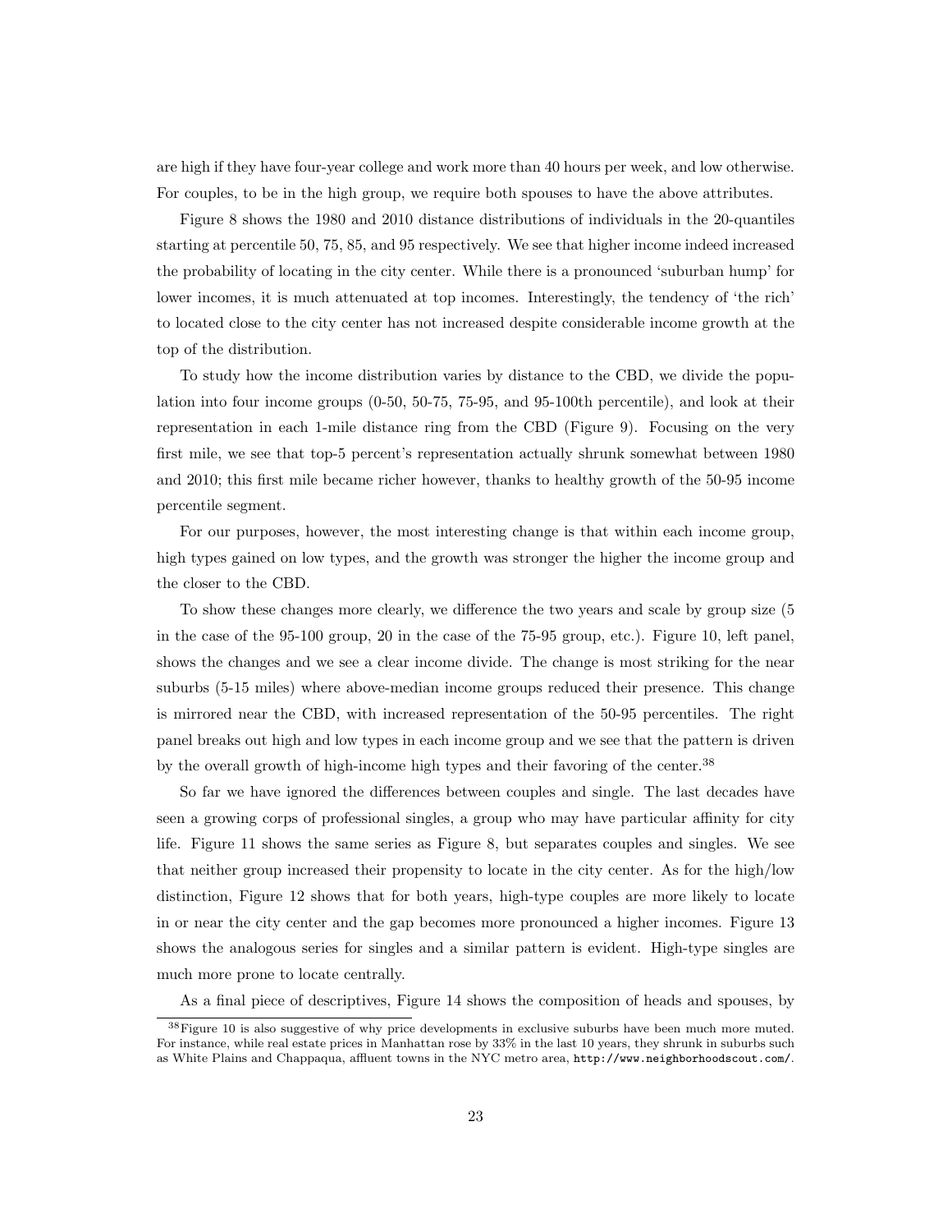are high if they have four-year college and work more than 40 hours per week, and low otherwise. For couples, to be in the high group, we require both spouses to have the above attributes.

Figure 8 shows the 1980 and 2010 distance distributions of individuals in the 20-quantiles starting at percentile 50, 75, 85, and 95 respectively. We see that higher income indeed increased the probability of locating in the city center. While there is a pronounced 'suburban hump' for lower incomes, it is much attenuated at top incomes. Interestingly, the tendency of 'the rich' to located close to the city center has not increased despite considerable income growth at the top of the distribution.

To study how the income distribution varies by distance to the CBD, we divide the population into four income groups (0-50, 50-75, 75-95, and 95-100th percentile), and look at their representation in each 1-mile distance ring from the CBD (Figure 9). Focusing on the very first mile, we see that top-5 percent's representation actually shrunk somewhat between 1980 and 2010; this first mile became richer however, thanks to healthy growth of the 50-95 income percentile segment.

For our purposes, however, the most interesting change is that within each income group, high types gained on low types, and the growth was stronger the higher the income group and the closer to the CBD.

To show these changes more clearly, we difference the two years and scale by group size (5 in the case of the 95-100 group, 20 in the case of the 75-95 group, etc.). Figure 10, left panel, shows the changes and we see a clear income divide. The change is most striking for the near suburbs (5-15 miles) where above-median income groups reduced their presence. This change is mirrored near the CBD, with increased representation of the 50-95 percentiles. The right panel breaks out high and low types in each income group and we see that the pattern is driven by the overall growth of high-income high types and their favoring of the center.[38]

So far we have ignored the differences between couples and single. The last decades have seen a growing corps of professional singles, a group who may have particular affinity for city life. Figure 11 shows the same series as Figure 8, but separates couples and singles. We see that neither group increased their propensity to locate in the city center. As for the high/low distinction, Figure 12 shows that for both years, high-type couples are more likely to locate in or near the city center and the gap becomes more pronounced a higher incomes. Figure 13 shows the analogous series for singles and a similar pattern is evident. High-type singles are much more prone to locate centrally.

As a final piece of descriptives, Figure 14 shows the composition of heads and spouses, by

[38] Figure 10 is also suggestive of why price developments in exclusive suburbs have been much more muted. For instance, while real estate prices in Manhattan rose by 33% in the last 10 years, they shrunk in suburbs such as White Plains and Chappaqua, affluent towns in the NYC metro area, http://www.neighborhoodscout.com/.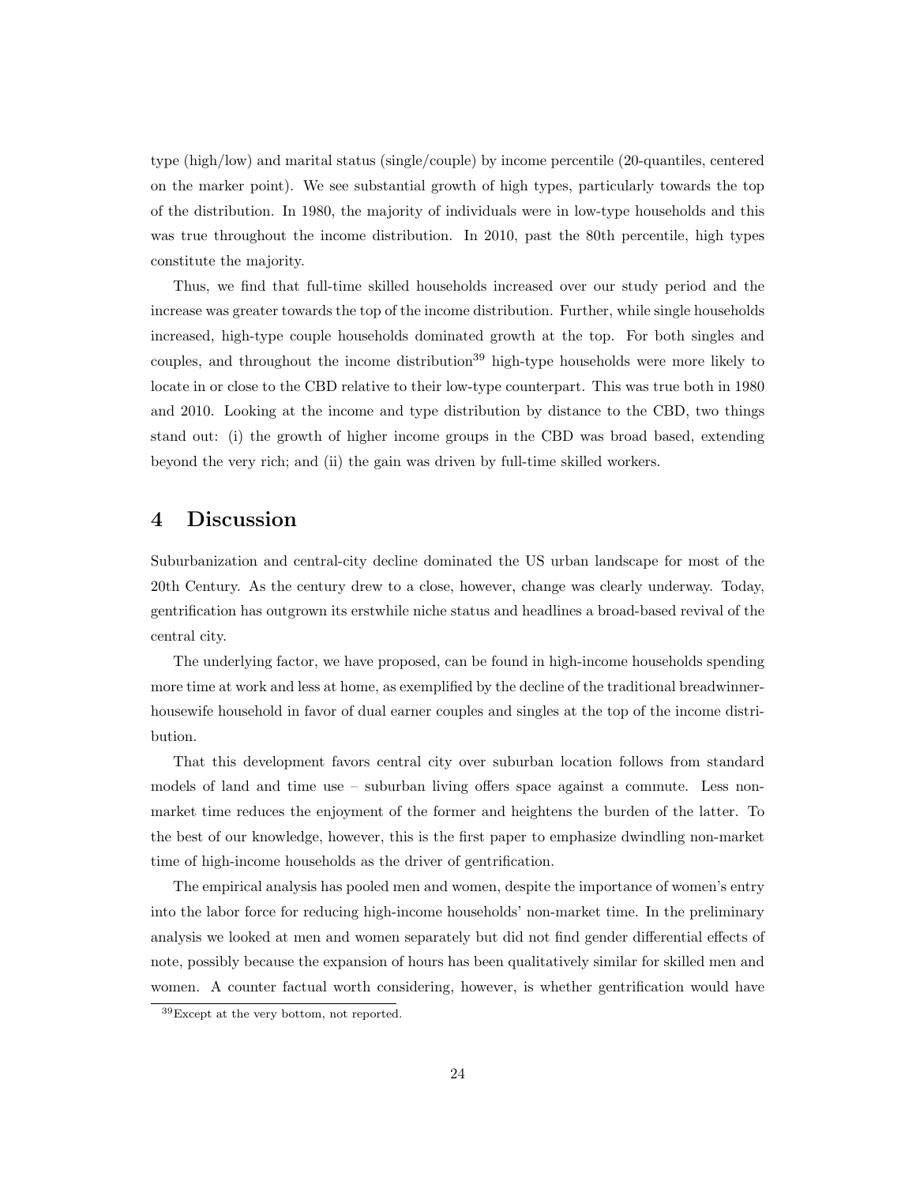type (high/low) and marital status (single/couple) by income percentile (20-quantiles, centered on the marker point). We see substantial growth of high types, particularly towards the top of the distribution. In 1980, the majority of individuals were in low-type households and this was true throughout the income distribution. In 2010, past the 80th percentile, high types constitute the majority.

Thus, we find that full-time skilled households increased over our study period and the increase was greater towards the top of the income distribution. Further, while single households increased, high-type couple households dominated growth at the top. For both singles and couples, and throughout the income distribution[39] high-type households were more likely to locate in or close to the CBD relative to their low-type counterpart. This was true both in 1980 and 2010. Looking at the income and type distribution by distance to the CBD, two things stand out: (i) the growth of higher income groups in the CBD was broad based, extending beyond the very rich; and (ii) the gain was driven by full-time skilled workers.

# 4 Discussion

Suburbanization and central-city decline dominated the US urban landscape for most of the 20th Century. As the century drew to a close, however, change was clearly underway. Today, gentrification has outgrown its erstwhile niche status and headlines a broad-based revival of the central city.

The underlying factor, we have proposed, can be found in high-income households spending more time at work and less at home, as exemplified by the decline of the traditional breadwinner-housewife household in favor of dual earner couples and singles at the top of the income distribution.

That this development favors central city over suburban location follows from standard models of land and time use – suburban living offers space against a commute. Less non-market time reduces the enjoyment of the former and heightens the burden of the latter. To the best of our knowledge, however, this is the first paper to emphasize dwindling non-market time of high-income households as the driver of gentrification.

The empirical analysis has pooled men and women, despite the importance of women's entry into the labor force for reducing high-income households' non-market time. In the preliminary analysis we looked at men and women separately but did not find gender differential effects of note, possibly because the expansion of hours has been qualitatively similar for skilled men and women. A counter factual worth considering, however, is whether gentrification would have

[39]Except at the very bottom, not reported.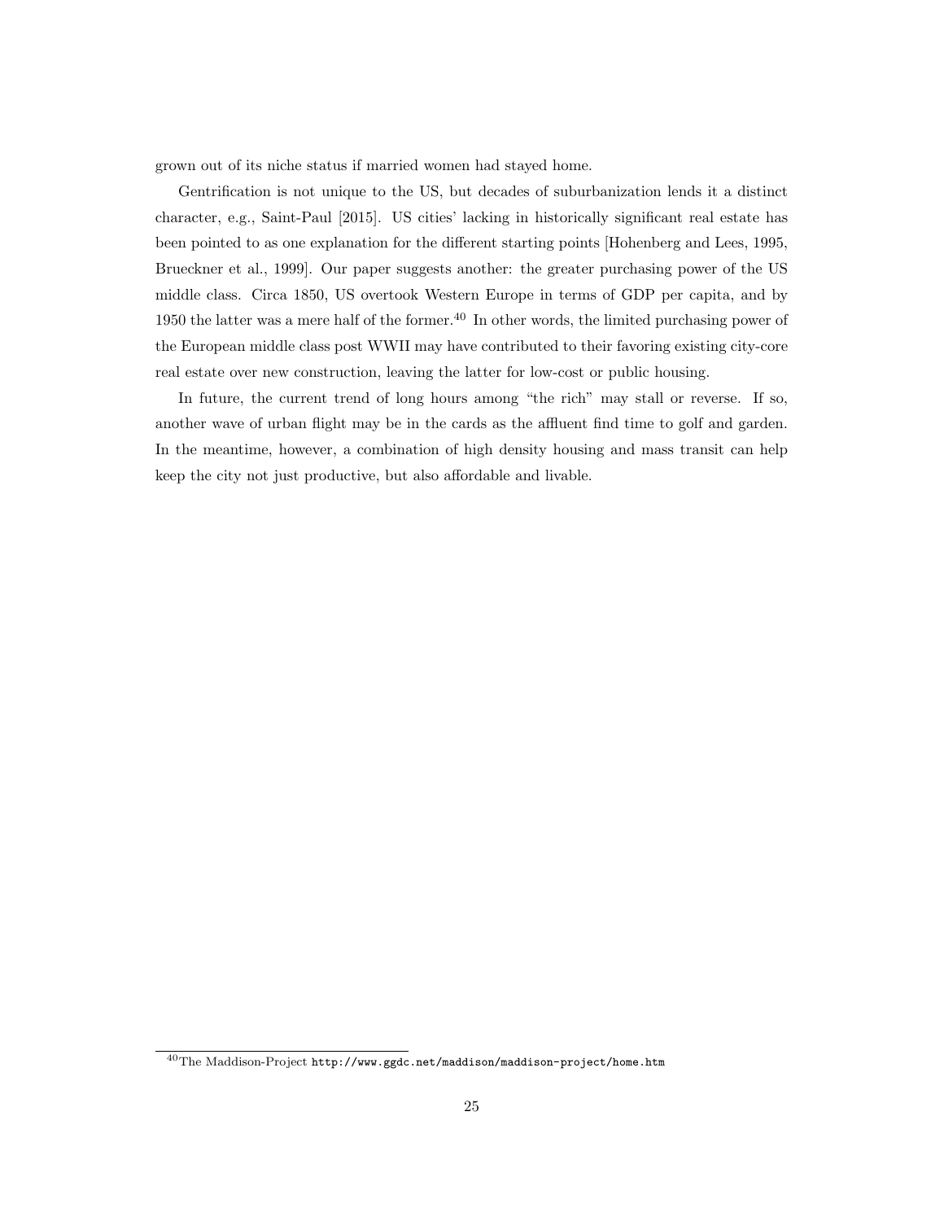grown out of its niche status if married women had stayed home.

Gentrification is not unique to the US, but decades of suburbanization lends it a distinct character, e.g., Saint-Paul [2015]. US cities' lacking in historically significant real estate has been pointed to as one explanation for the different starting points [Hohenberg and Lees, 1995, Brueckner et al., 1999]. Our paper suggests another: the greater purchasing power of the US middle class. Circa 1850, US overtook Western Europe in terms of GDP per capita, and by 1950 the latter was a mere half of the former.[40] In other words, the limited purchasing power of the European middle class post WWII may have contributed to their favoring existing city-core real estate over new construction, leaving the latter for low-cost or public housing.

In future, the current trend of long hours among "the rich" may stall or reverse. If so, another wave of urban flight may be in the cards as the affluent find time to golf and garden. In the meantime, however, a combination of high density housing and mass transit can help keep the city not just productive, but also affordable and livable.

[40] The Maddison-Project `http://www.ggdc.net/maddison/maddison-project/home.htm`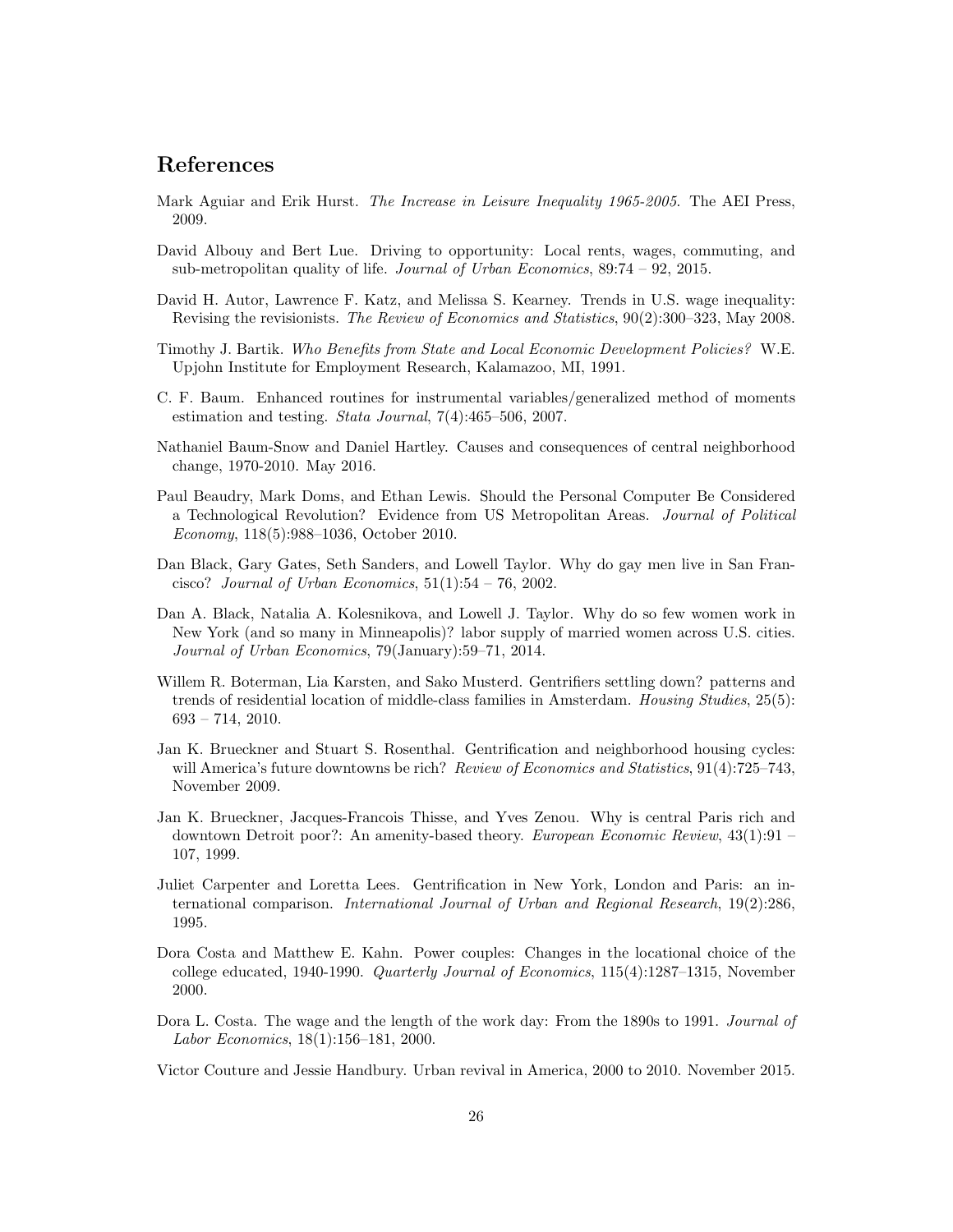# References

Mark Aguiar and Erik Hurst. *The Increase in Leisure Inequality 1965-2005*. The AEI Press, 2009.

David Albouy and Bert Lue. Driving to opportunity: Local rents, wages, commuting, and sub-metropolitan quality of life. *Journal of Urban Economics*, 89:74 – 92, 2015.

David H. Autor, Lawrence F. Katz, and Melissa S. Kearney. Trends in U.S. wage inequality: Revising the revisionists. *The Review of Economics and Statistics*, 90(2):300–323, May 2008.

Timothy J. Bartik. *Who Benefits from State and Local Economic Development Policies?* W.E. Upjohn Institute for Employment Research, Kalamazoo, MI, 1991.

C. F. Baum. Enhanced routines for instrumental variables/generalized method of moments estimation and testing. *Stata Journal*, 7(4):465–506, 2007.

Nathaniel Baum-Snow and Daniel Hartley. Causes and consequences of central neighborhood change, 1970-2010. May 2016.

Paul Beaudry, Mark Doms, and Ethan Lewis. Should the Personal Computer Be Considered a Technological Revolution? Evidence from US Metropolitan Areas. *Journal of Political Economy*, 118(5):988–1036, October 2010.

Dan Black, Gary Gates, Seth Sanders, and Lowell Taylor. Why do gay men live in San Francisco? *Journal of Urban Economics*, 51(1):54 – 76, 2002.

Dan A. Black, Natalia A. Kolesnikova, and Lowell J. Taylor. Why do so few women work in New York (and so many in Minneapolis)? labor supply of married women across U.S. cities. *Journal of Urban Economics*, 79(January):59–71, 2014.

Willem R. Boterman, Lia Karsten, and Sako Musterd. Gentrifiers settling down? patterns and trends of residential location of middle-class families in Amsterdam. *Housing Studies*, 25(5): 693 – 714, 2010.

Jan K. Brueckner and Stuart S. Rosenthal. Gentrification and neighborhood housing cycles: will America's future downtowns be rich? *Review of Economics and Statistics*, 91(4):725–743, November 2009.

Jan K. Brueckner, Jacques-Francois Thisse, and Yves Zenou. Why is central Paris rich and downtown Detroit poor?: An amenity-based theory. *European Economic Review*, 43(1):91 – 107, 1999.

Juliet Carpenter and Loretta Lees. Gentrification in New York, London and Paris: an international comparison. *International Journal of Urban and Regional Research*, 19(2):286, 1995.

Dora Costa and Matthew E. Kahn. Power couples: Changes in the locational choice of the college educated, 1940-1990. *Quarterly Journal of Economics*, 115(4):1287–1315, November 2000.

Dora L. Costa. The wage and the length of the work day: From the 1890s to 1991. *Journal of Labor Economics*, 18(1):156–181, 2000.

Victor Couture and Jessie Handbury. Urban revival in America, 2000 to 2010. November 2015.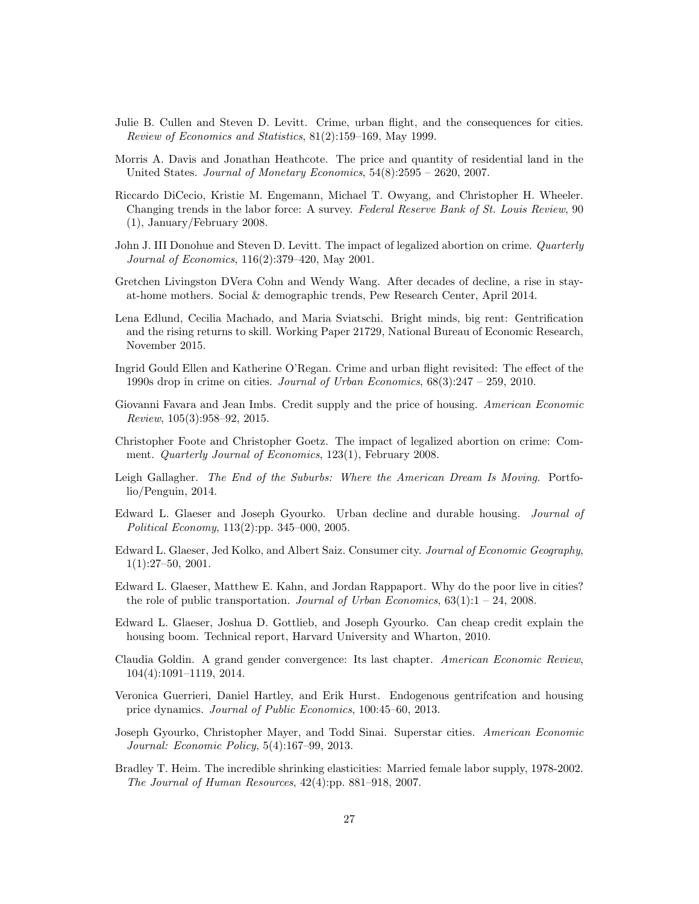Julie B. Cullen and Steven D. Levitt. Crime, urban flight, and the consequences for cities. *Review of Economics and Statistics*, 81(2):159–169, May 1999.

Morris A. Davis and Jonathan Heathcote. The price and quantity of residential land in the United States. *Journal of Monetary Economics*, 54(8):2595 – 2620, 2007.

Riccardo DiCecio, Kristie M. Engemann, Michael T. Owyang, and Christopher H. Wheeler. Changing trends in the labor force: A survey. *Federal Reserve Bank of St. Louis Review*, 90 (1), January/February 2008.

John J. III Donohue and Steven D. Levitt. The impact of legalized abortion on crime. *Quarterly Journal of Economics*, 116(2):379–420, May 2001.

Gretchen Livingston DVera Cohn and Wendy Wang. After decades of decline, a rise in stay-at-home mothers. Social & demographic trends, Pew Research Center, April 2014.

Lena Edlund, Cecilia Machado, and Maria Sviatschi. Bright minds, big rent: Gentrification and the rising returns to skill. Working Paper 21729, National Bureau of Economic Research, November 2015.

Ingrid Gould Ellen and Katherine O'Regan. Crime and urban flight revisited: The effect of the 1990s drop in crime on cities. *Journal of Urban Economics*, 68(3):247 – 259, 2010.

Giovanni Favara and Jean Imbs. Credit supply and the price of housing. *American Economic Review*, 105(3):958–92, 2015.

Christopher Foote and Christopher Goetz. The impact of legalized abortion on crime: Comment. *Quarterly Journal of Economics*, 123(1), February 2008.

Leigh Gallagher. *The End of the Suburbs: Where the American Dream Is Moving*. Portfolio/Penguin, 2014.

Edward L. Glaeser and Joseph Gyourko. Urban decline and durable housing. *Journal of Political Economy*, 113(2):pp. 345–000, 2005.

Edward L. Glaeser, Jed Kolko, and Albert Saiz. Consumer city. *Journal of Economic Geography*, 1(1):27–50, 2001.

Edward L. Glaeser, Matthew E. Kahn, and Jordan Rappaport. Why do the poor live in cities? the role of public transportation. *Journal of Urban Economics*, 63(1):1 – 24, 2008.

Edward L. Glaeser, Joshua D. Gottlieb, and Joseph Gyourko. Can cheap credit explain the housing boom. Technical report, Harvard University and Wharton, 2010.

Claudia Goldin. A grand gender convergence: Its last chapter. *American Economic Review*, 104(4):1091–1119, 2014.

Veronica Guerrieri, Daniel Hartley, and Erik Hurst. Endogenous gentrifcation and housing price dynamics. *Journal of Public Economics*, 100:45–60, 2013.

Joseph Gyourko, Christopher Mayer, and Todd Sinai. Superstar cities. *American Economic Journal: Economic Policy*, 5(4):167–99, 2013.

Bradley T. Heim. The incredible shrinking elasticities: Married female labor supply, 1978-2002. *The Journal of Human Resources*, 42(4):pp. 881–918, 2007.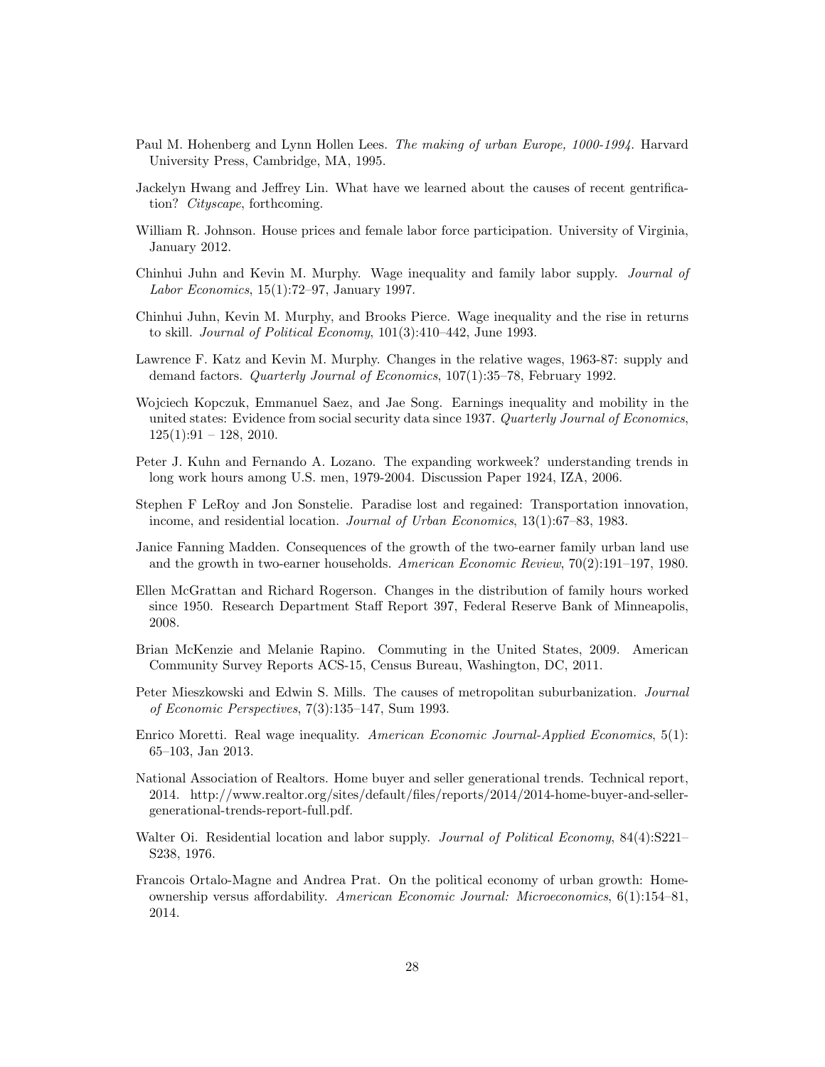Paul M. Hohenberg and Lynn Hollen Lees. *The making of urban Europe, 1000-1994*. Harvard University Press, Cambridge, MA, 1995.

Jackelyn Hwang and Jeffrey Lin. What have we learned about the causes of recent gentrification? *Cityscape*, forthcoming.

William R. Johnson. House prices and female labor force participation. University of Virginia, January 2012.

Chinhui Juhn and Kevin M. Murphy. Wage inequality and family labor supply. *Journal of Labor Economics*, 15(1):72–97, January 1997.

Chinhui Juhn, Kevin M. Murphy, and Brooks Pierce. Wage inequality and the rise in returns to skill. *Journal of Political Economy*, 101(3):410–442, June 1993.

Lawrence F. Katz and Kevin M. Murphy. Changes in the relative wages, 1963-87: supply and demand factors. *Quarterly Journal of Economics*, 107(1):35–78, February 1992.

Wojciech Kopczuk, Emmanuel Saez, and Jae Song. Earnings inequality and mobility in the united states: Evidence from social security data since 1937. *Quarterly Journal of Economics*, 125(1):91 – 128, 2010.

Peter J. Kuhn and Fernando A. Lozano. The expanding workweek? understanding trends in long work hours among U.S. men, 1979-2004. Discussion Paper 1924, IZA, 2006.

Stephen F LeRoy and Jon Sonstelie. Paradise lost and regained: Transportation innovation, income, and residential location. *Journal of Urban Economics*, 13(1):67–83, 1983.

Janice Fanning Madden. Consequences of the growth of the two-earner family urban land use and the growth in two-earner households. *American Economic Review*, 70(2):191–197, 1980.

Ellen McGrattan and Richard Rogerson. Changes in the distribution of family hours worked since 1950. Research Department Staff Report 397, Federal Reserve Bank of Minneapolis, 2008.

Brian McKenzie and Melanie Rapino. Commuting in the United States, 2009. American Community Survey Reports ACS-15, Census Bureau, Washington, DC, 2011.

Peter Mieszkowski and Edwin S. Mills. The causes of metropolitan suburbanization. *Journal of Economic Perspectives*, 7(3):135–147, Sum 1993.

Enrico Moretti. Real wage inequality. *American Economic Journal-Applied Economics*, 5(1): 65–103, Jan 2013.

National Association of Realtors. Home buyer and seller generational trends. Technical report, 2014. http://www.realtor.org/sites/default/files/reports/2014/2014-home-buyer-and-seller-generational-trends-report-full.pdf.

Walter Oi. Residential location and labor supply. *Journal of Political Economy*, 84(4):S221–S238, 1976.

Francois Ortalo-Magne and Andrea Prat. On the political economy of urban growth: Homeownership versus affordability. *American Economic Journal: Microeconomics*, 6(1):154–81, 2014.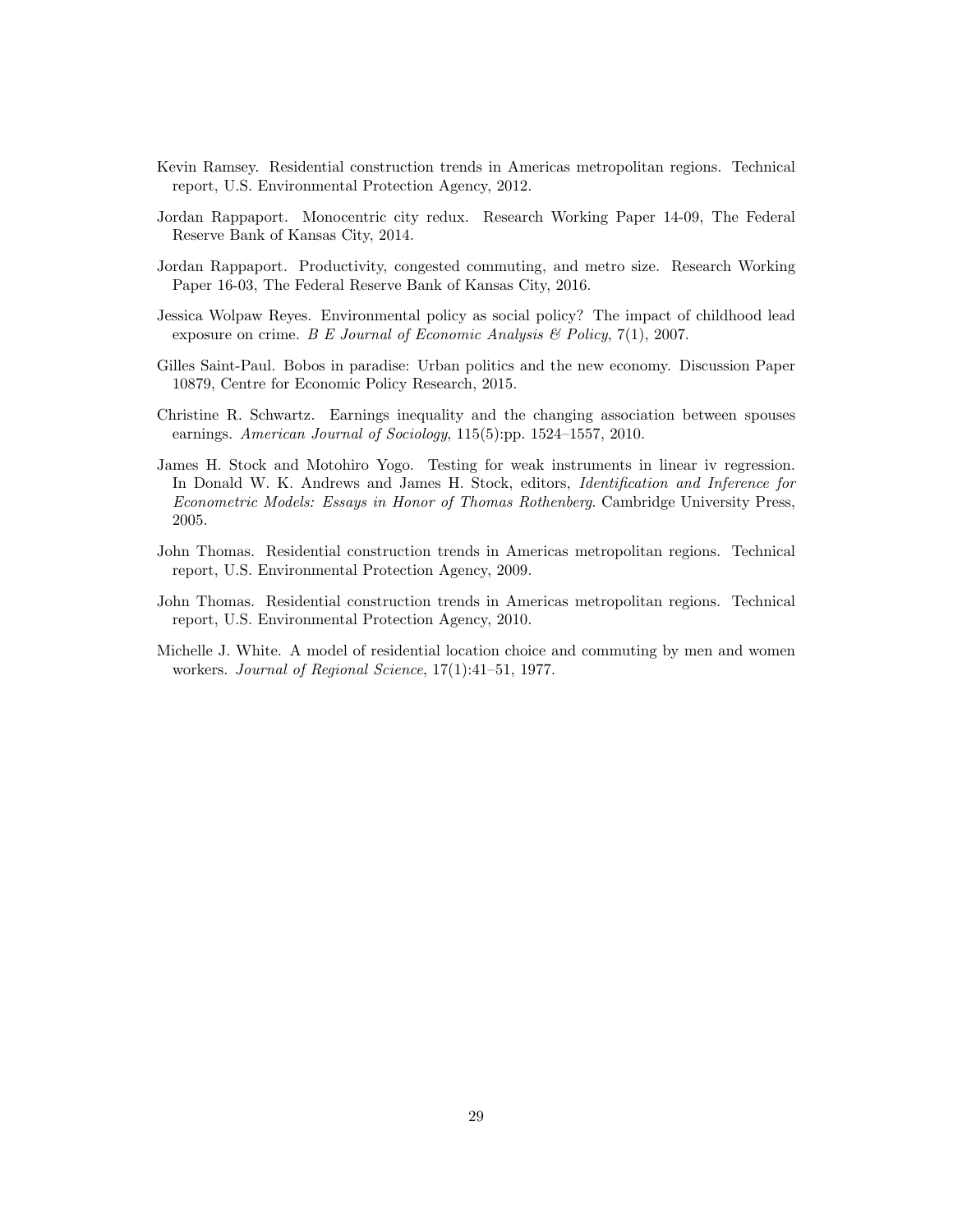Kevin Ramsey. Residential construction trends in Americas metropolitan regions. Technical report, U.S. Environmental Protection Agency, 2012.

Jordan Rappaport. Monocentric city redux. Research Working Paper 14-09, The Federal Reserve Bank of Kansas City, 2014.

Jordan Rappaport. Productivity, congested commuting, and metro size. Research Working Paper 16-03, The Federal Reserve Bank of Kansas City, 2016.

Jessica Wolpaw Reyes. Environmental policy as social policy? The impact of childhood lead exposure on crime. *B E Journal of Economic Analysis & Policy*, 7(1), 2007.

Gilles Saint-Paul. Bobos in paradise: Urban politics and the new economy. Discussion Paper 10879, Centre for Economic Policy Research, 2015.

Christine R. Schwartz. Earnings inequality and the changing association between spouses earnings. *American Journal of Sociology*, 115(5):pp. 1524–1557, 2010.

James H. Stock and Motohiro Yogo. Testing for weak instruments in linear iv regression. In Donald W. K. Andrews and James H. Stock, editors, *Identification and Inference for Econometric Models: Essays in Honor of Thomas Rothenberg*. Cambridge University Press, 2005.

John Thomas. Residential construction trends in Americas metropolitan regions. Technical report, U.S. Environmental Protection Agency, 2009.

John Thomas. Residential construction trends in Americas metropolitan regions. Technical report, U.S. Environmental Protection Agency, 2010.

Michelle J. White. A model of residential location choice and commuting by men and women workers. *Journal of Regional Science*, 17(1):41–51, 1977.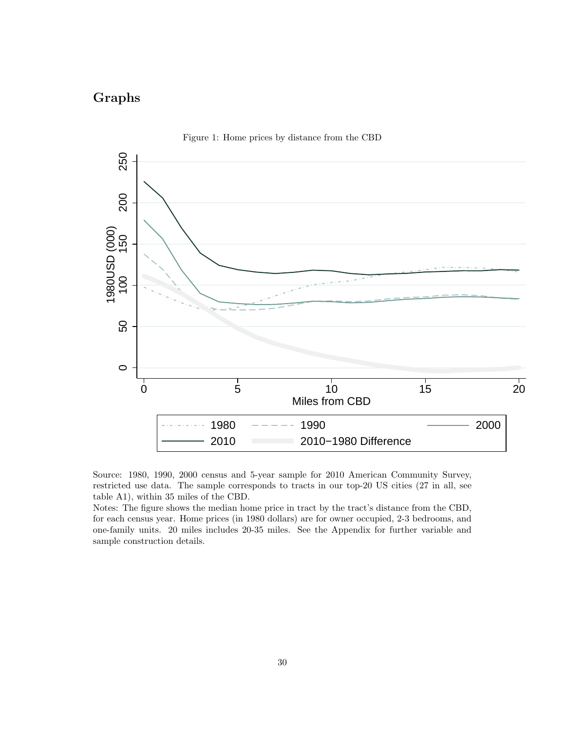## Graphs

Figure 1: Home prices by distance from the CBD

Source: 1980, 1990, 2000 census and 5-year sample for 2010 American Community Survey, restricted use data. The sample corresponds to tracts in our top-20 US cities (27 in all, see table A1), within 35 miles of the CBD.
Notes: The figure shows the median home price in tract by the tract's distance from the CBD, for each census year. Home prices (in 1980 dollars) are for owner occupied, 2-3 bedrooms, and one-family units. 20 miles includes 20-35 miles. See the Appendix for further variable and sample construction details.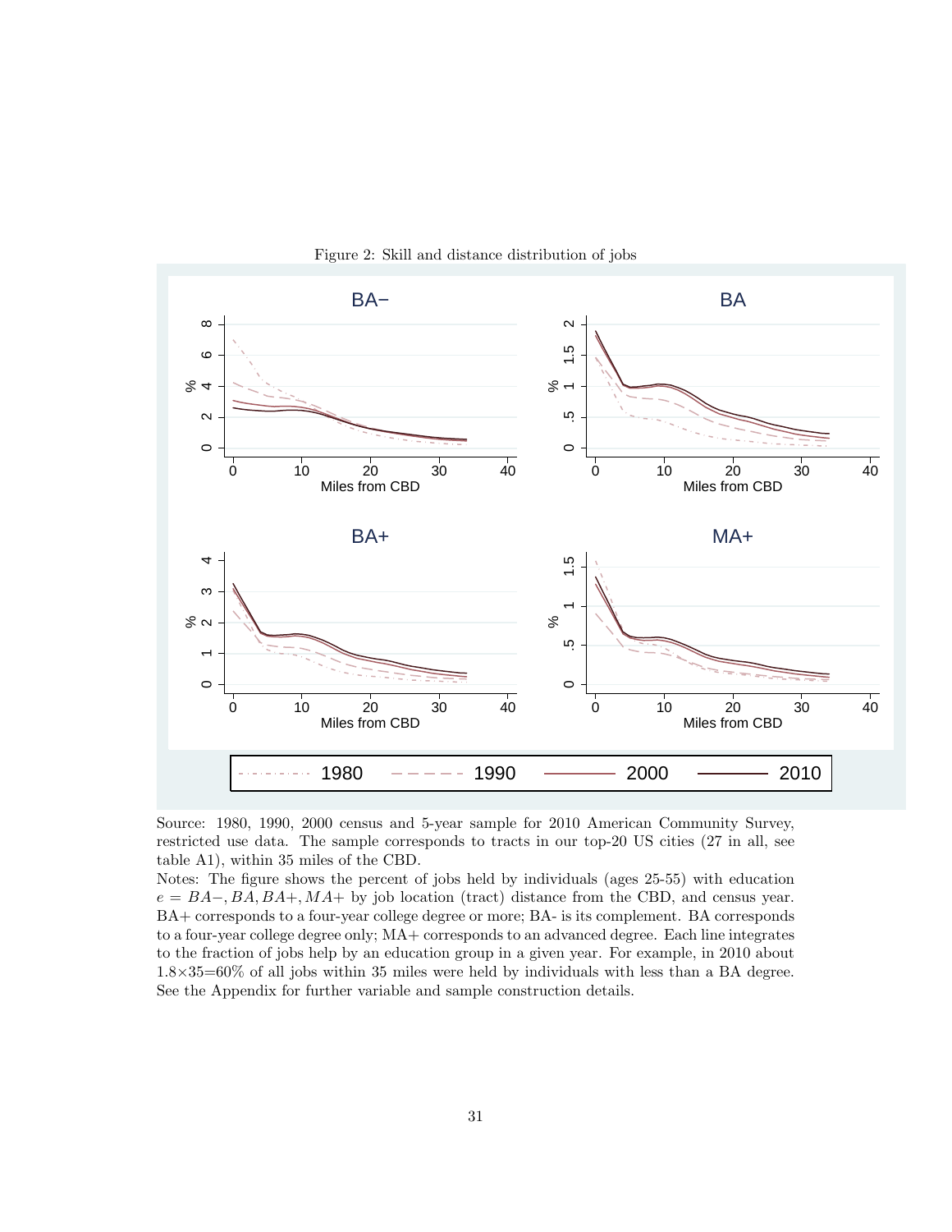Figure 2: Skill and distance distribution of jobs

Source: 1980, 1990, 2000 census and 5-year sample for 2010 American Community Survey, restricted use data. The sample corresponds to tracts in our top-20 US cities (27 in all, see table A1), within 35 miles of the CBD.

Notes: The figure shows the percent of jobs held by individuals (ages 25-55) with education $e = BA-, BA, BA+, MA+$ by job location (tract) distance from the CBD, and census year. BA+ corresponds to a four-year college degree or more; BA- is its complement. BA corresponds to a four-year college degree only; MA+ corresponds to an advanced degree. Each line integrates to the fraction of jobs help by an education group in a given year. For example, in 2010 about $1.8 \times 35 = 60\%$ of all jobs within 35 miles were held by individuals with less than a BA degree. See the Appendix for further variable and sample construction details.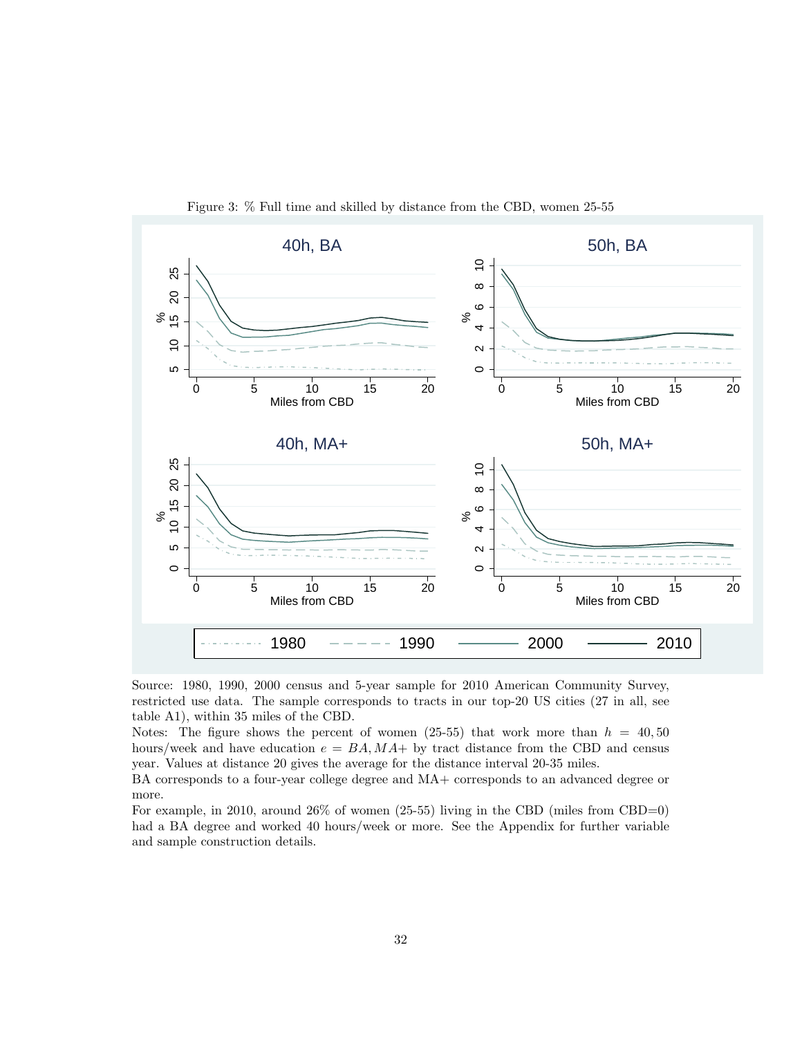Figure 3: % Full time and skilled by distance from the CBD, women 25-55

Source: 1980, 1990, 2000 census and 5-year sample for 2010 American Community Survey, restricted use data. The sample corresponds to tracts in our top-20 US cities (27 in all, see table A1), within 35 miles of the CBD.

Notes: The figure shows the percent of women (25-55) that work more than $h = 40, 50$ hours/week and have education $e = BA, MA+$ by tract distance from the CBD and census year. Values at distance 20 gives the average for the distance interval 20-35 miles.

BA corresponds to a four-year college degree and MA+ corresponds to an advanced degree or more.

For example, in 2010, around 26% of women (25-55) living in the CBD (miles from CBD=0) had a BA degree and worked 40 hours/week or more. See the Appendix for further variable and sample construction details.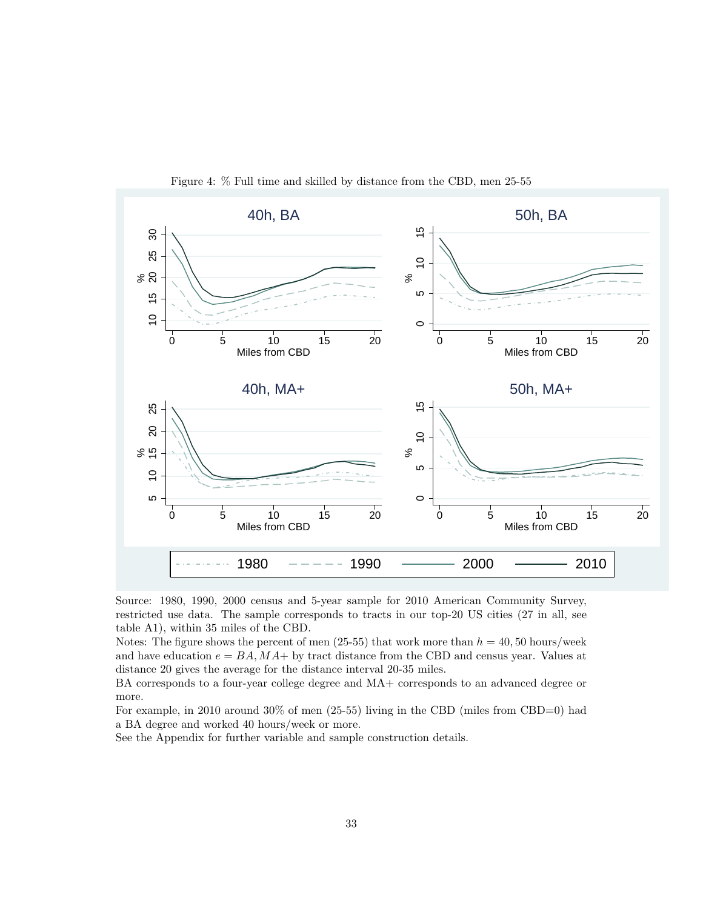Figure 4: % Full time and skilled by distance from the CBD, men 25-55

Source: 1980, 1990, 2000 census and 5-year sample for 2010 American Community Survey, restricted use data. The sample corresponds to tracts in our top-20 US cities (27 in all, see table A1), within 35 miles of the CBD.

Notes: The figure shows the percent of men (25-55) that work more than $h = 40, 50$ hours/week and have education $e = BA, MA+$ by tract distance from the CBD and census year. Values at distance 20 gives the average for the distance interval 20-35 miles.

BA corresponds to a four-year college degree and MA+ corresponds to an advanced degree or more.

For example, in 2010 around 30% of men (25-55) living in the CBD (miles from CBD=0) had a BA degree and worked 40 hours/week or more.

See the Appendix for further variable and sample construction details.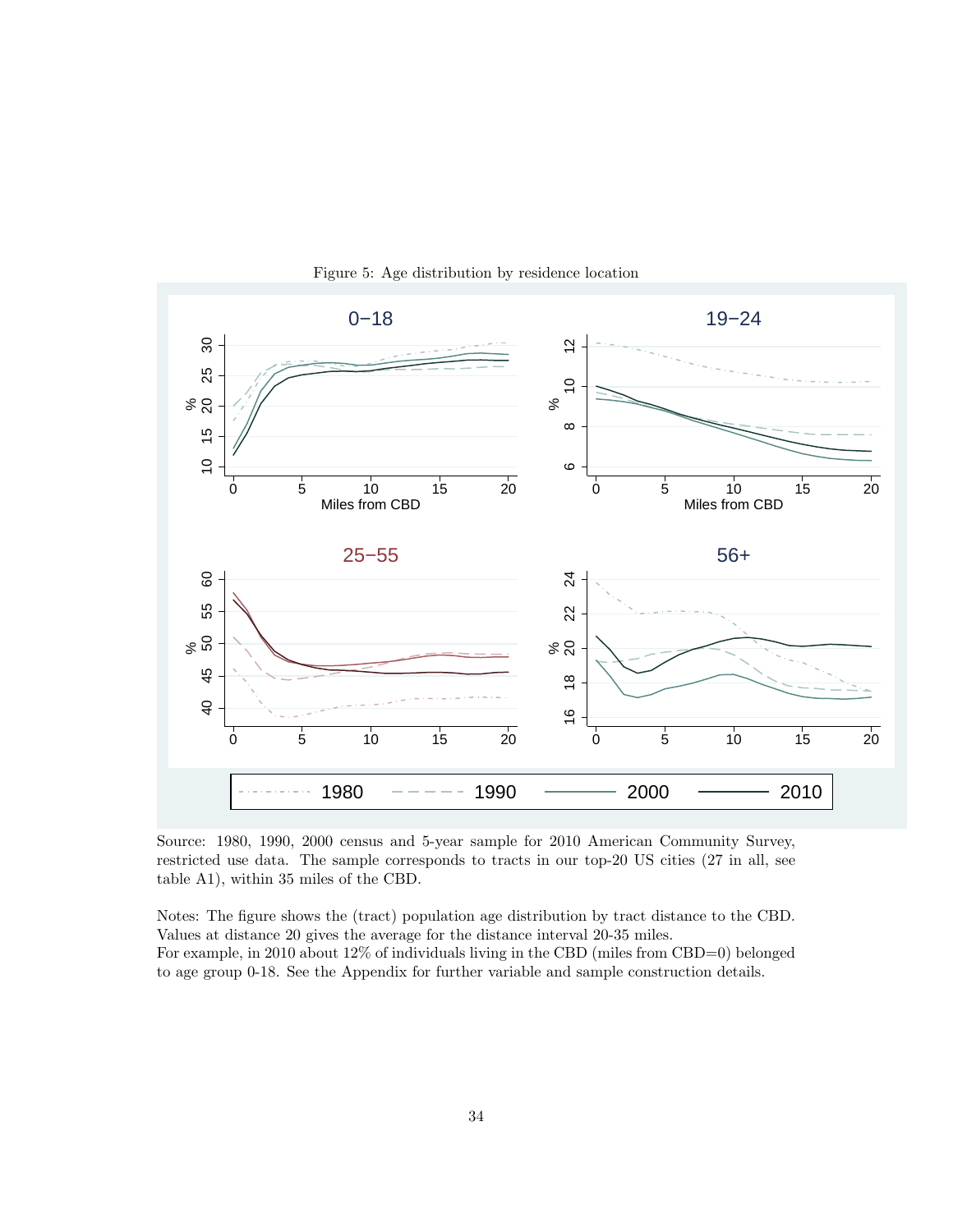Figure 5: Age distribution by residence location

Source: 1980, 1990, 2000 census and 5-year sample for 2010 American Community Survey, restricted use data. The sample corresponds to tracts in our top-20 US cities (27 in all, see table A1), within 35 miles of the CBD.

Notes: The figure shows the (tract) population age distribution by tract distance to the CBD. Values at distance 20 gives the average for the distance interval 20-35 miles.
For example, in 2010 about 12% of individuals living in the CBD (miles from CBD=0) belonged to age group 0-18. See the Appendix for further variable and sample construction details.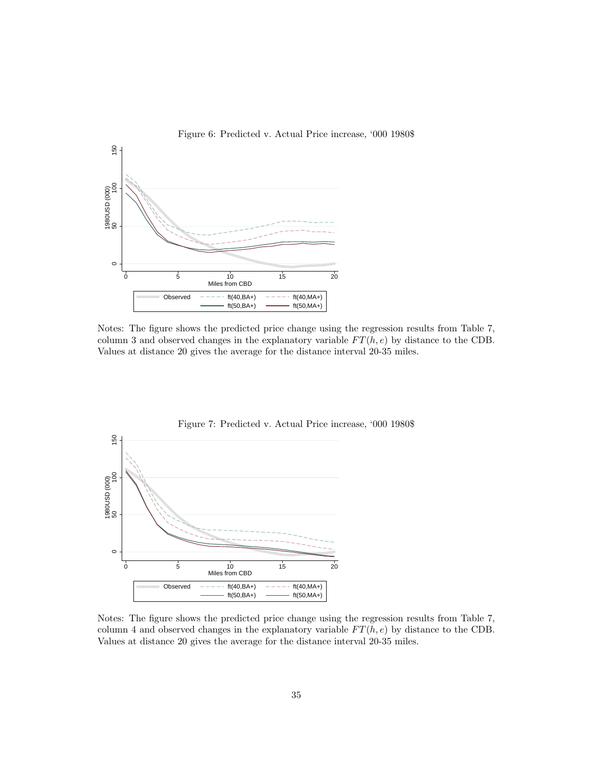Figure 6: Predicted v. Actual Price increase, '000 1980$

Notes: The figure shows the predicted price change using the regression results from Table 7, column 3 and observed changes in the explanatory variable $FT(h, e)$ by distance to the CDB. Values at distance 20 gives the average for the distance interval 20-35 miles.

Figure 7: Predicted v. Actual Price increase, '000 1980$

Notes: The figure shows the predicted price change using the regression results from Table 7, column 4 and observed changes in the explanatory variable $FT(h, e)$ by distance to the CDB. Values at distance 20 gives the average for the distance interval 20-35 miles.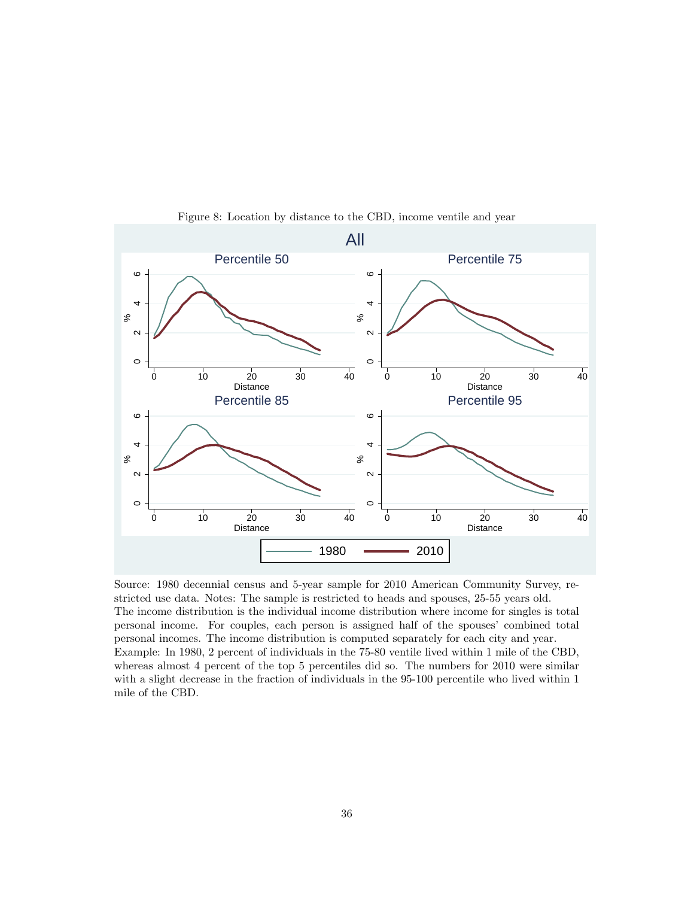Figure 8: Location by distance to the CBD, income ventile and year

Source: 1980 decennial census and 5-year sample for 2010 American Community Survey, restricted use data. Notes: The sample is restricted to heads and spouses, 25-55 years old. The income distribution is the individual income distribution where income for singles is total personal income. For couples, each person is assigned half of the spouses' combined total personal incomes. The income distribution is computed separately for each city and year. Example: In 1980, 2 percent of individuals in the 75-80 ventile lived within 1 mile of the CBD, whereas almost 4 percent of the top 5 percentiles did so. The numbers for 2010 were similar with a slight decrease in the fraction of individuals in the 95-100 percentile who lived within 1 mile of the CBD.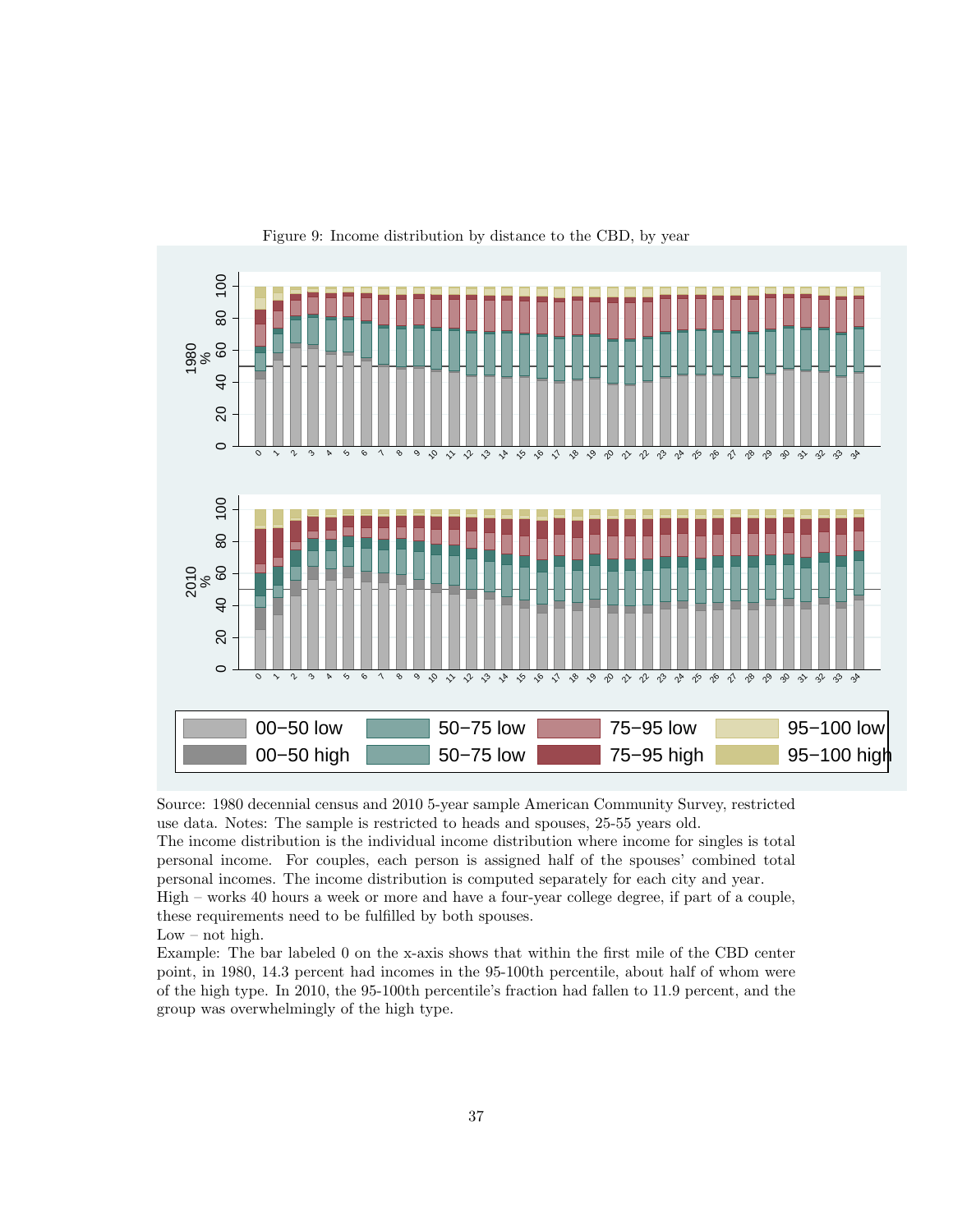Figure 9: Income distribution by distance to the CBD, by year

Source: 1980 decennial census and 2010 5-year sample American Community Survey, restricted use data. Notes: The sample is restricted to heads and spouses, 25-55 years old.

The income distribution is the individual income distribution where income for singles is total personal income. For couples, each person is assigned half of the spouses' combined total personal incomes. The income distribution is computed separately for each city and year.

High – works 40 hours a week or more and have a four-year college degree, if part of a couple, these requirements need to be fulfilled by both spouses.

Low – not high.

Example: The bar labeled 0 on the x-axis shows that within the first mile of the CBD center point, in 1980, 14.3 percent had incomes in the 95-100th percentile, about half of whom were of the high type. In 2010, the 95-100th percentile's fraction had fallen to 11.9 percent, and the group was overwhelmingly of the high type.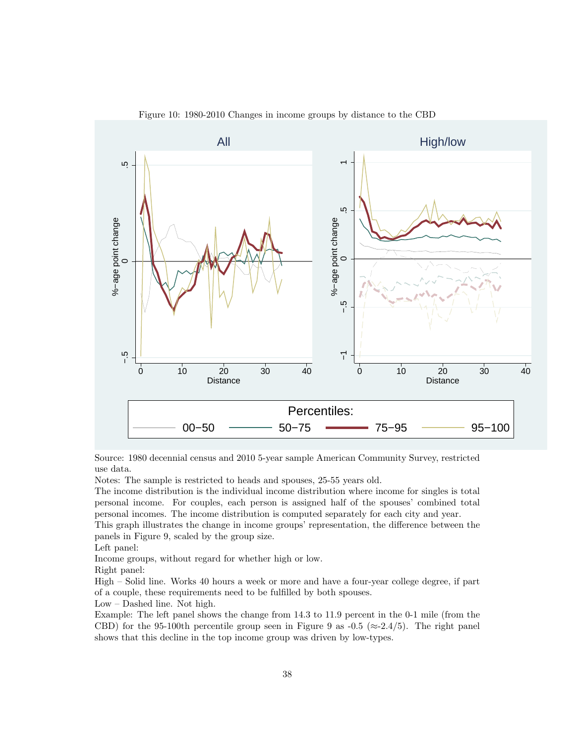Figure 10: 1980-2010 Changes in income groups by distance to the CBD

Source: 1980 decennial census and 2010 5-year sample American Community Survey, restricted use data.

Notes: The sample is restricted to heads and spouses, 25-55 years old.

The income distribution is the individual income distribution where income for singles is total personal income. For couples, each person is assigned half of the spouses' combined total personal incomes. The income distribution is computed separately for each city and year.

This graph illustrates the change in income groups' representation, the difference between the panels in Figure 9, scaled by the group size.

Left panel:

Income groups, without regard for whether high or low.

Right panel:

High – Solid line. Works 40 hours a week or more and have a four-year college degree, if part of a couple, these requirements need to be fulfilled by both spouses.

Low – Dashed line. Not high.

Example: The left panel shows the change from 14.3 to 11.9 percent in the 0-1 mile (from the CBD) for the 95-100th percentile group seen in Figure 9 as -0.5 (≈-2.4/5). The right panel shows that this decline in the top income group was driven by low-types.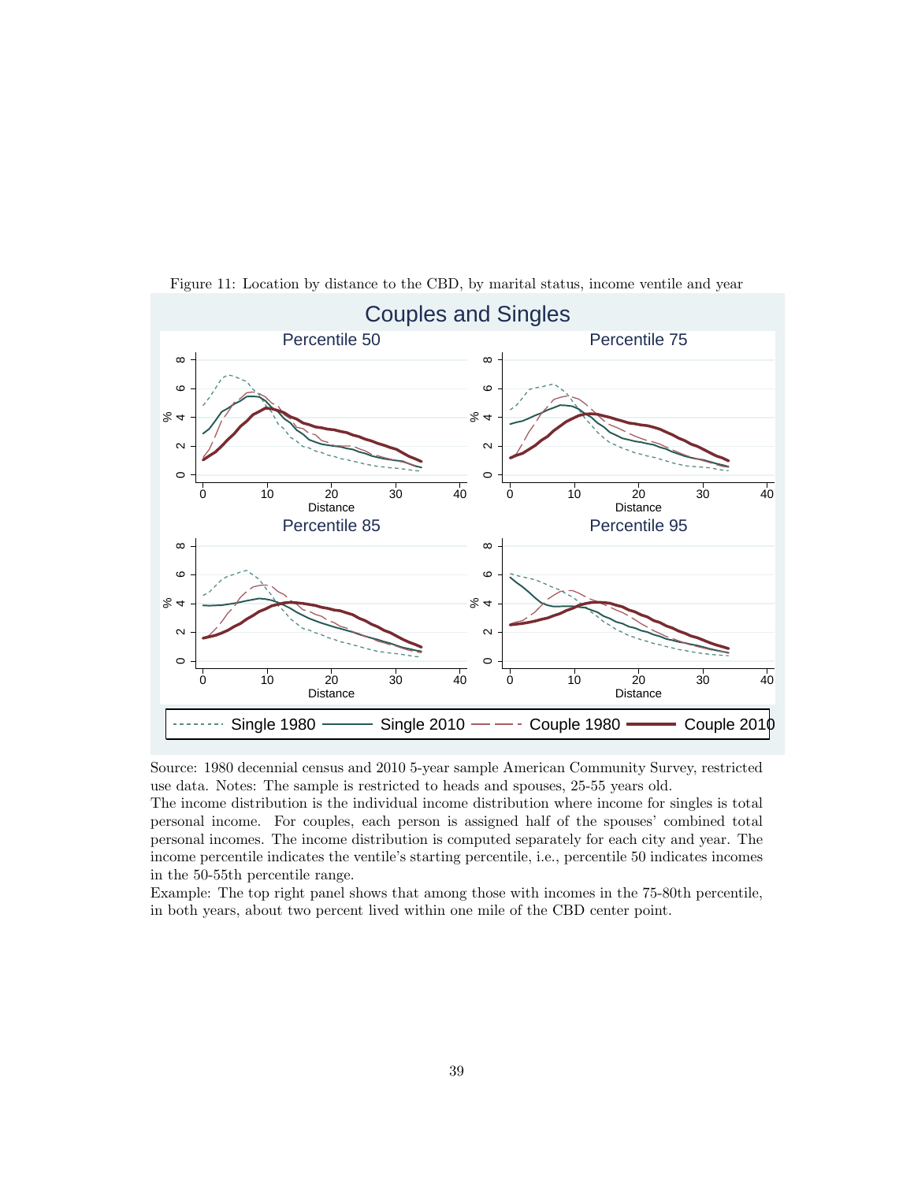Figure 11: Location by distance to the CBD, by marital status, income ventile and year

Source: 1980 decennial census and 2010 5-year sample American Community Survey, restricted use data. Notes: The sample is restricted to heads and spouses, 25-55 years old.
The income distribution is the individual income distribution where income for singles is total personal income. For couples, each person is assigned half of the spouses' combined total personal incomes. The income distribution is computed separately for each city and year. The income percentile indicates the ventile's starting percentile, i.e., percentile 50 indicates incomes in the 50-55th percentile range.
Example: The top right panel shows that among those with incomes in the 75-80th percentile, in both years, about two percent lived within one mile of the CBD center point.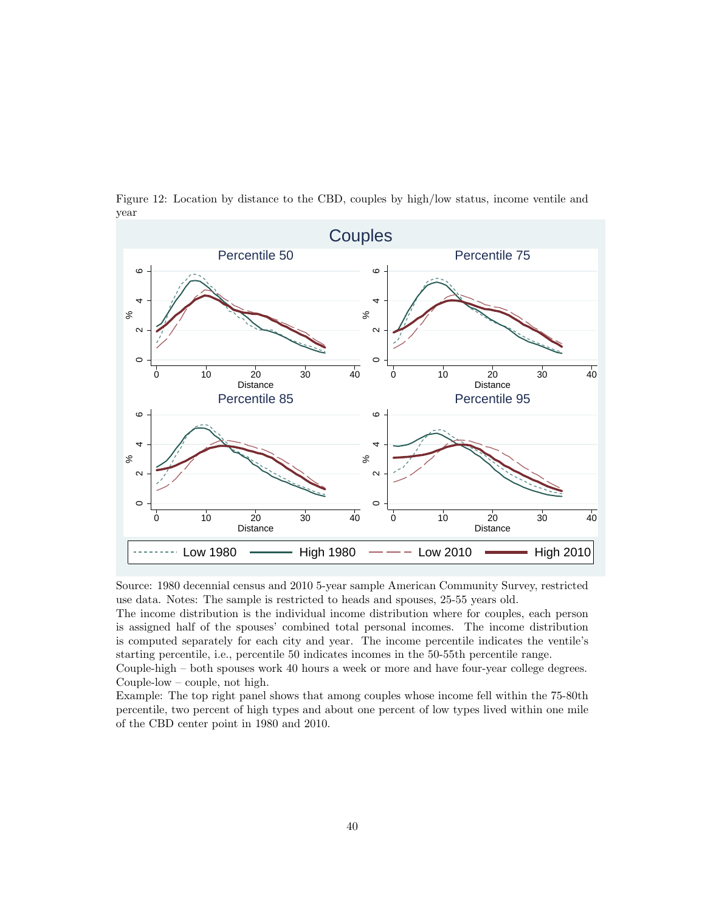Figure 12: Location by distance to the CBD, couples by high/low status, income ventile and year

Source: 1980 decennial census and 2010 5-year sample American Community Survey, restricted use data. Notes: The sample is restricted to heads and spouses, 25-55 years old.
The income distribution is the individual income distribution where for couples, each person is assigned half of the spouses' combined total personal incomes. The income distribution is computed separately for each city and year. The income percentile indicates the ventile's starting percentile, i.e., percentile 50 indicates incomes in the 50-55th percentile range.
Couple-high – both spouses work 40 hours a week or more and have four-year college degrees.
Couple-low – couple, not high.
Example: The top right panel shows that among couples whose income fell within the 75-80th percentile, two percent of high types and about one percent of low types lived within one mile of the CBD center point in 1980 and 2010.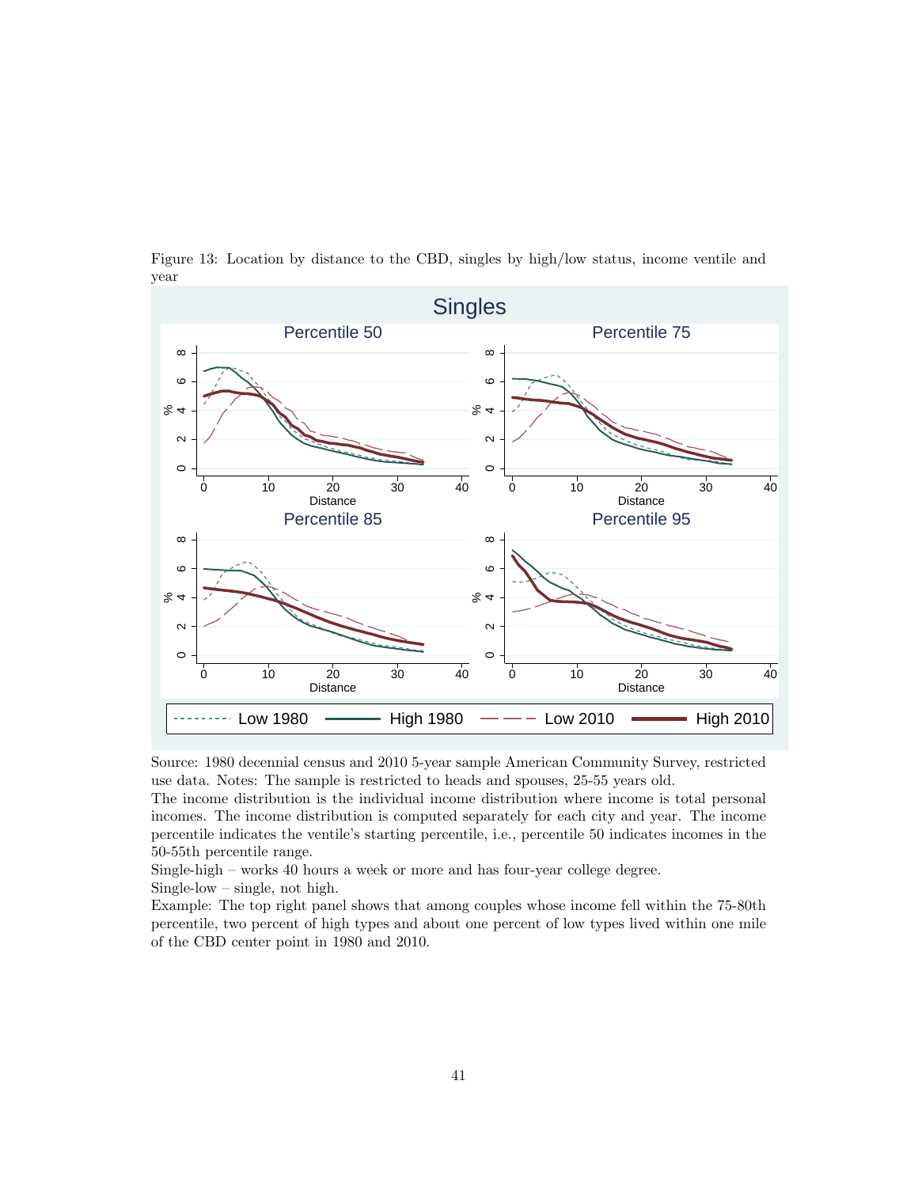Figure 13: Location by distance to the CBD, singles by high/low status, income ventile and year

Source: 1980 decennial census and 2010 5-year sample American Community Survey, restricted use data. Notes: The sample is restricted to heads and spouses, 25-55 years old.
The income distribution is the individual income distribution where income is total personal incomes. The income distribution is computed separately for each city and year. The income percentile indicates the ventile's starting percentile, i.e., percentile 50 indicates incomes in the 50-55th percentile range.
Single-high – works 40 hours a week or more and has four-year college degree.
Single-low – single, not high.
Example: The top right panel shows that among couples whose income fell within the 75-80th percentile, two percent of high types and about one percent of low types lived within one mile of the CBD center point in 1980 and 2010.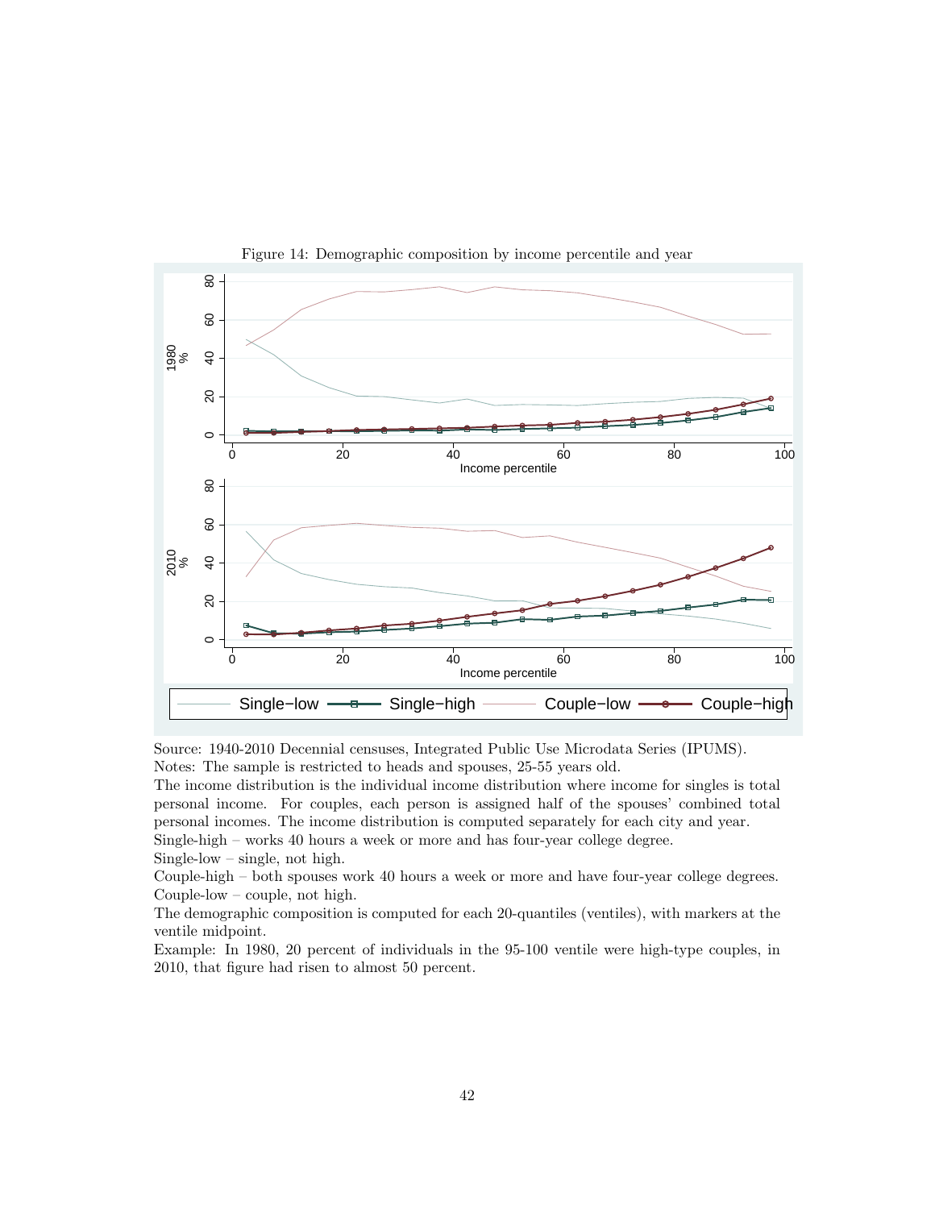Figure 14: Demographic composition by income percentile and year

Source: 1940-2010 Decennial censuses, Integrated Public Use Microdata Series (IPUMS).
Notes: The sample is restricted to heads and spouses, 25-55 years old.
The income distribution is the individual income distribution where income for singles is total personal income. For couples, each person is assigned half of the spouses' combined total personal incomes. The income distribution is computed separately for each city and year.
Single-high – works 40 hours a week or more and has four-year college degree.
Single-low – single, not high.
Couple-high – both spouses work 40 hours a week or more and have four-year college degrees.
Couple-low – couple, not high.
The demographic composition is computed for each 20-quantiles (ventiles), with markers at the ventile midpoint.
Example: In 1980, 20 percent of individuals in the 95-100 ventile were high-type couples, in 2010, that figure had risen to almost 50 percent.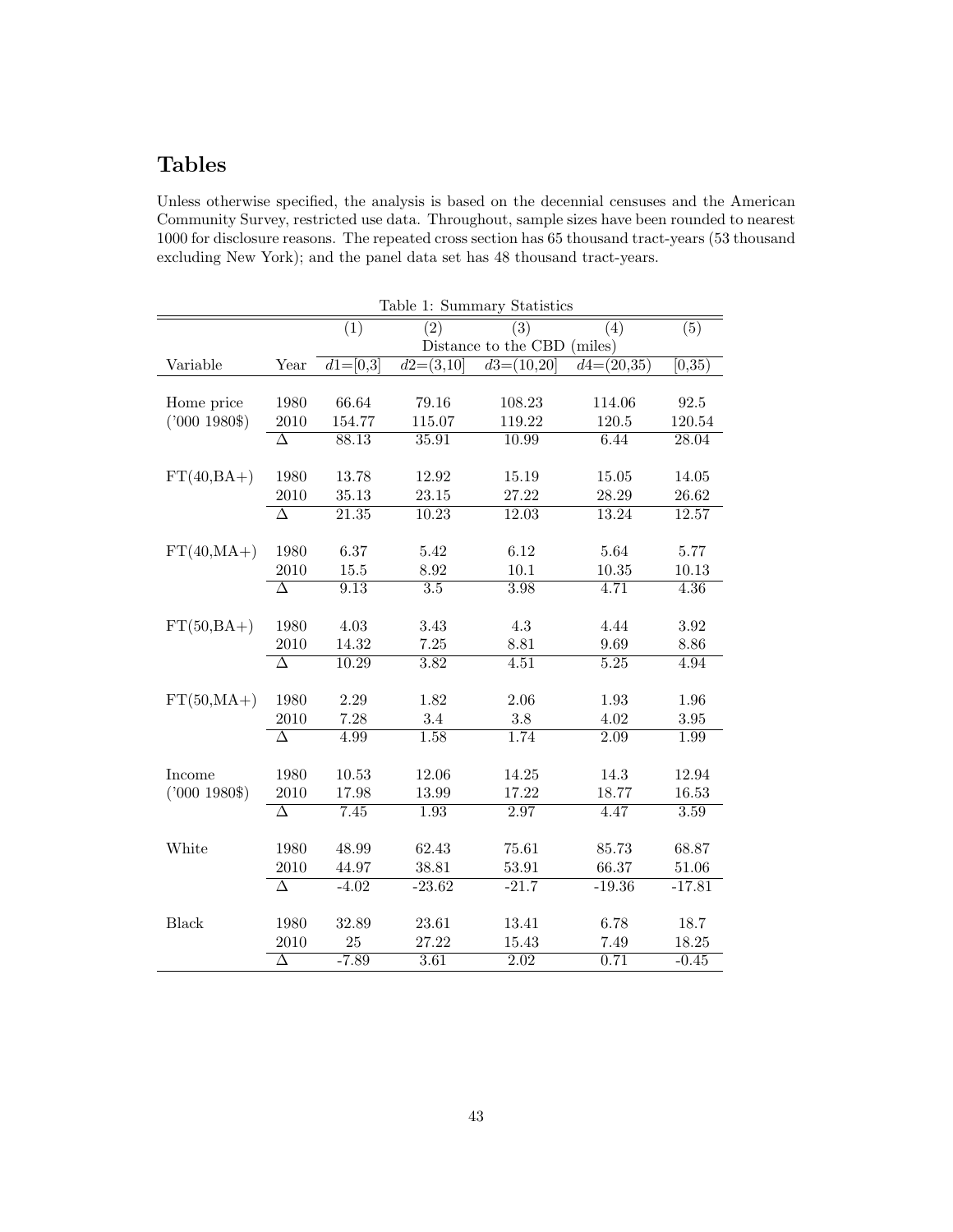# Tables

Unless otherwise specified, the analysis is based on the decennial censuses and the American Community Survey, restricted use data. Throughout, sample sizes have been rounded to nearest 1000 for disclosure reasons. The repeated cross section has 65 thousand tract-years (53 thousand excluding New York); and the panel data set has 48 thousand tract-years.

Table 1: Summary Statistics

| | | (1) | (2) | (3) | (4) | (5) |
|---|---|---|---|---|---|---|
| | | Distance to the CBD (miles) | | | | |
| Variable | Year | $d1$=[0,3] | $d2$=(3,10] | $d3$=(10,20] | $d4$=(20,35) | [0,35) |
| Home price | 1980 | 66.64 | 79.16 | 108.23 | 114.06 | 92.5 |
| ('000 1980$) | 2010 | 154.77 | 115.07 | 119.22 | 120.5 | 120.54 |
| | $\Delta$ | 88.13 | 35.91 | 10.99 | 6.44 | 28.04 |
| FT(40,BA+) | 1980 | 13.78 | 12.92 | 15.19 | 15.05 | 14.05 |
| | 2010 | 35.13 | 23.15 | 27.22 | 28.29 | 26.62 |
| | $\Delta$ | 21.35 | 10.23 | 12.03 | 13.24 | 12.57 |
| FT(40,MA+) | 1980 | 6.37 | 5.42 | 6.12 | 5.64 | 5.77 |
| | 2010 | 15.5 | 8.92 | 10.1 | 10.35 | 10.13 |
| | $\Delta$ | 9.13 | 3.5 | 3.98 | 4.71 | 4.36 |
| FT(50,BA+) | 1980 | 4.03 | 3.43 | 4.3 | 4.44 | 3.92 |
| | 2010 | 14.32 | 7.25 | 8.81 | 9.69 | 8.86 |
| | $\Delta$ | 10.29 | 3.82 | 4.51 | 5.25 | 4.94 |
| FT(50,MA+) | 1980 | 2.29 | 1.82 | 2.06 | 1.93 | 1.96 |
| | 2010 | 7.28 | 3.4 | 3.8 | 4.02 | 3.95 |
| | $\Delta$ | 4.99 | 1.58 | 1.74 | 2.09 | 1.99 |
| Income | 1980 | 10.53 | 12.06 | 14.25 | 14.3 | 12.94 |
| ('000 1980$) | 2010 | 17.98 | 13.99 | 17.22 | 18.77 | 16.53 |
| | $\Delta$ | 7.45 | 1.93 | 2.97 | 4.47 | 3.59 |
| White | 1980 | 48.99 | 62.43 | 75.61 | 85.73 | 68.87 |
| | 2010 | 44.97 | 38.81 | 53.91 | 66.37 | 51.06 |
| | $\Delta$ | -4.02 | -23.62 | -21.7 | -19.36 | -17.81 |
| Black | 1980 | 32.89 | 23.61 | 13.41 | 6.78 | 18.7 |
| | 2010 | 25 | 27.22 | 15.43 | 7.49 | 18.25 |
| | $\Delta$ | -7.89 | 3.61 | 2.02 | 0.71 | -0.45 |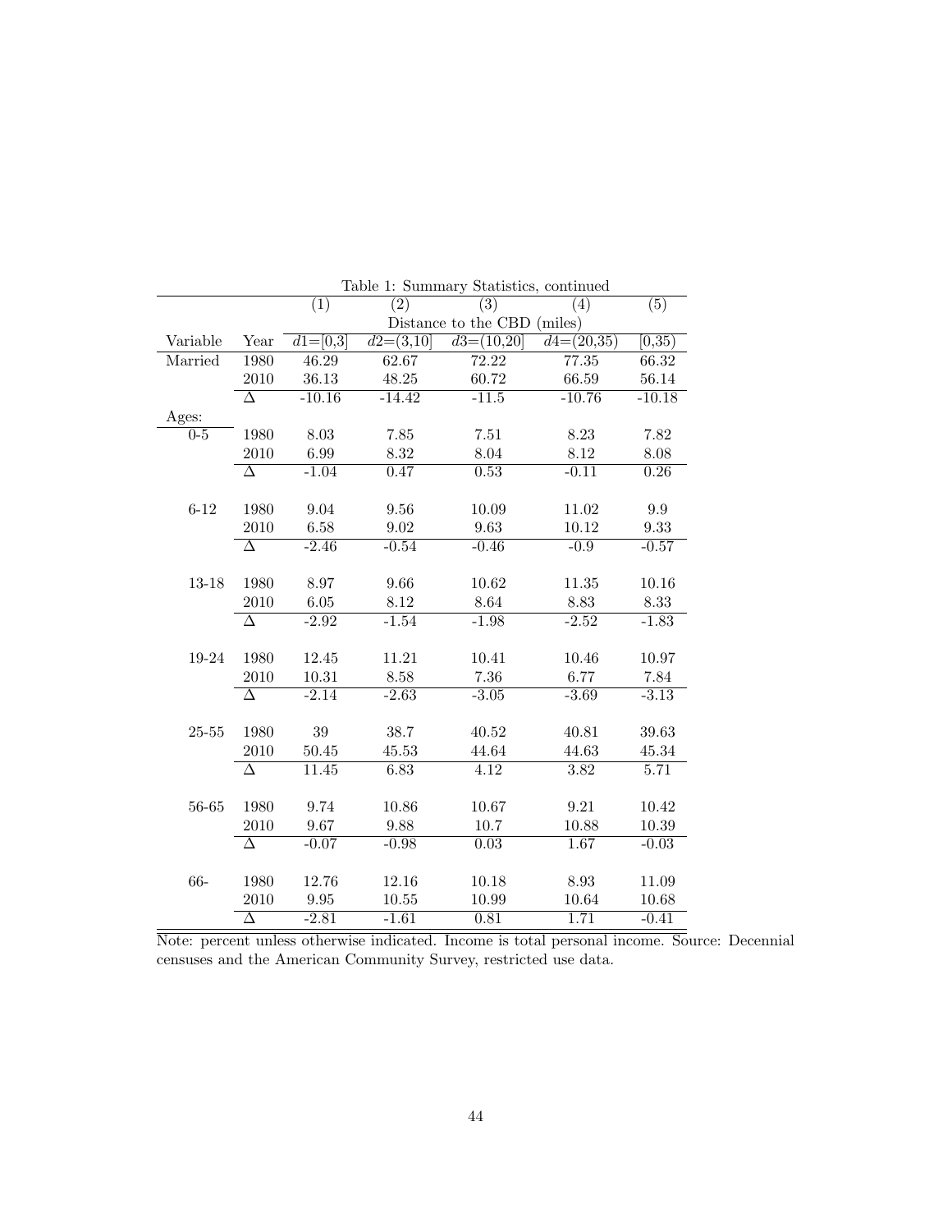Table 1: Summary Statistics, continued

| | | (1) | (2) | (3) | (4) | (5) |
|---|---|---|---|---|---|---|
| | | Distance to the CBD (miles) | | | | |
| Variable | Year | $d1$=[0,3] | $d2$=(3,10] | $d3$=(10,20] | $d4$=(20,35) | [0,35) |
| Married | 1980 | 46.29 | 62.67 | 72.22 | 77.35 | 66.32 |
| | 2010 | 36.13 | 48.25 | 60.72 | 66.59 | 56.14 |
| | $\Delta$ | -10.16 | -14.42 | -11.5 | -10.76 | -10.18 |
| Ages: | | | | | | |
| 0-5 | 1980 | 8.03 | 7.85 | 7.51 | 8.23 | 7.82 |
| | 2010 | 6.99 | 8.32 | 8.04 | 8.12 | 8.08 |
| | $\Delta$ | -1.04 | 0.47 | 0.53 | -0.11 | 0.26 |
| 6-12 | 1980 | 9.04 | 9.56 | 10.09 | 11.02 | 9.9 |
| | 2010 | 6.58 | 9.02 | 9.63 | 10.12 | 9.33 |
| | $\Delta$ | -2.46 | -0.54 | -0.46 | -0.9 | -0.57 |
| 13-18 | 1980 | 8.97 | 9.66 | 10.62 | 11.35 | 10.16 |
| | 2010 | 6.05 | 8.12 | 8.64 | 8.83 | 8.33 |
| | $\Delta$ | -2.92 | -1.54 | -1.98 | -2.52 | -1.83 |
| 19-24 | 1980 | 12.45 | 11.21 | 10.41 | 10.46 | 10.97 |
| | 2010 | 10.31 | 8.58 | 7.36 | 6.77 | 7.84 |
| | $\Delta$ | -2.14 | -2.63 | -3.05 | -3.69 | -3.13 |
| 25-55 | 1980 | 39 | 38.7 | 40.52 | 40.81 | 39.63 |
| | 2010 | 50.45 | 45.53 | 44.64 | 44.63 | 45.34 |
| | $\Delta$ | 11.45 | 6.83 | 4.12 | 3.82 | 5.71 |
| 56-65 | 1980 | 9.74 | 10.86 | 10.67 | 9.21 | 10.42 |
| | 2010 | 9.67 | 9.88 | 10.7 | 10.88 | 10.39 |
| | $\Delta$ | -0.07 | -0.98 | 0.03 | 1.67 | -0.03 |
| 66- | 1980 | 12.76 | 12.16 | 10.18 | 8.93 | 11.09 |
| | 2010 | 9.95 | 10.55 | 10.99 | 10.64 | 10.68 |
| | $\Delta$ | -2.81 | -1.61 | 0.81 | 1.71 | -0.41 |

Note: percent unless otherwise indicated. Income is total personal income. Source: Decennial censuses and the American Community Survey, restricted use data.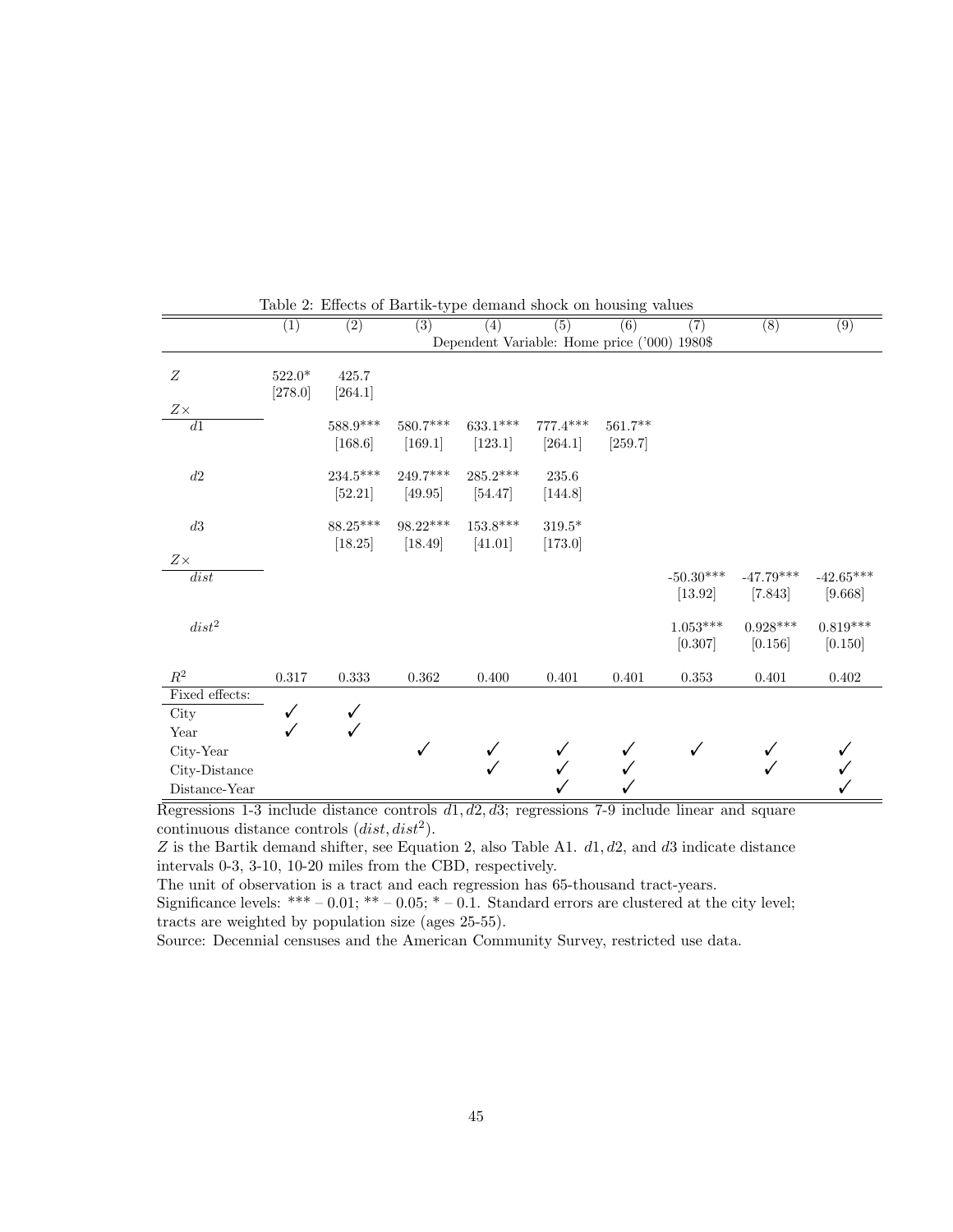Table 2: Effects of Bartik-type demand shock on housing values

| | (1) | (2) | (3) | (4) | (5) | (6) | (7) | (8) | (9) |
|---|---|---|---|---|---|---|---|---|---|
| | Dependent Variable: Home price ('000) 1980$ | | | | | | | | |
| $Z$ | 522.0* | 425.7 | | | | | | | |
| | [278.0] | [264.1] | | | | | | | |
| $Z\times$ | | | | | | | | | |
| $d1$ | | 588.9*** | 580.7*** | 633.1*** | 777.4*** | 561.7** | | | |
| | | [168.6] | [169.1] | [123.1] | [264.1] | [259.7] | | | |
| $d2$ | | 234.5*** | 249.7*** | 285.2*** | 235.6 | | | | |
| | | [52.21] | [49.95] | [54.47] | [144.8] | | | | |
| $d3$ | | 88.25*** | 98.22*** | 153.8*** | 319.5* | | | | |
| | | [18.25] | [18.49] | [41.01] | [173.0] | | | | |
| $Z\times$ | | | | | | | | | |
| $dist$ | | | | | | | -50.30*** | -47.79*** | -42.65*** |
| | | | | | | | [13.92] | [7.843] | [9.668] |
| $dist^2$ | | | | | | | 1.053*** | 0.928*** | 0.819*** |
| | | | | | | | [0.307] | [0.156] | [0.150] |
| $R^2$ | 0.317 | 0.333 | 0.362 | 0.400 | 0.401 | 0.401 | 0.353 | 0.401 | 0.402 |
| Fixed effects: | | | | | | | | | |
| City | ✓ | ✓ | | | | | | | |
| Year | ✓ | ✓ | | | | | | | |
| City-Year | | | ✓ | ✓ | ✓ | ✓ | ✓ | ✓ | ✓ |
| City-Distance | | | | ✓ | ✓ | ✓ | | ✓ | ✓ |
| Distance-Year | | | | | ✓ | ✓ | | | ✓ |

Regressions 1-3 include distance controls $d1, d2, d3$; regressions 7-9 include linear and square continuous distance controls $(dist, dist^2)$.

$Z$ is the Bartik demand shifter, see Equation 2, also Table A1. $d1, d2$, and $d3$ indicate distance intervals 0-3, 3-10, 10-20 miles from the CBD, respectively.

The unit of observation is a tract and each regression has 65-thousand tract-years.

Significance levels: *** – 0.01; ** – 0.05; * – 0.1. Standard errors are clustered at the city level; tracts are weighted by population size (ages 25-55).

Source: Decennial censuses and the American Community Survey, restricted use data.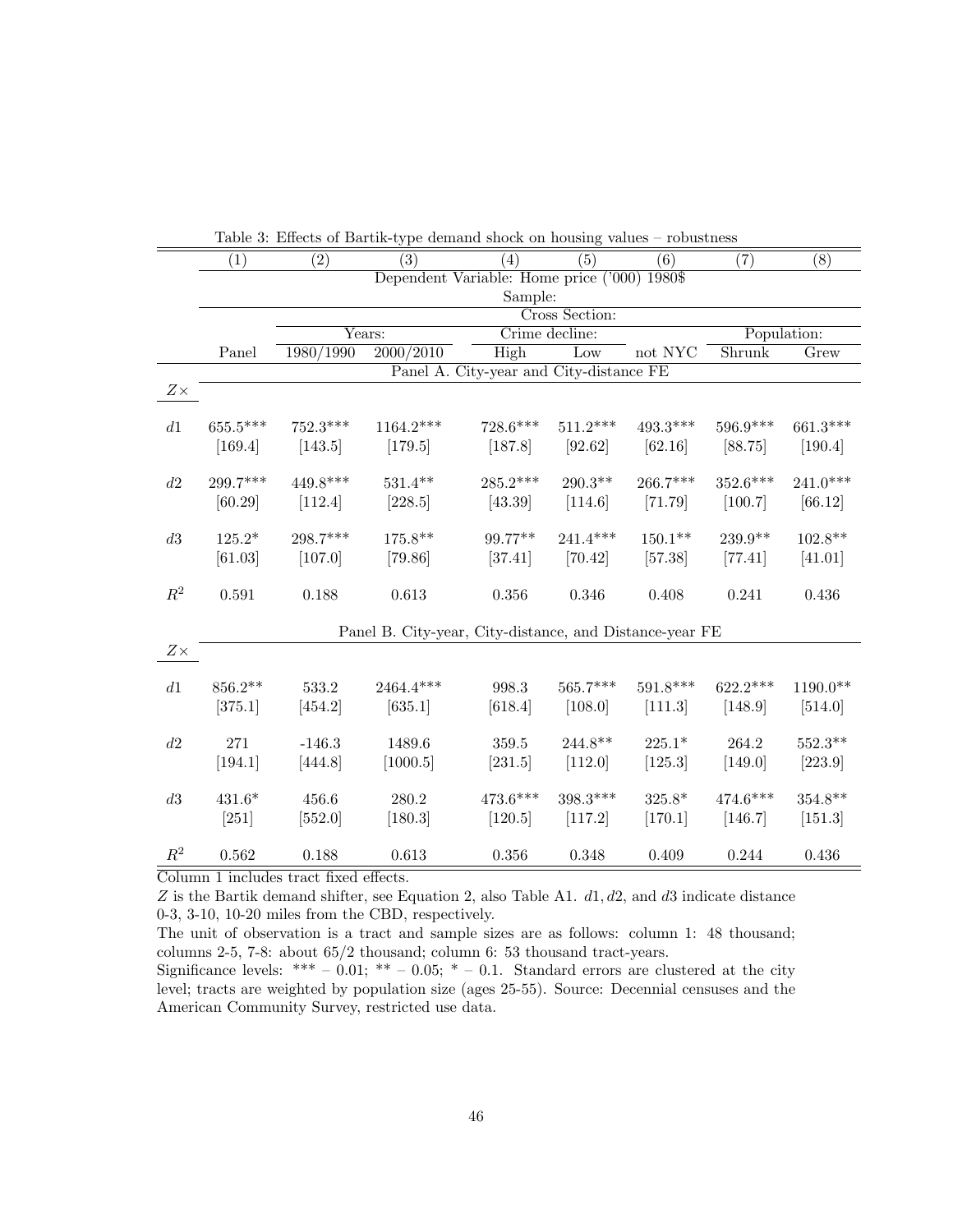Table 3: Effects of Bartik-type demand shock on housing values – robustness

| | (1) | (2) | (3) | (4) | (5) | (6) | (7) | (8) |
|---|---|---|---|---|---|---|---|---|
| | Dependent Variable: Home price ('000) 1980$ | | | | | | | |
| | Sample: | | | | | | | |
| | | Cross Section: | | | | | | |
| | | Years: | | Crime decline: | | | Population: | |
| | Panel | 1980/1990 | 2000/2010 | High | Low | not NYC | Shrunk | Grew |
| | Panel A. City-year and City-distance FE | | | | | | | |
| $Z\times$ | | | | | | | | |
| $d1$ | 655.5*** | 752.3*** | 1164.2*** | 728.6*** | 511.2*** | 493.3*** | 596.9*** | 661.3*** |
| | [169.4] | [143.5] | [179.5] | [187.8] | [92.62] | [62.16] | [88.75] | [190.4] |
| $d2$ | 299.7*** | 449.8*** | 531.4** | 285.2*** | 290.3** | 266.7*** | 352.6*** | 241.0*** |
| | [60.29] | [112.4] | [228.5] | [43.39] | [114.6] | [71.79] | [100.7] | [66.12] |
| $d3$ | 125.2* | 298.7*** | 175.8** | 99.77** | 241.4*** | 150.1** | 239.9** | 102.8** |
| | [61.03] | [107.0] | [79.86] | [37.41] | [70.42] | [57.38] | [77.41] | [41.01] |
| $R^2$ | 0.591 | 0.188 | 0.613 | 0.356 | 0.346 | 0.408 | 0.241 | 0.436 |
| | Panel B. City-year, City-distance, and Distance-year FE | | | | | | | |
| $Z\times$ | | | | | | | | |
| $d1$ | 856.2** | 533.2 | 2464.4*** | 998.3 | 565.7*** | 591.8*** | 622.2*** | 1190.0** |
| | [375.1] | [454.2] | [635.1] | [618.4] | [108.0] | [111.3] | [148.9] | [514.0] |
| $d2$ | 271 | -146.3 | 1489.6 | 359.5 | 244.8** | 225.1* | 264.2 | 552.3** |
| | [194.1] | [444.8] | [1000.5] | [231.5] | [112.0] | [125.3] | [149.0] | [223.9] |
| $d3$ | 431.6* | 456.6 | 280.2 | 473.6*** | 398.3*** | 325.8* | 474.6*** | 354.8** |
| | [251] | [552.0] | [180.3] | [120.5] | [117.2] | [170.1] | [146.7] | [151.3] |
| $R^2$ | 0.562 | 0.188 | 0.613 | 0.356 | 0.348 | 0.409 | 0.244 | 0.436 |

Column 1 includes tract fixed effects.

$Z$ is the Bartik demand shifter, see Equation 2, also Table A1. $d1, d2$, and $d3$ indicate distance 0-3, 3-10, 10-20 miles from the CBD, respectively.

The unit of observation is a tract and sample sizes are as follows: column 1: 48 thousand; columns 2-5, 7-8: about 65/2 thousand; column 6: 53 thousand tract-years.

Significance levels: *** – 0.01; ** – 0.05; * – 0.1. Standard errors are clustered at the city level; tracts are weighted by population size (ages 25-55). Source: Decennial censuses and the American Community Survey, restricted use data.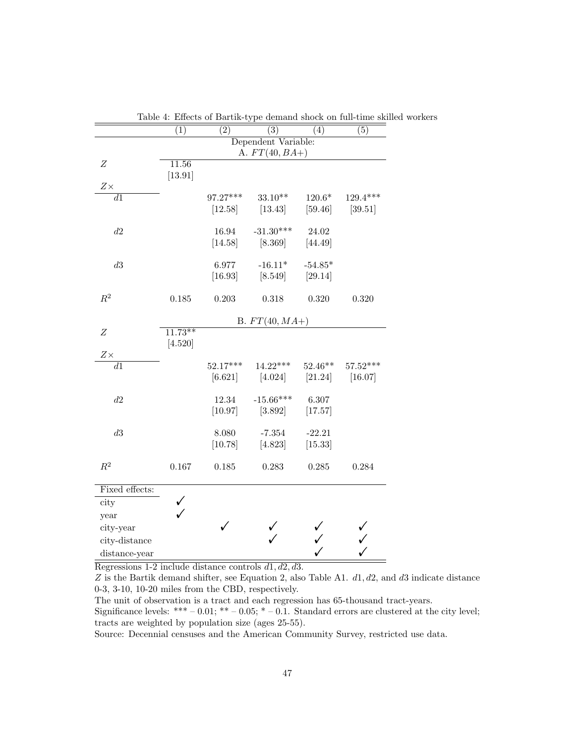Table 4: Effects of Bartik-type demand shock on full-time skilled workers

| | (1) | (2) | (3) | (4) | (5) |
|---|---|---|---|---|---|
| | Dependent Variable: | | | | |
| | A. $FT(40, BA+)$ | | | | |
| $Z$ | 11.56 | | | | |
| | [13.91] | | | | |
| $Z\times$ | | | | | |
| $d1$ | | 97.27*** | 33.10** | 120.6* | 129.4*** |
| | | [12.58] | [13.43] | [59.46] | [39.51] |
| $d2$ | | 16.94 | -31.30*** | 24.02 | |
| | | [14.58] | [8.369] | [44.49] | |
| $d3$ | | 6.977 | -16.11* | -54.85* | |
| | | [16.93] | [8.549] | [29.14] | |
| $R^2$ | 0.185 | 0.203 | 0.318 | 0.320 | 0.320 |
| | B. $FT(40, MA+)$ | | | | |
| $Z$ | 11.73** | | | | |
| | [4.520] | | | | |
| $Z\times$ | | | | | |
| $d1$ | | 52.17*** | 14.22*** | 52.46** | 57.52*** |
| | | [6.621] | [4.024] | [21.24] | [16.07] |
| $d2$ | | 12.34 | -15.66*** | 6.307 | |
| | | [10.97] | [3.892] | [17.57] | |
| $d3$ | | 8.080 | -7.354 | -22.21 | |
| | | [10.78] | [4.823] | [15.33] | |
| $R^2$ | 0.167 | 0.185 | 0.283 | 0.285 | 0.284 |
| Fixed effects: | | | | | |
| city | ✓ | | | | |
| year | ✓ | | | | |
| city-year | | ✓ | ✓ | ✓ | ✓ |
| city-distance | | | ✓ | ✓ | ✓ |
| distance-year | | | | ✓ | ✓ |

Regressions 1-2 include distance controls $d1, d2, d3$.

$Z$ is the Bartik demand shifter, see Equation 2, also Table A1. $d1, d2$, and $d3$ indicate distance 0-3, 3-10, 10-20 miles from the CBD, respectively.

The unit of observation is a tract and each regression has 65-thousand tract-years.

Significance levels: *** – 0.01; ** – 0.05; * – 0.1. Standard errors are clustered at the city level; tracts are weighted by population size (ages 25-55).

Source: Decennial censuses and the American Community Survey, restricted use data.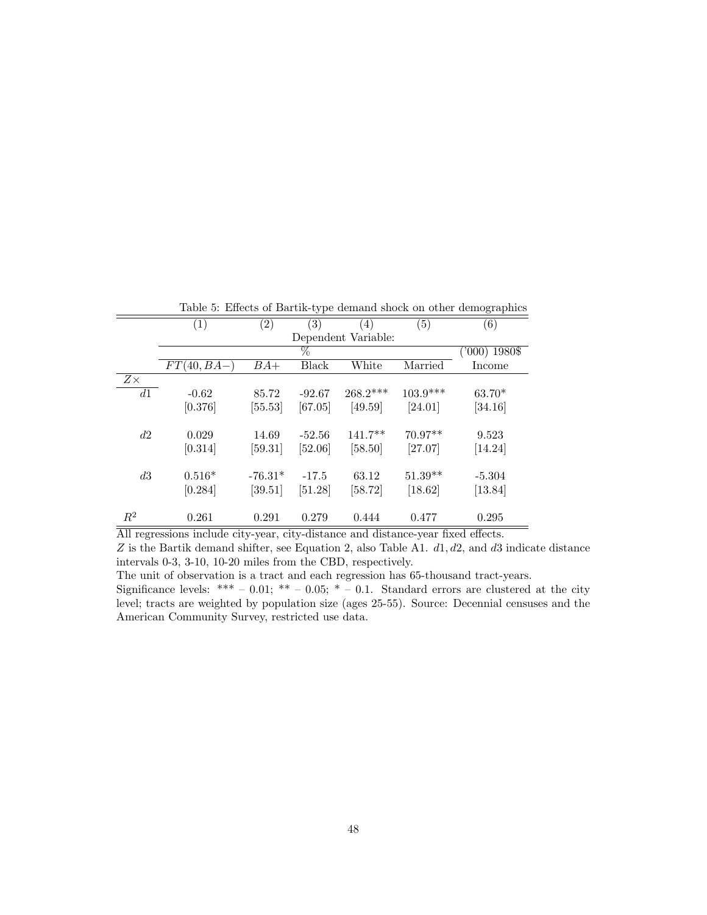Table 5: Effects of Bartik-type demand shock on other demographics

| | (1) | (2) | (3) | (4) | (5) | (6) |
|---|---|---|---|---|---|---|
| | Dependent Variable: | | | | | |
| | % | | | | | ('000) 1980$ |
| | $FT(40, BA-)$ | $BA+$ | Black | White | Married | Income |
| $Z\times$ | | | | | | |
| $d1$ | -0.62 | 85.72 | -92.67 | 268.2*** | 103.9*** | 63.70* |
| | [0.376] | [55.53] | [67.05] | [49.59] | [24.01] | [34.16] |
| $d2$ | 0.029 | 14.69 | -52.56 | 141.7** | 70.97** | 9.523 |
| | [0.314] | [59.31] | [52.06] | [58.50] | [27.07] | [14.24] |
| $d3$ | 0.516* | -76.31* | -17.5 | 63.12 | 51.39** | -5.304 |
| | [0.284] | [39.51] | [51.28] | [58.72] | [18.62] | [13.84] |
| $R^2$ | 0.261 | 0.291 | 0.279 | 0.444 | 0.477 | 0.295 |

All regressions include city-year, city-distance and distance-year fixed effects.
$Z$ is the Bartik demand shifter, see Equation 2, also Table A1. $d1, d2$, and $d3$ indicate distance intervals 0-3, 3-10, 10-20 miles from the CBD, respectively.
The unit of observation is a tract and each regression has 65-thousand tract-years.
Significance levels: *** – 0.01; ** – 0.05; * – 0.1. Standard errors are clustered at the city level; tracts are weighted by population size (ages 25-55). Source: Decennial censuses and the American Community Survey, restricted use data.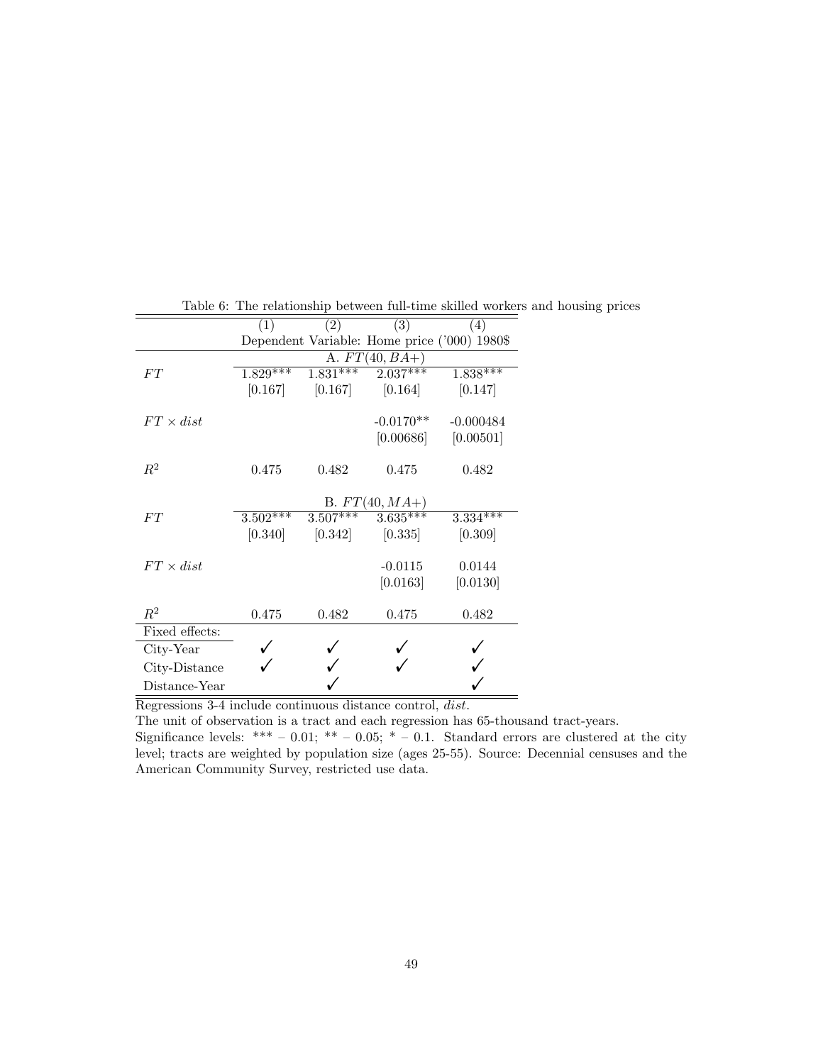Table 6: The relationship between full-time skilled workers and housing prices

| | (1) | (2) | (3) | (4) |
|---|---|---|---|---|
| | Dependent Variable: Home price ('000) 1980$ | | | |
| | A. $FT(40, BA+)$ | | | |
| $FT$ | 1.829*** | 1.831*** | 2.037*** | 1.838*** |
| | [0.167] | [0.167] | [0.164] | [0.147] |
| $FT \times dist$ | | | -0.0170** | -0.000484 |
| | | | [0.00686] | [0.00501] |
| $R^2$ | 0.475 | 0.482 | 0.475 | 0.482 |
| | B. $FT(40, MA+)$ | | | |
| $FT$ | 3.502*** | 3.507*** | 3.635*** | 3.334*** |
| | [0.340] | [0.342] | [0.335] | [0.309] |
| $FT \times dist$ | | | -0.0115 | 0.0144 |
| | | | [0.0163] | [0.0130] |
| $R^2$ | 0.475 | 0.482 | 0.475 | 0.482 |
| Fixed effects: | | | | |
| City-Year | ✓ | ✓ | ✓ | ✓ |
| City-Distance | ✓ | ✓ | ✓ | ✓ |
| Distance-Year | | ✓ | | ✓ |

Regressions 3-4 include continuous distance control, *dist*.

The unit of observation is a tract and each regression has 65-thousand tract-years.

Significance levels: *** – 0.01; ** – 0.05; * – 0.1. Standard errors are clustered at the city level; tracts are weighted by population size (ages 25-55). Source: Decennial censuses and the American Community Survey, restricted use data.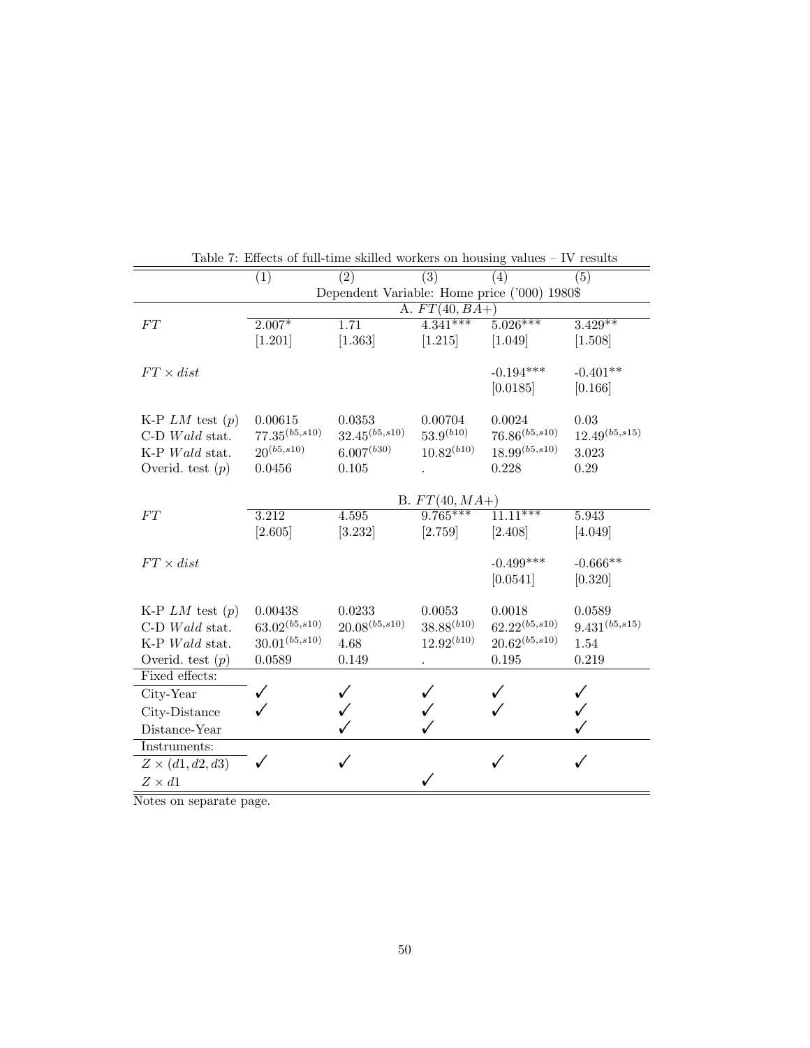Table 7: Effects of full-time skilled workers on housing values – IV results

| | (1) | (2) | (3) | (4) | (5) |
|---|---|---|---|---|---|
| | Dependent Variable: Home price ('000) 1980$ | | | | |
| | A. $FT(40, BA+)$ | | | | |
| $FT$ | 2.007* | 1.71 | 4.341*** | 5.026*** | 3.429** |
| | [1.201] | [1.363] | [1.215] | [1.049] | [1.508] |
| $FT \times dist$ | | | | -0.194*** | -0.401** |
| | | | | [0.0185] | [0.166] |
| K-P $LM$ test ($p$) | 0.00615 | 0.0353 | 0.00704 | 0.0024 | 0.03 |
| C-D $Wald$ stat. | $77.35^{(b5,s10)}$ | $32.45^{(b5,s10)}$ | $53.9^{(b10)}$ | $76.86^{(b5,s10)}$ | $12.49^{(b5,s15)}$ |
| K-P $Wald$ stat. | $20^{(b5,s10)}$ | $6.007^{(b30)}$ | $10.82^{(b10)}$ | $18.99^{(b5,s10)}$ | 3.023 |
| Overid. test ($p$) | 0.0456 | 0.105 | . | 0.228 | 0.29 |
| | B. $FT(40, MA+)$ | | | | |
| $FT$ | 3.212 | 4.595 | 9.765*** | 11.11*** | 5.943 |
| | [2.605] | [3.232] | [2.759] | [2.408] | [4.049] |
| $FT \times dist$ | | | | -0.499*** | -0.666** |
| | | | | [0.0541] | [0.320] |
| K-P $LM$ test ($p$) | 0.00438 | 0.0233 | 0.0053 | 0.0018 | 0.0589 |
| C-D $Wald$ stat. | $63.02^{(b5,s10)}$ | $20.08^{(b5,s10)}$ | $38.88^{(b10)}$ | $62.22^{(b5,s10)}$ | $9.431^{(b5,s15)}$ |
| K-P $Wald$ stat. | $30.01^{(b5,s10)}$ | 4.68 | $12.92^{(b10)}$ | $20.62^{(b5,s10)}$ | 1.54 |
| Overid. test ($p$) | 0.0589 | 0.149 | . | 0.195 | 0.219 |
| Fixed effects: | | | | | |
| City-Year | ✓ | ✓ | ✓ | ✓ | ✓ |
| City-Distance | ✓ | ✓ | ✓ | ✓ | ✓ |
| Distance-Year | | ✓ | ✓ | | ✓ |
| Instruments: | | | | | |
| $Z \times (d1, d2, d3)$ | ✓ | ✓ | | ✓ | ✓ |
| $Z \times d1$ | | | ✓ | | |

Notes on separate page.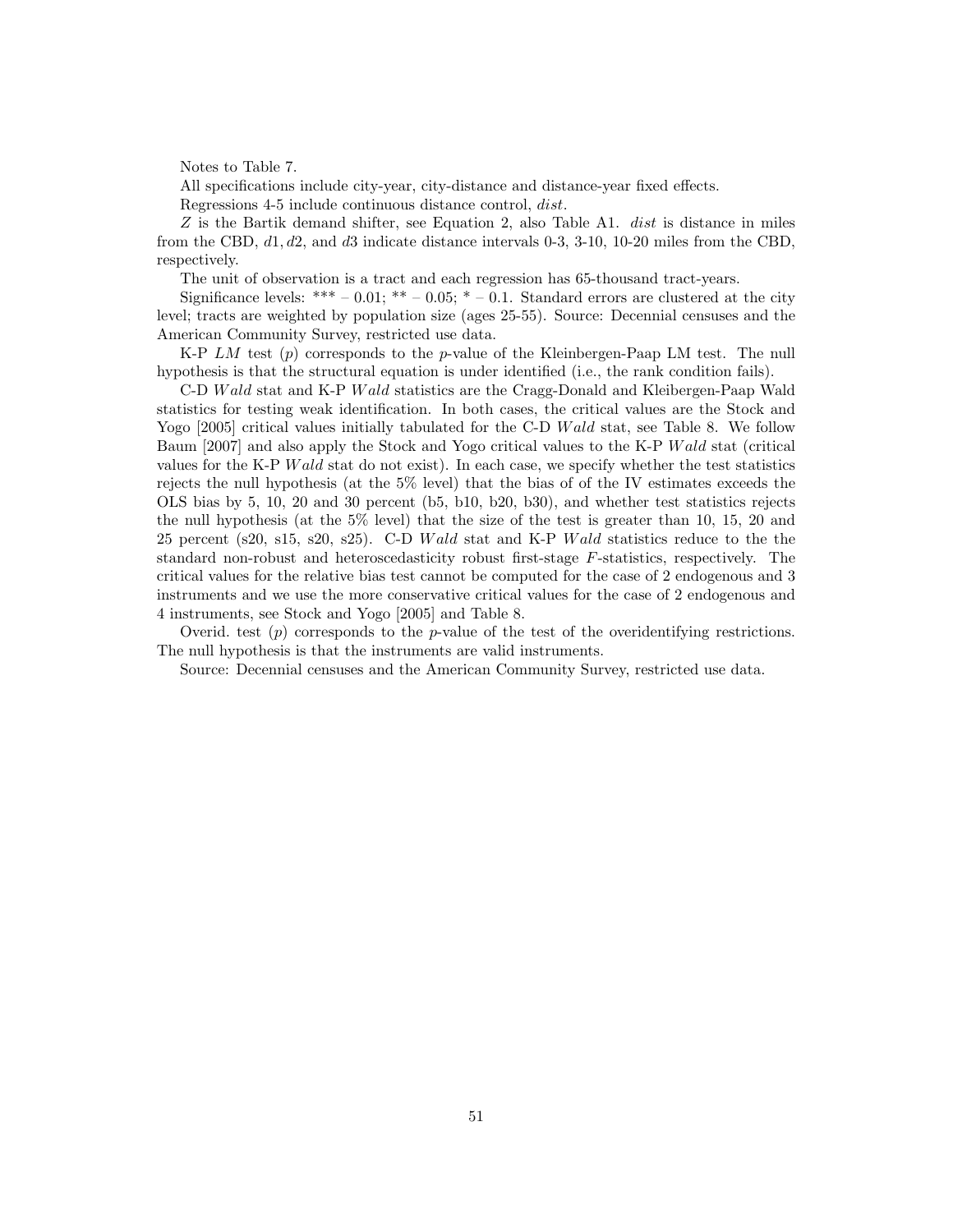Notes to Table 7.

All specifications include city-year, city-distance and distance-year fixed effects.

Regressions 4-5 include continuous distance control, *dist*.

$Z$ is the Bartik demand shifter, see Equation 2, also Table A1. *dist* is distance in miles from the CBD, $d1, d2$, and $d3$ indicate distance intervals 0-3, 3-10, 10-20 miles from the CBD, respectively.

The unit of observation is a tract and each regression has 65-thousand tract-years.

Significance levels: *** – 0.01; ** – 0.05; * – 0.1. Standard errors are clustered at the city level; tracts are weighted by population size (ages 25-55). Source: Decennial censuses and the American Community Survey, restricted use data.

K-P $LM$ test ($p$) corresponds to the $p$-value of the Kleinbergen-Paap LM test. The null hypothesis is that the structural equation is under identified (i.e., the rank condition fails).

C-D $Wald$ stat and K-P $Wald$ statistics are the Cragg-Donald and Kleibergen-Paap Wald statistics for testing weak identification. In both cases, the critical values are the Stock and Yogo [2005] critical values initially tabulated for the C-D $Wald$ stat, see Table 8. We follow Baum [2007] and also apply the Stock and Yogo critical values to the K-P $Wald$ stat (critical values for the K-P $Wald$ stat do not exist). In each case, we specify whether the test statistics rejects the null hypothesis (at the 5% level) that the bias of of the IV estimates exceeds the OLS bias by 5, 10, 20 and 30 percent (b5, b10, b20, b30), and whether test statistics rejects the null hypothesis (at the 5% level) that the size of the test is greater than 10, 15, 20 and 25 percent (s20, s15, s20, s25). C-D $Wald$ stat and K-P $Wald$ statistics reduce to the the standard non-robust and heteroscedasticity robust first-stage $F$-statistics, respectively. The critical values for the relative bias test cannot be computed for the case of 2 endogenous and 3 instruments and we use the more conservative critical values for the case of 2 endogenous and 4 instruments, see Stock and Yogo [2005] and Table 8.

Overid. test ($p$) corresponds to the $p$-value of the test of the overidentifying restrictions. The null hypothesis is that the instruments are valid instruments.

Source: Decennial censuses and the American Community Survey, restricted use data.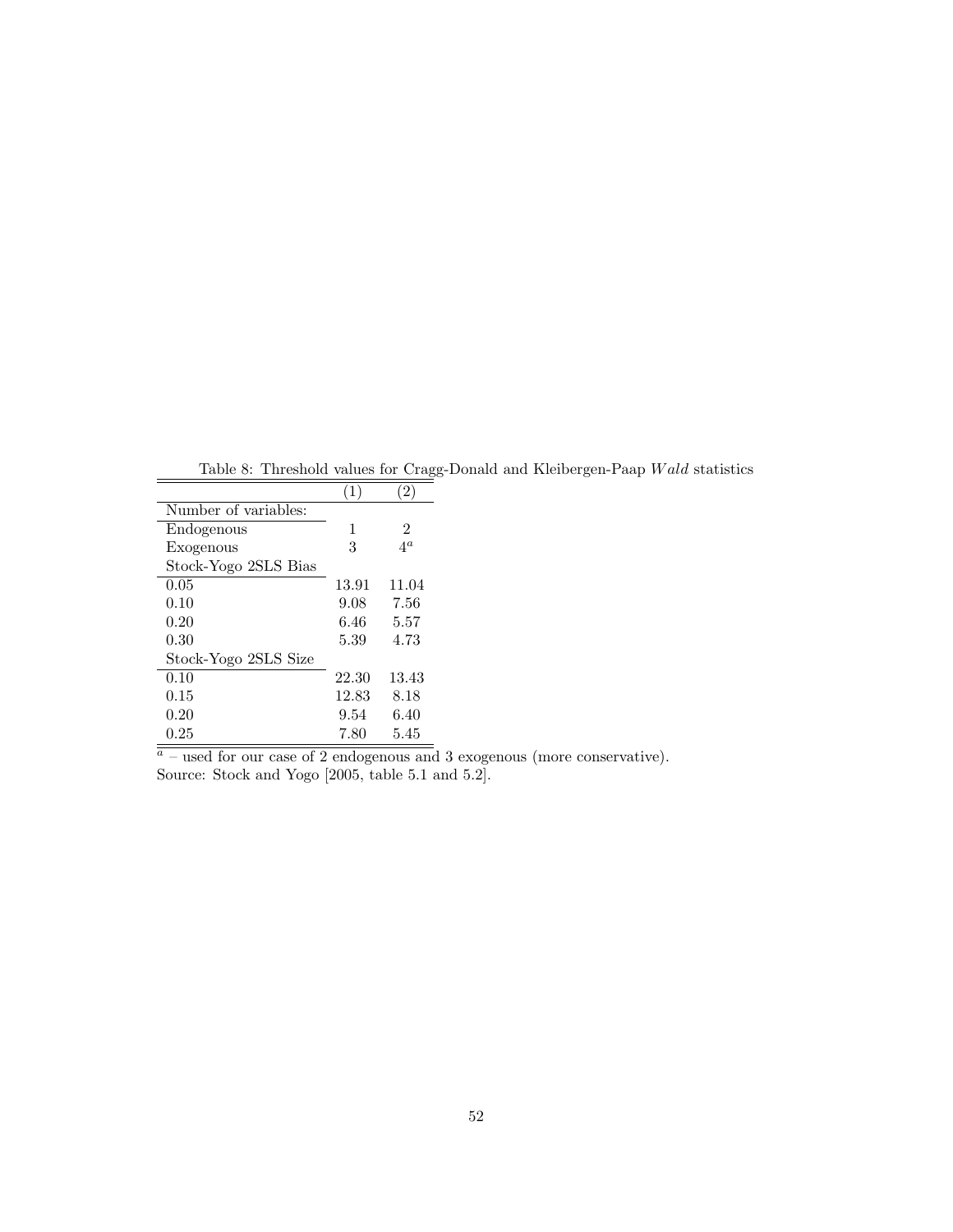Table 8: Threshold values for Cragg-Donald and Kleibergen-Paap *Wald* statistics

| | (1) | (2) |
|---|---|---|
| Number of variables: | | |
| Endogenous | 1 | 2 |
| Exogenous | 3 | 4[a] |
| Stock-Yogo 2SLS Bias | | |
| 0.05 | 13.91 | 11.04 |
| 0.10 | 9.08 | 7.56 |
| 0.20 | 6.46 | 5.57 |
| 0.30 | 5.39 | 4.73 |
| Stock-Yogo 2SLS Size | | |
| 0.10 | 22.30 | 13.43 |
| 0.15 | 12.83 | 8.18 |
| 0.20 | 9.54 | 6.40 |
| 0.25 | 7.80 | 5.45 |

[a] – used for our case of 2 endogenous and 3 exogenous (more conservative).
Source: Stock and Yogo [2005, table 5.1 and 5.2].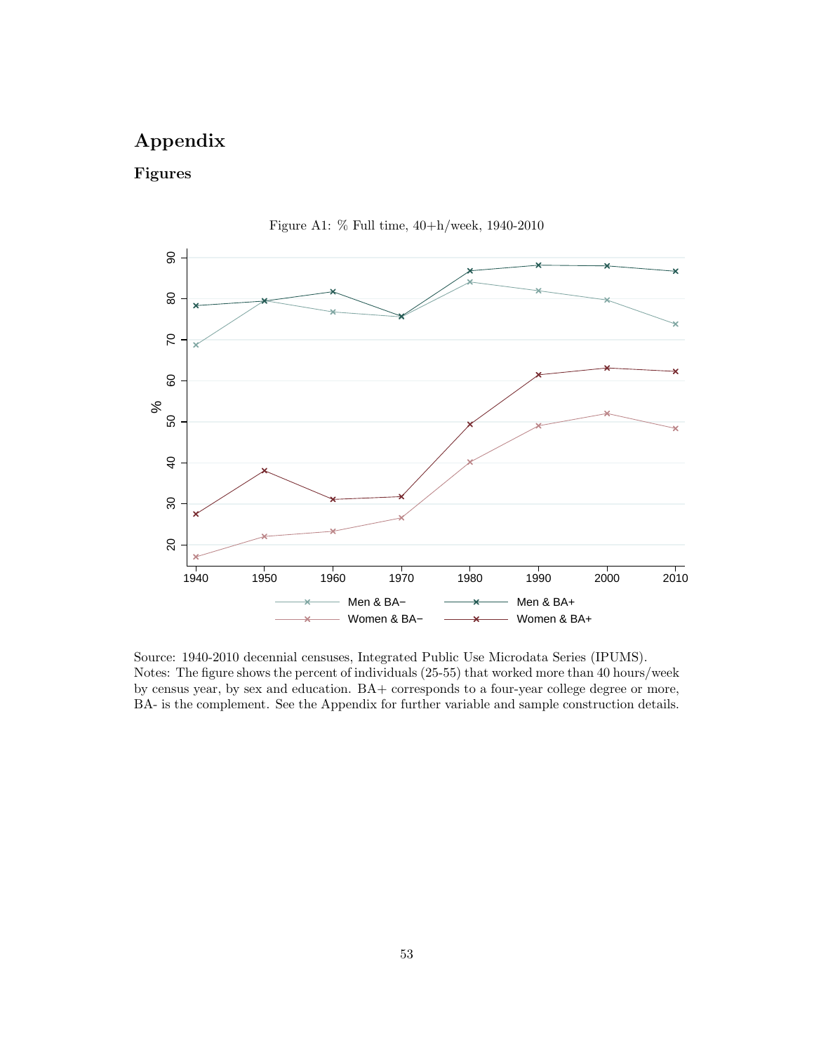# Appendix

## Figures

Figure A1: % Full time, 40+h/week, 1940-2010

Source: 1940-2010 decennial censuses, Integrated Public Use Microdata Series (IPUMS).
Notes: The figure shows the percent of individuals (25-55) that worked more than 40 hours/week by census year, by sex and education. BA+ corresponds to a four-year college degree or more, BA- is the complement. See the Appendix for further variable and sample construction details.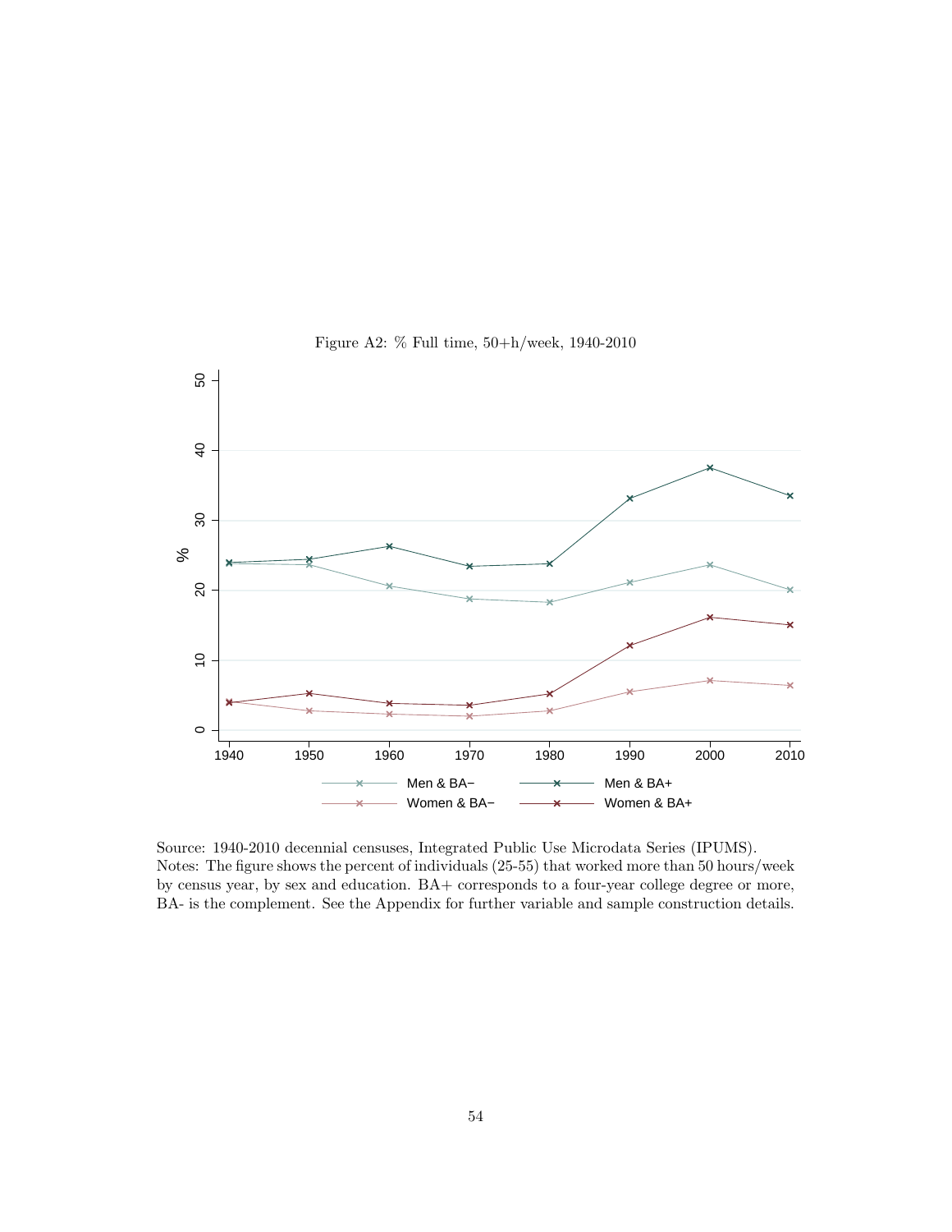Figure A2: % Full time, 50+h/week, 1940-2010

Source: 1940-2010 decennial censuses, Integrated Public Use Microdata Series (IPUMS).
Notes: The figure shows the percent of individuals (25-55) that worked more than 50 hours/week by census year, by sex and education. BA+ corresponds to a four-year college degree or more, BA- is the complement. See the Appendix for further variable and sample construction details.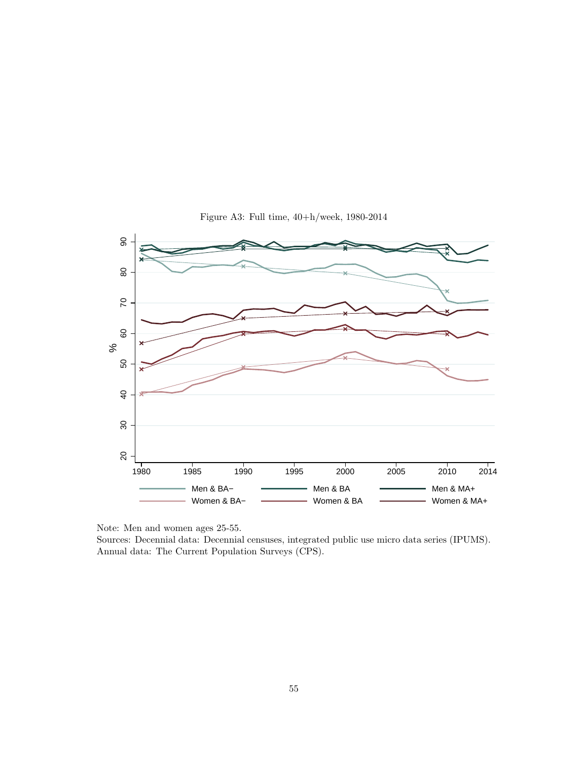Figure A3: Full time, 40+h/week, 1980-2014

Note: Men and women ages 25-55.
Sources: Decennial data: Decennial censuses, integrated public use micro data series (IPUMS). Annual data: The Current Population Surveys (CPS).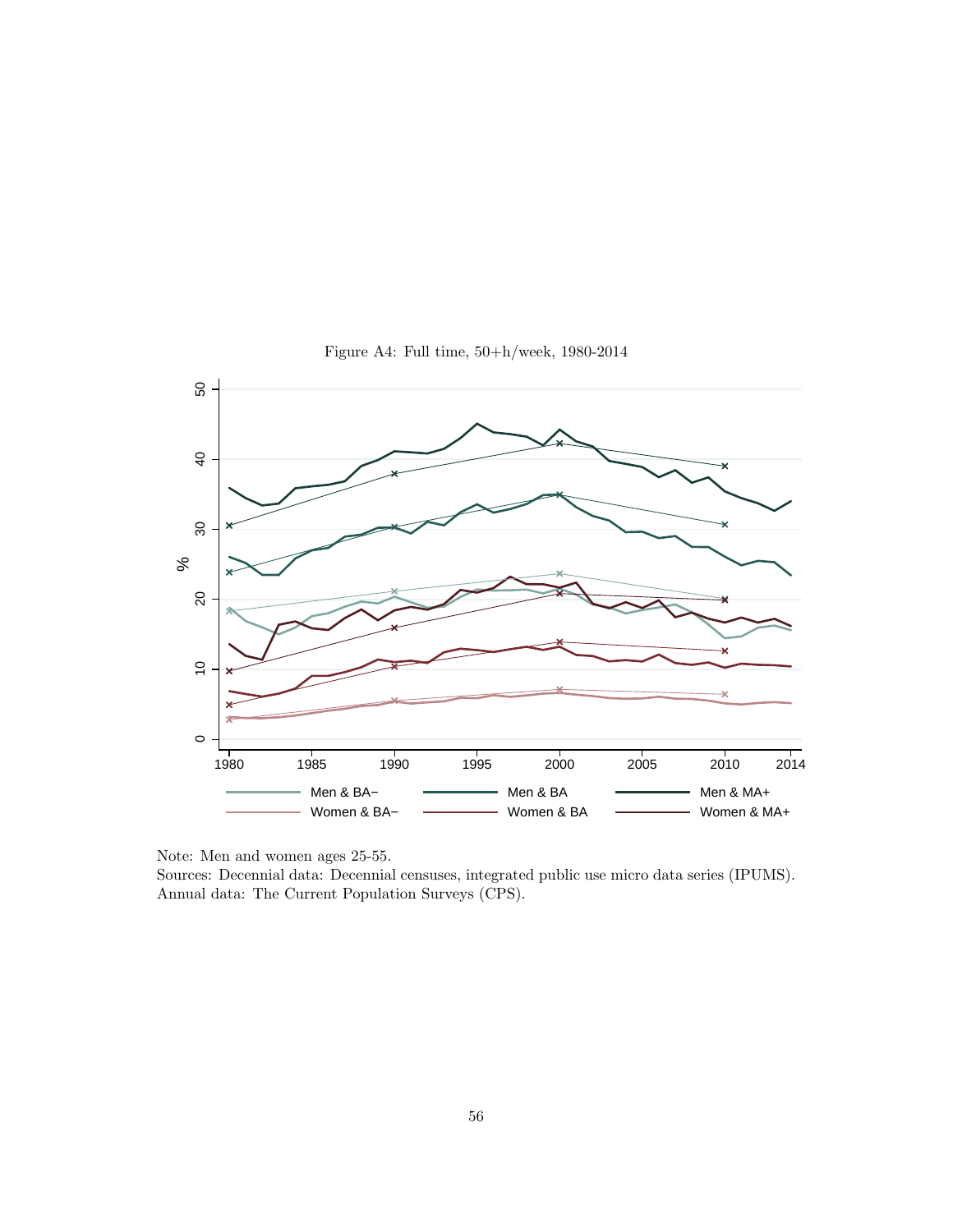Figure A4: Full time, 50+h/week, 1980-2014

Note: Men and women ages 25-55.
Sources: Decennial data: Decennial censuses, integrated public use micro data series (IPUMS).
Annual data: The Current Population Surveys (CPS).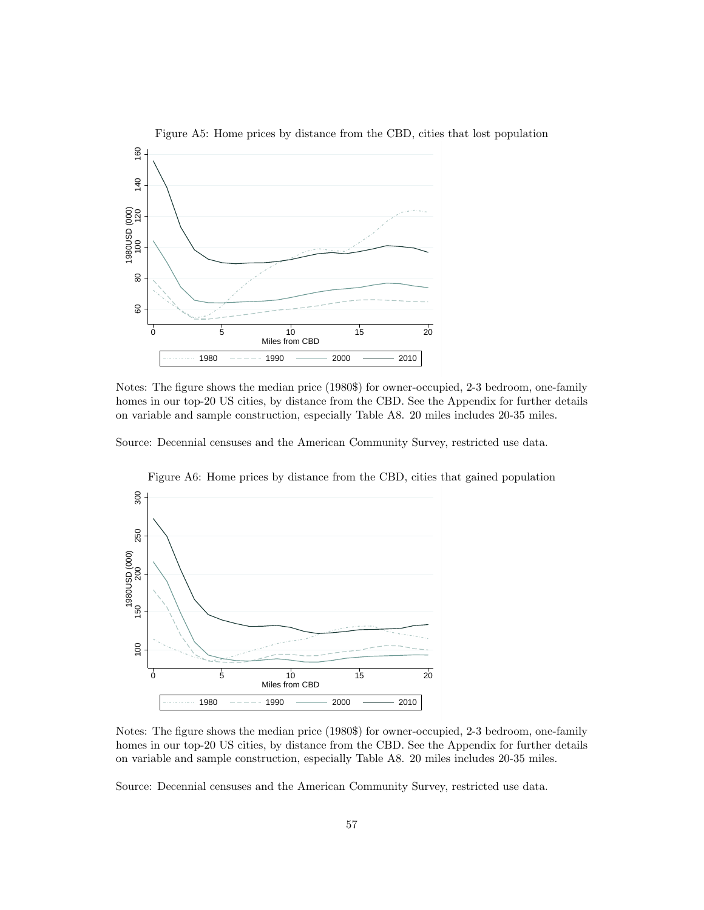Figure A5: Home prices by distance from the CBD, cities that lost population

Notes: The figure shows the median price (1980$) for owner-occupied, 2-3 bedroom, one-family homes in our top-20 US cities, by distance from the CBD. See the Appendix for further details on variable and sample construction, especially Table A8. 20 miles includes 20-35 miles.

Source: Decennial censuses and the American Community Survey, restricted use data.

Figure A6: Home prices by distance from the CBD, cities that gained population

Notes: The figure shows the median price (1980$) for owner-occupied, 2-3 bedroom, one-family homes in our top-20 US cities, by distance from the CBD. See the Appendix for further details on variable and sample construction, especially Table A8. 20 miles includes 20-35 miles.

Source: Decennial censuses and the American Community Survey, restricted use data.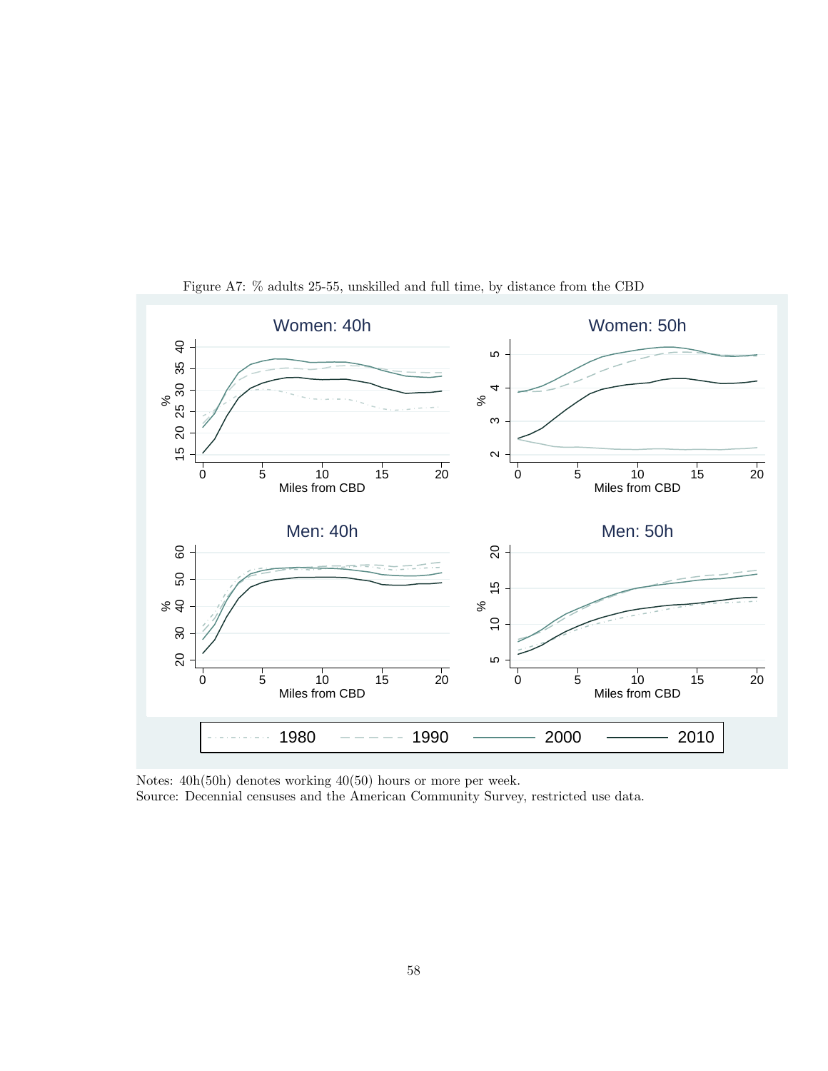Figure A7: % adults 25-55, unskilled and full time, by distance from the CBD

Notes: 40h(50h) denotes working 40(50) hours or more per week.
Source: Decennial censuses and the American Community Survey, restricted use data.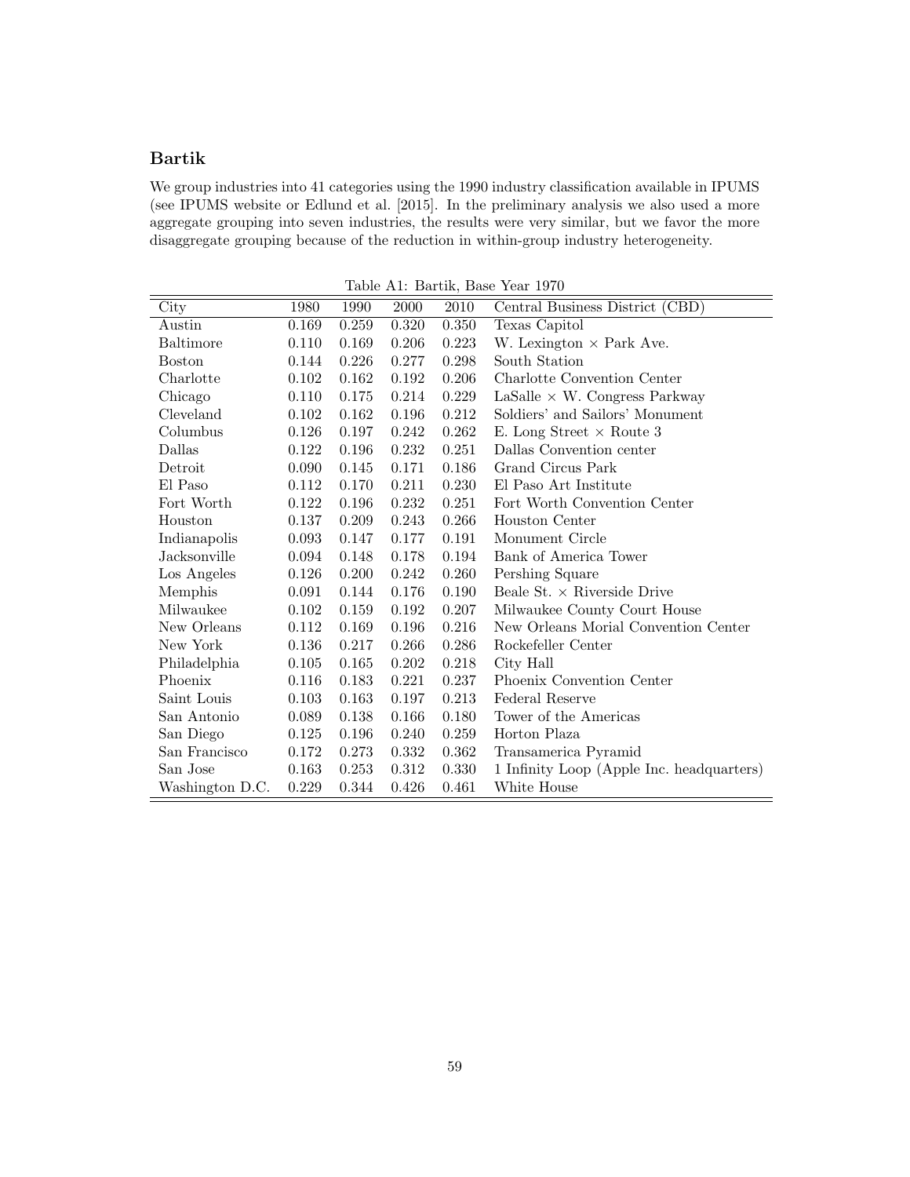### Bartik

We group industries into 41 categories using the 1990 industry classification available in IPUMS (see IPUMS website or Edlund et al. [2015]. In the preliminary analysis we also used a more aggregate grouping into seven industries, the results were very similar, but we favor the more disaggregate grouping because of the reduction in within-group industry heterogeneity.

Table A1: Bartik, Base Year 1970

| City | 1980 | 1990 | 2000 | 2010 | Central Business District (CBD) |
|---|---|---|---|---|---|
| Austin | 0.169 | 0.259 | 0.320 | 0.350 | Texas Capitol |
| Baltimore | 0.110 | 0.169 | 0.206 | 0.223 | W. Lexington × Park Ave. |
| Boston | 0.144 | 0.226 | 0.277 | 0.298 | South Station |
| Charlotte | 0.102 | 0.162 | 0.192 | 0.206 | Charlotte Convention Center |
| Chicago | 0.110 | 0.175 | 0.214 | 0.229 | LaSalle × W. Congress Parkway |
| Cleveland | 0.102 | 0.162 | 0.196 | 0.212 | Soldiers' and Sailors' Monument |
| Columbus | 0.126 | 0.197 | 0.242 | 0.262 | E. Long Street × Route 3 |
| Dallas | 0.122 | 0.196 | 0.232 | 0.251 | Dallas Convention center |
| Detroit | 0.090 | 0.145 | 0.171 | 0.186 | Grand Circus Park |
| El Paso | 0.112 | 0.170 | 0.211 | 0.230 | El Paso Art Institute |
| Fort Worth | 0.122 | 0.196 | 0.232 | 0.251 | Fort Worth Convention Center |
| Houston | 0.137 | 0.209 | 0.243 | 0.266 | Houston Center |
| Indianapolis | 0.093 | 0.147 | 0.177 | 0.191 | Monument Circle |
| Jacksonville | 0.094 | 0.148 | 0.178 | 0.194 | Bank of America Tower |
| Los Angeles | 0.126 | 0.200 | 0.242 | 0.260 | Pershing Square |
| Memphis | 0.091 | 0.144 | 0.176 | 0.190 | Beale St. × Riverside Drive |
| Milwaukee | 0.102 | 0.159 | 0.192 | 0.207 | Milwaukee County Court House |
| New Orleans | 0.112 | 0.169 | 0.196 | 0.216 | New Orleans Morial Convention Center |
| New York | 0.136 | 0.217 | 0.266 | 0.286 | Rockefeller Center |
| Philadelphia | 0.105 | 0.165 | 0.202 | 0.218 | City Hall |
| Phoenix | 0.116 | 0.183 | 0.221 | 0.237 | Phoenix Convention Center |
| Saint Louis | 0.103 | 0.163 | 0.197 | 0.213 | Federal Reserve |
| San Antonio | 0.089 | 0.138 | 0.166 | 0.180 | Tower of the Americas |
| San Diego | 0.125 | 0.196 | 0.240 | 0.259 | Horton Plaza |
| San Francisco | 0.172 | 0.273 | 0.332 | 0.362 | Transamerica Pyramid |
| San Jose | 0.163 | 0.253 | 0.312 | 0.330 | 1 Infinity Loop (Apple Inc. headquarters) |
| Washington D.C. | 0.229 | 0.344 | 0.426 | 0.461 | White House |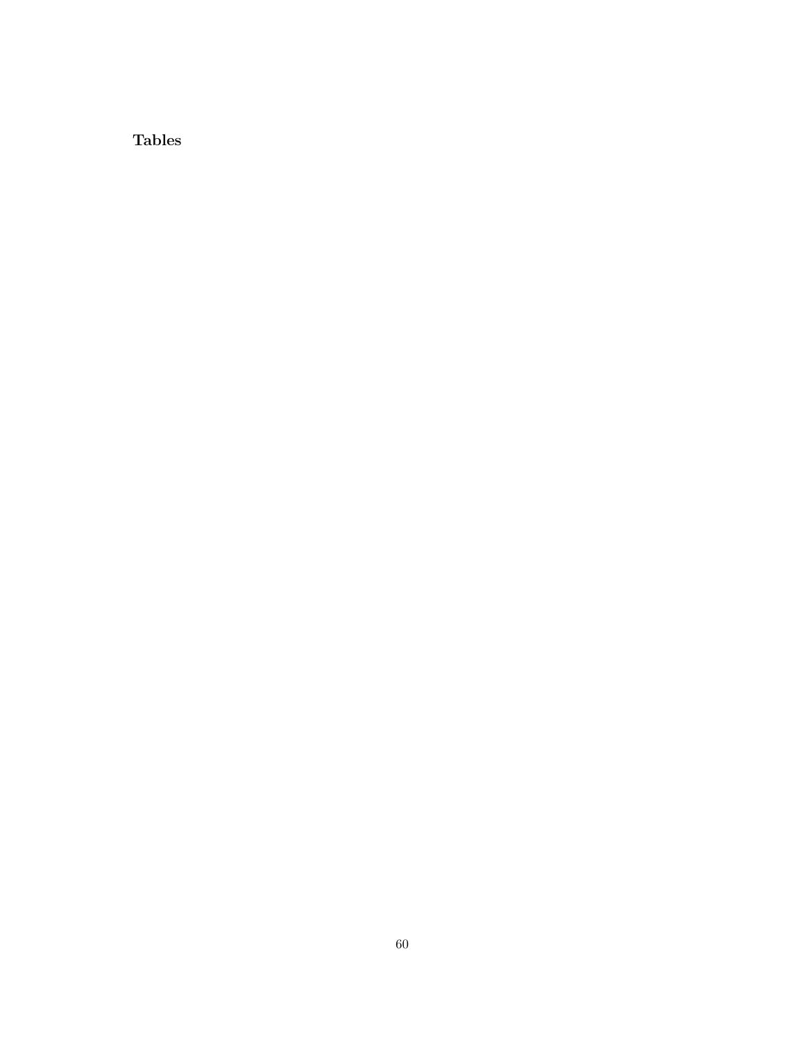**Tables**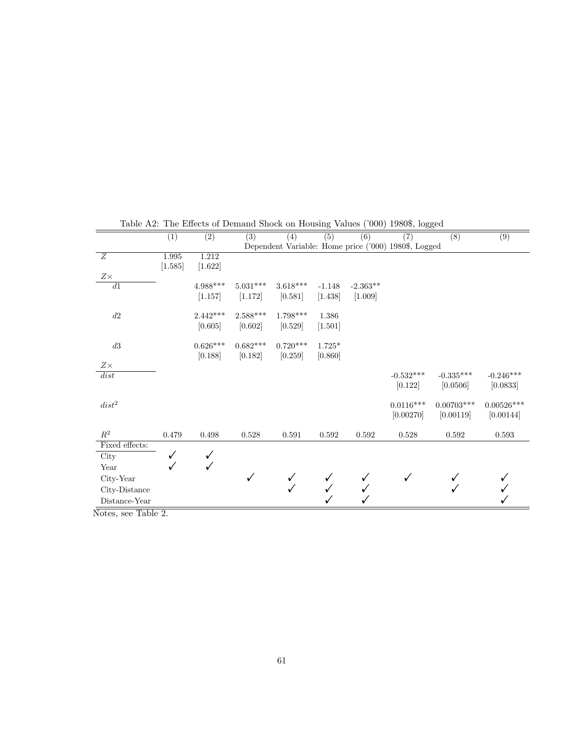Table A2: The Effects of Demand Shock on Housing Values ('000) 1980$, logged

| | (1) | (2) | (3) | (4) | (5) | (6) | (7) | (8) | (9) |
|---|---|---|---|---|---|---|---|---|---|
| | Dependent Variable: Home price ('000) 1980$, Logged | | | | | | | | |
| $Z$ | 1.995 | 1.212 | | | | | | | |
| | [1.585] | [1.622] | | | | | | | |
| $Z\times$ | | | | | | | | | |
| $d1$ | | 4.988*** | 5.031*** | 3.618*** | -1.148 | -2.363** | | | |
| | | [1.157] | [1.172] | [0.581] | [1.438] | [1.009] | | | |
| $d2$ | | 2.442*** | 2.588*** | 1.798*** | 1.386 | | | | |
| | | [0.605] | [0.602] | [0.529] | [1.501] | | | | |
| $d3$ | | 0.626*** | 0.682*** | 0.720*** | 1.725* | | | | |
| | | [0.188] | [0.182] | [0.259] | [0.860] | | | | |
| $Z\times$ | | | | | | | | | |
| $dist$ | | | | | | | -0.532*** | -0.335*** | -0.246*** |
| | | | | | | | [0.122] | [0.0506] | [0.0833] |
| $dist^2$ | | | | | | | 0.0116*** | 0.00703*** | 0.00526*** |
| | | | | | | | [0.00270] | [0.00119] | [0.00144] |
| $R^2$ | 0.479 | 0.498 | 0.528 | 0.591 | 0.592 | 0.592 | 0.528 | 0.592 | 0.593 |
| Fixed effects: | | | | | | | | | |
| City | ✓ | ✓ | | | | | | | |
| Year | ✓ | ✓ | | | | | | | |
| City-Year | | | ✓ | ✓ | ✓ | ✓ | ✓ | ✓ | ✓ |
| City-Distance | | | | ✓ | ✓ | ✓ | | ✓ | ✓ |
| Distance-Year | | | | | ✓ | ✓ | | | ✓ |

Notes, see Table 2.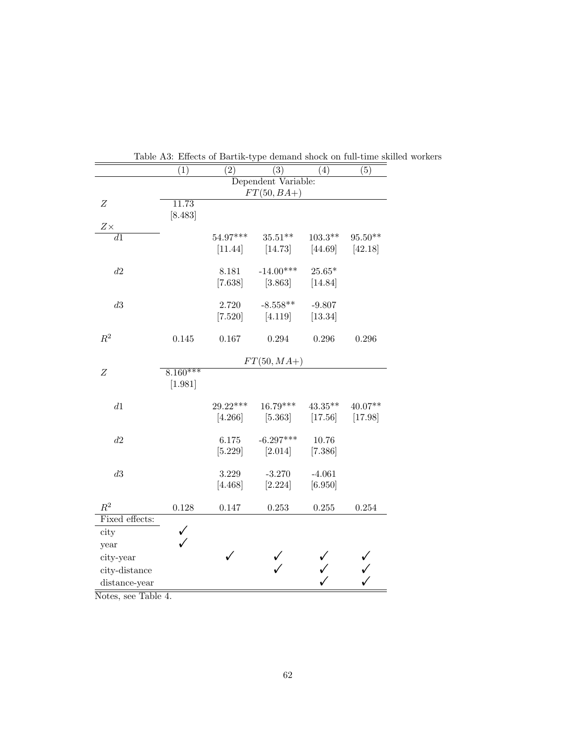Table A3: Effects of Bartik-type demand shock on full-time skilled workers

| | (1) | (2) | (3) | (4) | (5) |
|---|---|---|---|---|---|
| | Dependent Variable: $FT(50, BA+)$ | | | | |
| $Z$ | 11.73 | | | | |
| | [8.483] | | | | |
| $Z\times$ | | | | | |
| $d1$ | | 54.97*** | 35.51** | 103.3** | 95.50** |
| | | [11.44] | [14.73] | [44.69] | [42.18] |
| $d2$ | | 8.181 | -14.00*** | 25.65* | |
| | | [7.638] | [3.863] | [14.84] | |
| $d3$ | | 2.720 | -8.558** | -9.807 | |
| | | [7.520] | [4.119] | [13.34] | |
| $R^2$ | 0.145 | 0.167 | 0.294 | 0.296 | 0.296 |
| | $FT(50, MA+)$ | | | | |
| $Z$ | 8.160*** | | | | |
| | [1.981] | | | | |
| $d1$ | | 29.22*** | 16.79*** | 43.35** | 40.07** |
| | | [4.266] | [5.363] | [17.56] | [17.98] |
| $d2$ | | 6.175 | -6.297*** | 10.76 | |
| | | [5.229] | [2.014] | [7.386] | |
| $d3$ | | 3.229 | -3.270 | -4.061 | |
| | | [4.468] | [2.224] | [6.950] | |
| $R^2$ | 0.128 | 0.147 | 0.253 | 0.255 | 0.254 |
| Fixed effects: | | | | | |
| city | ✓ | | | | |
| year | ✓ | | | | |
| city-year | | ✓ | ✓ | ✓ | ✓ |
| city-distance | | | ✓ | ✓ | ✓ |
| distance-year | | | | ✓ | ✓ |

Notes, see Table 4.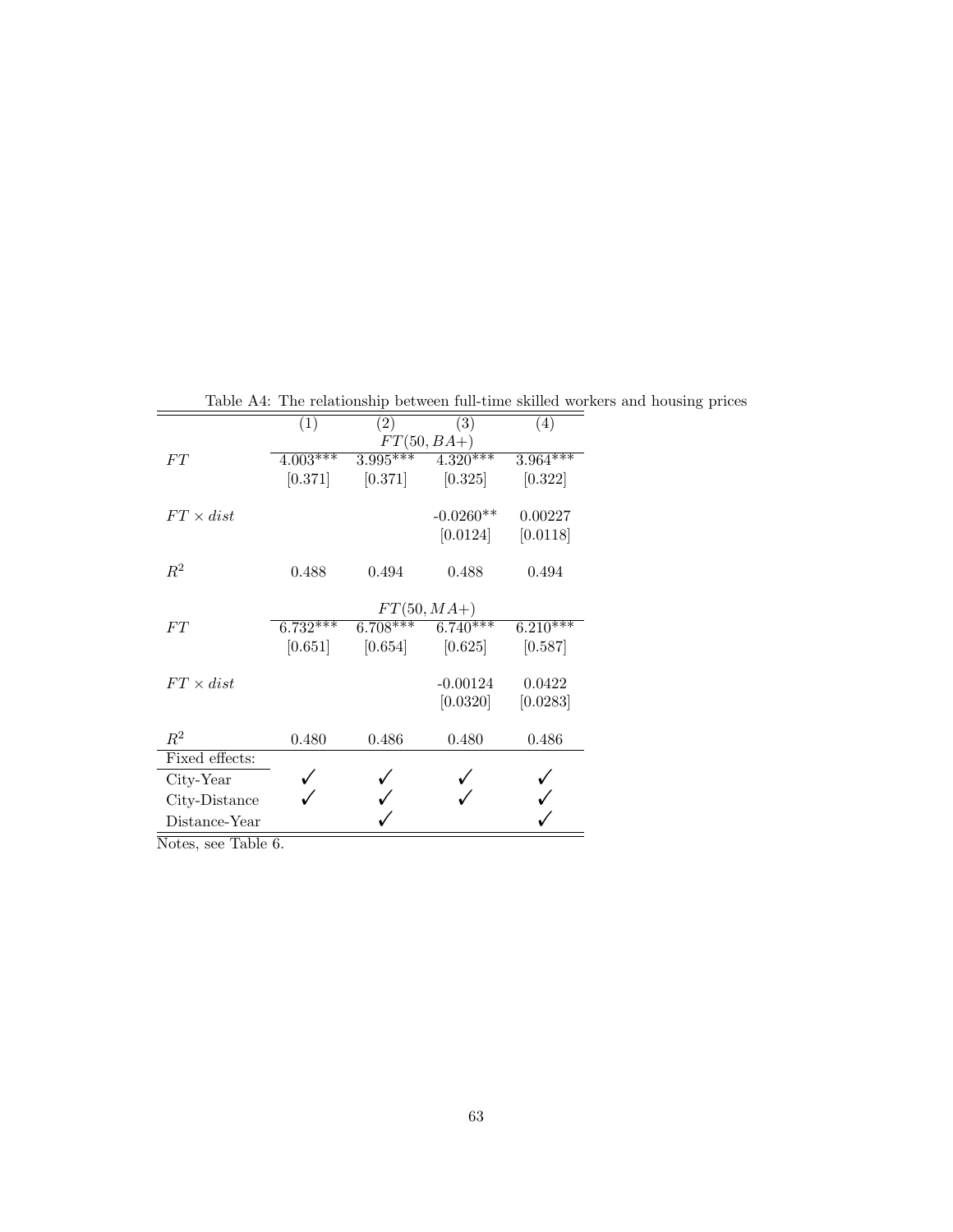Table A4: The relationship between full-time skilled workers and housing prices

| | (1) | (2) | (3) | (4) |
|---|---|---|---|---|
| | $FT(50, BA+)$ | | | |
| $FT$ | 4.003*** | 3.995*** | 4.320*** | 3.964*** |
| | [0.371] | [0.371] | [0.325] | [0.322] |
| $FT \times dist$ | | | -0.0260** | 0.00227 |
| | | | [0.0124] | [0.0118] |
| $R^2$ | 0.488 | 0.494 | 0.488 | 0.494 |
| | $FT(50, MA+)$ | | | |
| $FT$ | 6.732*** | 6.708*** | 6.740*** | 6.210*** |
| | [0.651] | [0.654] | [0.625] | [0.587] |
| $FT \times dist$ | | | -0.00124 | 0.0422 |
| | | | [0.0320] | [0.0283] |
| $R^2$ | 0.480 | 0.486 | 0.480 | 0.486 |
| Fixed effects: | | | | |
| City-Year | ✓ | ✓ | ✓ | ✓ |
| City-Distance | ✓ | ✓ | ✓ | ✓ |
| Distance-Year | | ✓ | | ✓ |

Notes, see Table 6.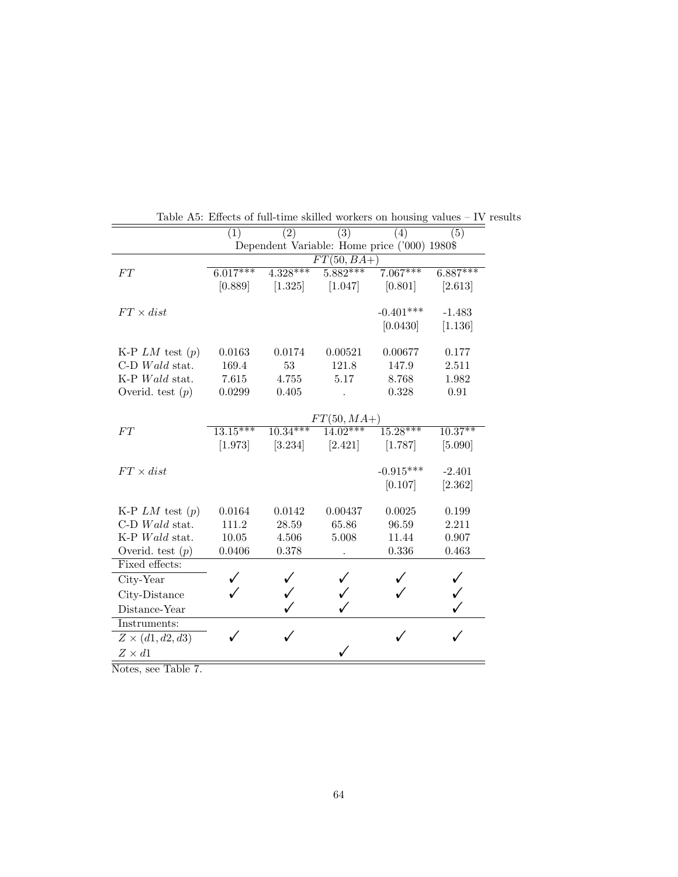Table A5: Effects of full-time skilled workers on housing values – IV results

| | (1) | (2) | (3) | (4) | (5) |
|---|---|---|---|---|---|
| | Dependent Variable: Home price ('000) 1980$ | | | | |
| | $FT(50, BA+)$ | | | | |
| $FT$ | 6.017*** | 4.328*** | 5.882*** | 7.067*** | 6.887*** |
| | [0.889] | [1.325] | [1.047] | [0.801] | [2.613] |
| $FT \times dist$ | | | | -0.401*** | -1.483 |
| | | | | [0.0430] | [1.136] |
| K-P $LM$ test ($p$) | 0.0163 | 0.0174 | 0.00521 | 0.00677 | 0.177 |
| C-D $Wald$ stat. | 169.4 | 53 | 121.8 | 147.9 | 2.511 |
| K-P $Wald$ stat. | 7.615 | 4.755 | 5.17 | 8.768 | 1.982 |
| Overid. test ($p$) | 0.0299 | 0.405 | . | 0.328 | 0.91 |
| | $FT(50, MA+)$ | | | | |
| $FT$ | 13.15*** | 10.34*** | 14.02*** | 15.28*** | 10.37** |
| | [1.973] | [3.234] | [2.421] | [1.787] | [5.090] |
| $FT \times dist$ | | | | -0.915*** | -2.401 |
| | | | | [0.107] | [2.362] |
| K-P $LM$ test ($p$) | 0.0164 | 0.0142 | 0.00437 | 0.0025 | 0.199 |
| C-D $Wald$ stat. | 111.2 | 28.59 | 65.86 | 96.59 | 2.211 |
| K-P $Wald$ stat. | 10.05 | 4.506 | 5.008 | 11.44 | 0.907 |
| Overid. test ($p$) | 0.0406 | 0.378 | . | 0.336 | 0.463 |
| Fixed effects: | | | | | |
| City-Year | ✓ | ✓ | ✓ | ✓ | ✓ |
| City-Distance | ✓ | ✓ | ✓ | ✓ | ✓ |
| Distance-Year | | ✓ | ✓ | | ✓ |
| Instruments: | | | | | |
| $Z \times (d1, d2, d3)$ | ✓ | ✓ | | ✓ | ✓ |
| $Z \times d1$ | | | ✓ | | |

Notes, see Table 7.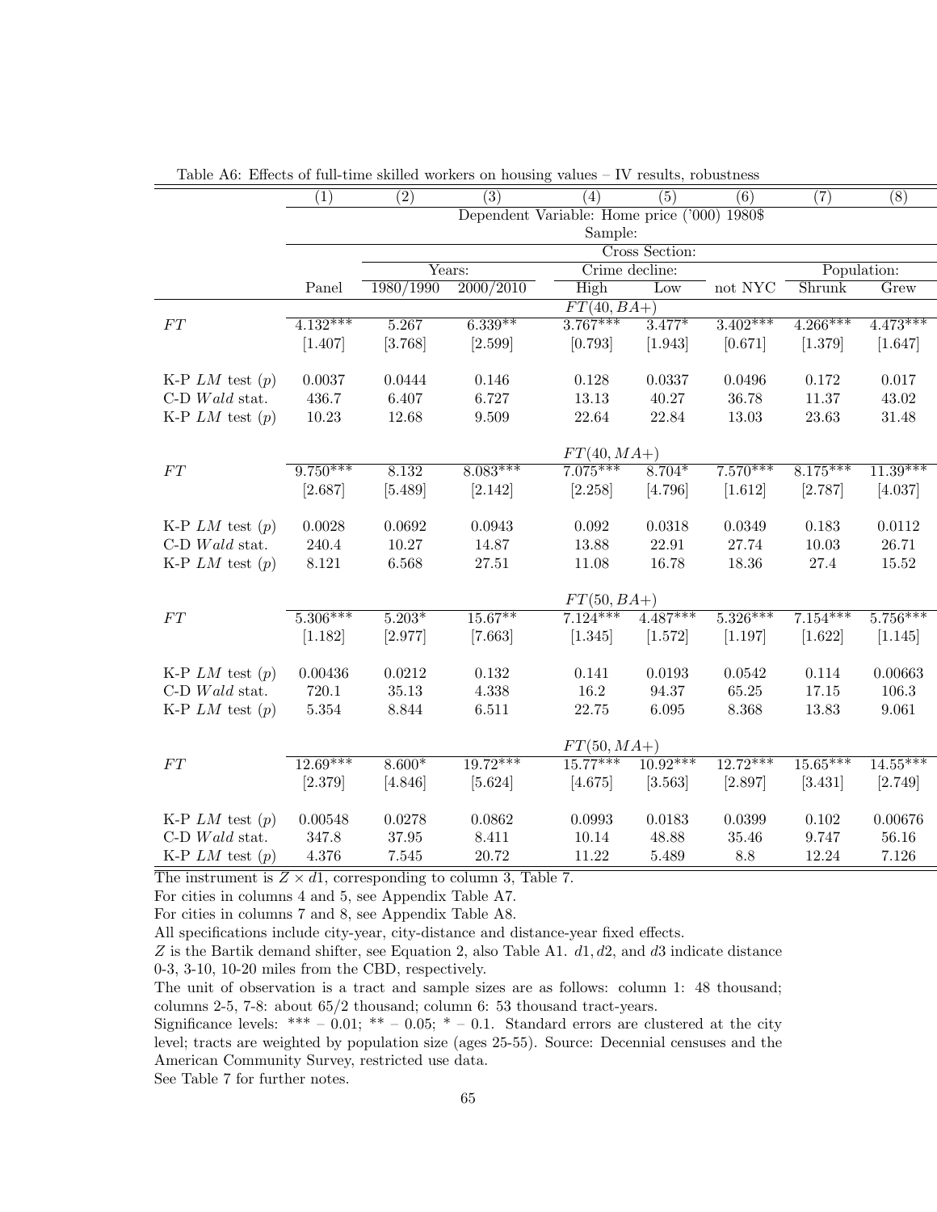Table A6: Effects of full-time skilled workers on housing values – IV results, robustness

| | (1) | (2) | (3) | (4) | (5) | (6) | (7) | (8) |
|---|---|---|---|---|---|---|---|---|
| | Dependent Variable: Home price ('000) 1980$ | | | | | | | |
| | Sample: | | | | | | | |
| | | Cross Section: | | | | | | |
| | | Years: | | Crime decline: | | | Population: | |
| | Panel | 1980/1990 | 2000/2010 | High | Low | not NYC | Shrunk | Grew |
| | $FT(40, BA+)$ | | | | | | | |
| $FT$ | 4.132*** | 5.267 | 6.339** | 3.767*** | 3.477* | 3.402*** | 4.266*** | 4.473*** |
| | [1.407] | [3.768] | [2.599] | [0.793] | [1.943] | [0.671] | [1.379] | [1.647] |
| K-P $LM$ test ($p$) | 0.0037 | 0.0444 | 0.146 | 0.128 | 0.0337 | 0.0496 | 0.172 | 0.017 |
| C-D $Wald$ stat. | 436.7 | 6.407 | 6.727 | 13.13 | 40.27 | 36.78 | 11.37 | 43.02 |
| K-P $LM$ test ($p$) | 10.23 | 12.68 | 9.509 | 22.64 | 22.84 | 13.03 | 23.63 | 31.48 |
| | $FT(40, MA+)$ | | | | | | | |
| $FT$ | 9.750*** | 8.132 | 8.083*** | 7.075*** | 8.704* | 7.570*** | 8.175*** | 11.39*** |
| | [2.687] | [5.489] | [2.142] | [2.258] | [4.796] | [1.612] | [2.787] | [4.037] |
| K-P $LM$ test ($p$) | 0.0028 | 0.0692 | 0.0943 | 0.092 | 0.0318 | 0.0349 | 0.183 | 0.0112 |
| C-D $Wald$ stat. | 240.4 | 10.27 | 14.87 | 13.88 | 22.91 | 27.74 | 10.03 | 26.71 |
| K-P $LM$ test ($p$) | 8.121 | 6.568 | 27.51 | 11.08 | 16.78 | 18.36 | 27.4 | 15.52 |
| | $FT(50, BA+)$ | | | | | | | |
| $FT$ | 5.306*** | 5.203* | 15.67** | 7.124*** | 4.487*** | 5.326*** | 7.154*** | 5.756*** |
| | [1.182] | [2.977] | [7.663] | [1.345] | [1.572] | [1.197] | [1.622] | [1.145] |
| K-P $LM$ test ($p$) | 0.00436 | 0.0212 | 0.132 | 0.141 | 0.0193 | 0.0542 | 0.114 | 0.00663 |
| C-D $Wald$ stat. | 720.1 | 35.13 | 4.338 | 16.2 | 94.37 | 65.25 | 17.15 | 106.3 |
| K-P $LM$ test ($p$) | 5.354 | 8.844 | 6.511 | 22.75 | 6.095 | 8.368 | 13.83 | 9.061 |
| | $FT(50, MA+)$ | | | | | | | |
| $FT$ | 12.69*** | 8.600* | 19.72*** | 15.77*** | 10.92*** | 12.72*** | 15.65*** | 14.55*** |
| | [2.379] | [4.846] | [5.624] | [4.675] | [3.563] | [2.897] | [3.431] | [2.749] |
| K-P $LM$ test ($p$) | 0.00548 | 0.0278 | 0.0862 | 0.0993 | 0.0183 | 0.0399 | 0.102 | 0.00676 |
| C-D $Wald$ stat. | 347.8 | 37.95 | 8.411 | 10.14 | 48.88 | 35.46 | 9.747 | 56.16 |
| K-P $LM$ test ($p$) | 4.376 | 7.545 | 20.72 | 11.22 | 5.489 | 8.8 | 12.24 | 7.126 |

The instrument is $Z \times d1$, corresponding to column 3, Table 7.

For cities in columns 4 and 5, see Appendix Table A7.

For cities in columns 7 and 8, see Appendix Table A8.

All specifications include city-year, city-distance and distance-year fixed effects.

$Z$ is the Bartik demand shifter, see Equation 2, also Table A1. $d1, d2$, and $d3$ indicate distance 0-3, 3-10, 10-20 miles from the CBD, respectively.

The unit of observation is a tract and sample sizes are as follows: column 1: 48 thousand; columns 2-5, 7-8: about 65/2 thousand; column 6: 53 thousand tract-years.

Significance levels: *** – 0.01; ** – 0.05; * – 0.1. Standard errors are clustered at the city level; tracts are weighted by population size (ages 25-55). Source: Decennial censuses and the American Community Survey, restricted use data.

See Table 7 for further notes.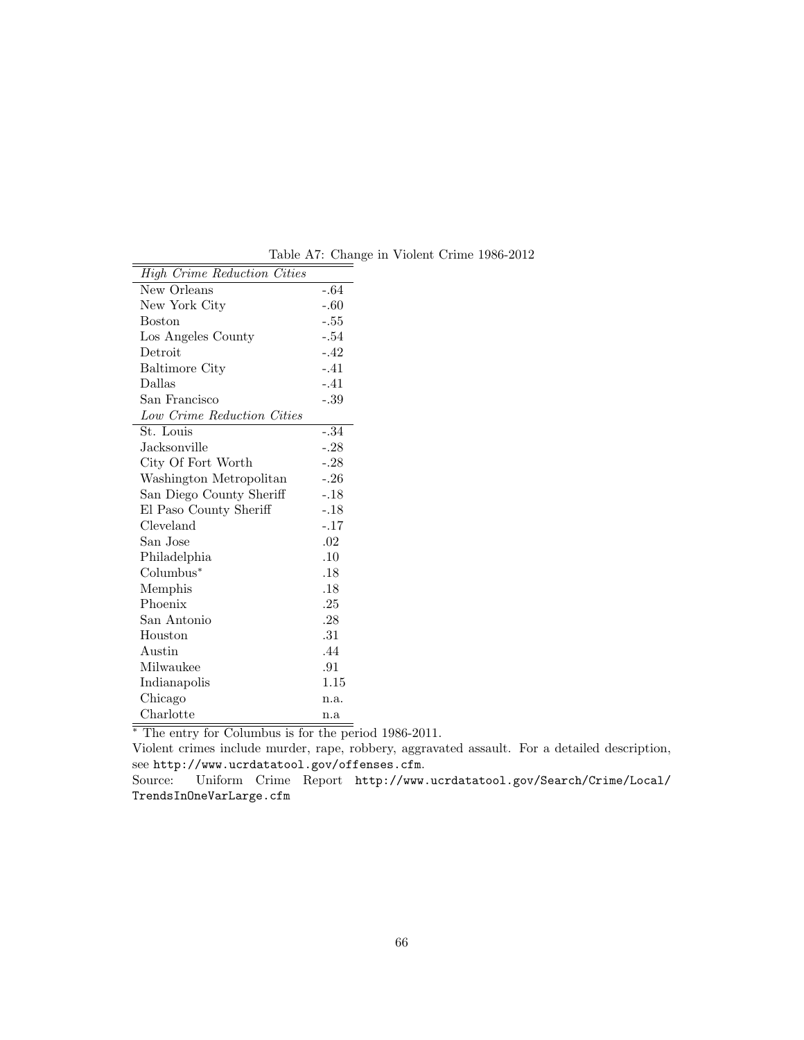Table A7: Change in Violent Crime 1986-2012

| *High Crime Reduction Cities* | |
|---|---|
| New Orleans | -.64 |
| New York City | -.60 |
| Boston | -.55 |
| Los Angeles County | -.54 |
| Detroit | -.42 |
| Baltimore City | -.41 |
| Dallas | -.41 |
| San Francisco | -.39 |
| *Low Crime Reduction Cities* | |
| St. Louis | -.34 |
| Jacksonville | -.28 |
| City Of Fort Worth | -.28 |
| Washington Metropolitan | -.26 |
| San Diego County Sheriff | -.18 |
| El Paso County Sheriff | -.18 |
| Cleveland | -.17 |
| San Jose | .02 |
| Philadelphia | .10 |
| Columbus* | .18 |
| Memphis | .18 |
| Phoenix | .25 |
| San Antonio | .28 |
| Houston | .31 |
| Austin | .44 |
| Milwaukee | .91 |
| Indianapolis | 1.15 |
| Chicago | n.a. |
| Charlotte | n.a |

* The entry for Columbus is for the period 1986-2011.

Violent crimes include murder, rape, robbery, aggravated assault. For a detailed description, see http://www.ucrdatatool.gov/offenses.cfm.

Source: Uniform Crime Report http://www.ucrdatatool.gov/Search/Crime/Local/TrendsInOneVarLarge.cfm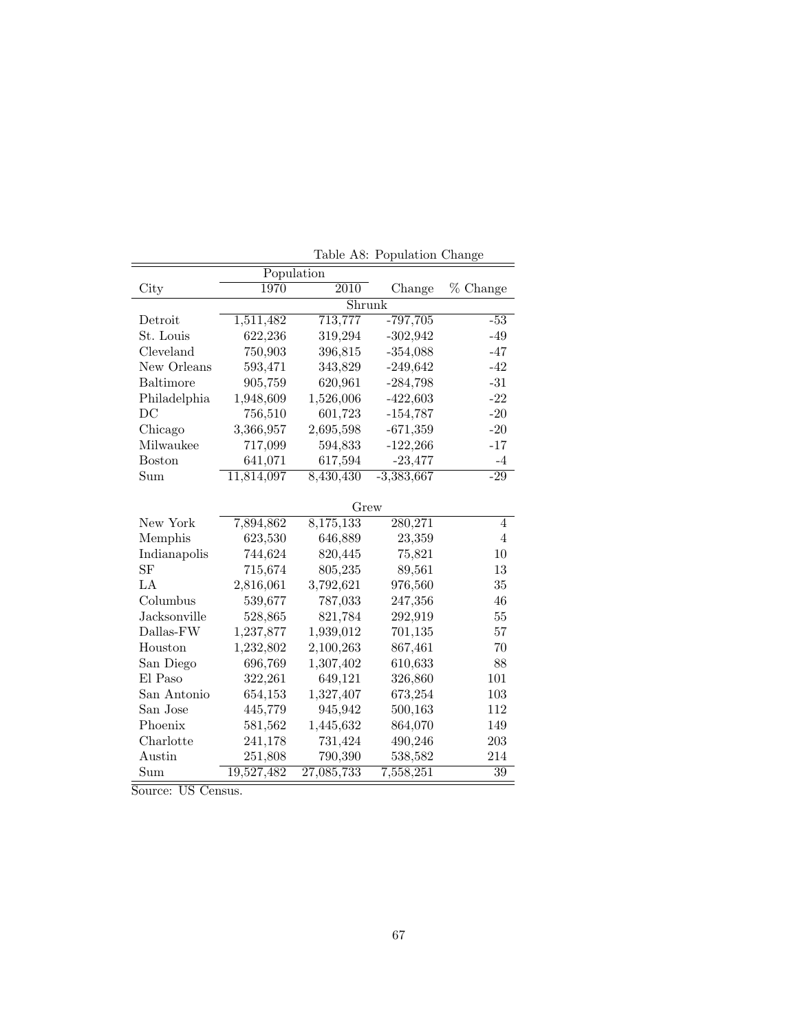Table A8: Population Change

| City | Population | | Change | % Change |
|---|---|---|---|---|
| | 1970 | 2010 | | |
| | Shrunk | | | |
| Detroit | 1,511,482 | 713,777 | -797,705 | -53 |
| St. Louis | 622,236 | 319,294 | -302,942 | -49 |
| Cleveland | 750,903 | 396,815 | -354,088 | -47 |
| New Orleans | 593,471 | 343,829 | -249,642 | -42 |
| Baltimore | 905,759 | 620,961 | -284,798 | -31 |
| Philadelphia | 1,948,609 | 1,526,006 | -422,603 | -22 |
| DC | 756,510 | 601,723 | -154,787 | -20 |
| Chicago | 3,366,957 | 2,695,598 | -671,359 | -20 |
| Milwaukee | 717,099 | 594,833 | -122,266 | -17 |
| Boston | 641,071 | 617,594 | -23,477 | -4 |
| Sum | 11,814,097 | 8,430,430 | -3,383,667 | -29 |
| | Grew | | | |
| New York | 7,894,862 | 8,175,133 | 280,271 | 4 |
| Memphis | 623,530 | 646,889 | 23,359 | 4 |
| Indianapolis | 744,624 | 820,445 | 75,821 | 10 |
| SF | 715,674 | 805,235 | 89,561 | 13 |
| LA | 2,816,061 | 3,792,621 | 976,560 | 35 |
| Columbus | 539,677 | 787,033 | 247,356 | 46 |
| Jacksonville | 528,865 | 821,784 | 292,919 | 55 |
| Dallas-FW | 1,237,877 | 1,939,012 | 701,135 | 57 |
| Houston | 1,232,802 | 2,100,263 | 867,461 | 70 |
| San Diego | 696,769 | 1,307,402 | 610,633 | 88 |
| El Paso | 322,261 | 649,121 | 326,860 | 101 |
| San Antonio | 654,153 | 1,327,407 | 673,254 | 103 |
| San Jose | 445,779 | 945,942 | 500,163 | 112 |
| Phoenix | 581,562 | 1,445,632 | 864,070 | 149 |
| Charlotte | 241,178 | 731,424 | 490,246 | 203 |
| Austin | 251,808 | 790,390 | 538,582 | 214 |
| Sum | 19,527,482 | 27,085,733 | 7,558,251 | 39 |

Source: US Census.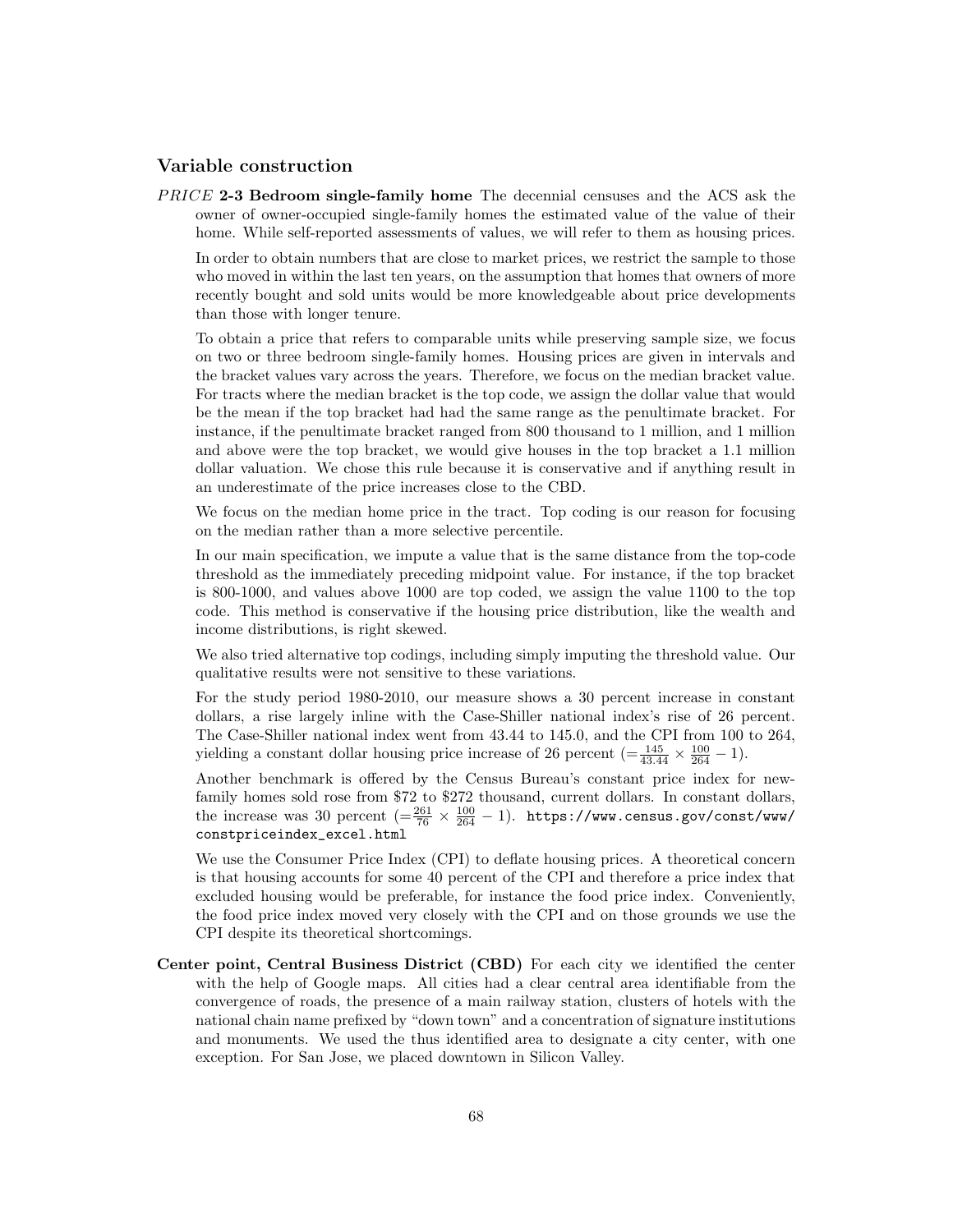## Variable construction

*PRICE* **2-3 Bedroom single-family home** The decennial censuses and the ACS ask the owner of owner-occupied single-family homes the estimated value of the value of their home. While self-reported assessments of values, we will refer to them as housing prices.

In order to obtain numbers that are close to market prices, we restrict the sample to those who moved in within the last ten years, on the assumption that homes that owners of more recently bought and sold units would be more knowledgeable about price developments than those with longer tenure.

To obtain a price that refers to comparable units while preserving sample size, we focus on two or three bedroom single-family homes. Housing prices are given in intervals and the bracket values vary across the years. Therefore, we focus on the median bracket value. For tracts where the median bracket is the top code, we assign the dollar value that would be the mean if the top bracket had had the same range as the penultimate bracket. For instance, if the penultimate bracket ranged from 800 thousand to 1 million, and 1 million and above were the top bracket, we would give houses in the top bracket a 1.1 million dollar valuation. We chose this rule because it is conservative and if anything result in an underestimate of the price increases close to the CBD.

We focus on the median home price in the tract. Top coding is our reason for focusing on the median rather than a more selective percentile.

In our main specification, we impute a value that is the same distance from the top-code threshold as the immediately preceding midpoint value. For instance, if the top bracket is 800-1000, and values above 1000 are top coded, we assign the value 1100 to the top code. This method is conservative if the housing price distribution, like the wealth and income distributions, is right skewed.

We also tried alternative top codings, including simply imputing the threshold value. Our qualitative results were not sensitive to these variations.

For the study period 1980-2010, our measure shows a 30 percent increase in constant dollars, a rise largely inline with the Case-Shiller national index's rise of 26 percent. The Case-Shiller national index went from 43.44 to 145.0, and the CPI from 100 to 264, yielding a constant dollar housing price increase of 26 percent ($=\frac{145}{43.44} \times \frac{100}{264} - 1$).

Another benchmark is offered by the Census Bureau's constant price index for new-family homes sold rose from \$72 to \$272 thousand, current dollars. In constant dollars, the increase was 30 percent ($=\frac{261}{76} \times \frac{100}{264} - 1$). `https://www.census.gov/const/www/constpriceindex_excel.html`

We use the Consumer Price Index (CPI) to deflate housing prices. A theoretical concern is that housing accounts for some 40 percent of the CPI and therefore a price index that excluded housing would be preferable, for instance the food price index. Conveniently, the food price index moved very closely with the CPI and on those grounds we use the CPI despite its theoretical shortcomings.

**Center point, Central Business District (CBD)** For each city we identified the center with the help of Google maps. All cities had a clear central area identifiable from the convergence of roads, the presence of a main railway station, clusters of hotels with the national chain name prefixed by "down town" and a concentration of signature institutions and monuments. We used the thus identified area to designate a city center, with one exception. For San Jose, we placed downtown in Silicon Valley.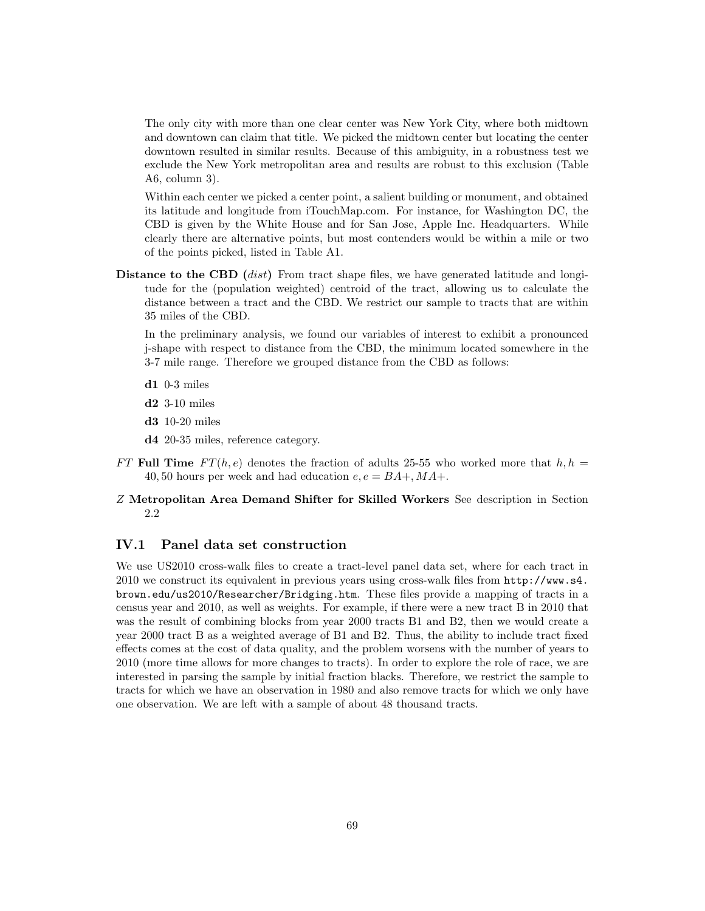The only city with more than one clear center was New York City, where both midtown and downtown can claim that title. We picked the midtown center but locating the center downtown resulted in similar results. Because of this ambiguity, in a robustness test we exclude the New York metropolitan area and results are robust to this exclusion (Table A6, column 3).

Within each center we picked a center point, a salient building or monument, and obtained its latitude and longitude from iTouchMap.com. For instance, for Washington DC, the CBD is given by the White House and for San Jose, Apple Inc. Headquarters. While clearly there are alternative points, but most contenders would be within a mile or two of the points picked, listed in Table A1.

**Distance to the CBD (*dist*)** From tract shape files, we have generated latitude and longitude for the (population weighted) centroid of the tract, allowing us to calculate the distance between a tract and the CBD. We restrict our sample to tracts that are within 35 miles of the CBD.

In the preliminary analysis, we found our variables of interest to exhibit a pronounced j-shape with respect to distance from the CBD, the minimum located somewhere in the 3-7 mile range. Therefore we grouped distance from the CBD as follows:

- **d1** 0-3 miles
- **d2** 3-10 miles
- **d3** 10-20 miles
- **d4** 20-35 miles, reference category.

*FT* **Full Time** $FT(h, e)$ denotes the fraction of adults 25-55 who worked more that $h, h = 40, 50$ hours per week and had education $e, e = BA+, MA+$.

*Z* **Metropolitan Area Demand Shifter for Skilled Workers** See description in Section 2.2

## IV.1 Panel data set construction

We use US2010 cross-walk files to create a tract-level panel data set, where for each tract in 2010 we construct its equivalent in previous years using cross-walk files from `http://www.s4.brown.edu/us2010/Researcher/Bridging.htm`. These files provide a mapping of tracts in a census year and 2010, as well as weights. For example, if there were a new tract B in 2010 that was the result of combining blocks from year 2000 tracts B1 and B2, then we would create a year 2000 tract B as a weighted average of B1 and B2. Thus, the ability to include tract fixed effects comes at the cost of data quality, and the problem worsens with the number of years to 2010 (more time allows for more changes to tracts). In order to explore the role of race, we are interested in parsing the sample by initial fraction blacks. Therefore, we restrict the sample to tracts for which we have an observation in 1980 and also remove tracts for which we only have one observation. We are left with a sample of about 48 thousand tracts.